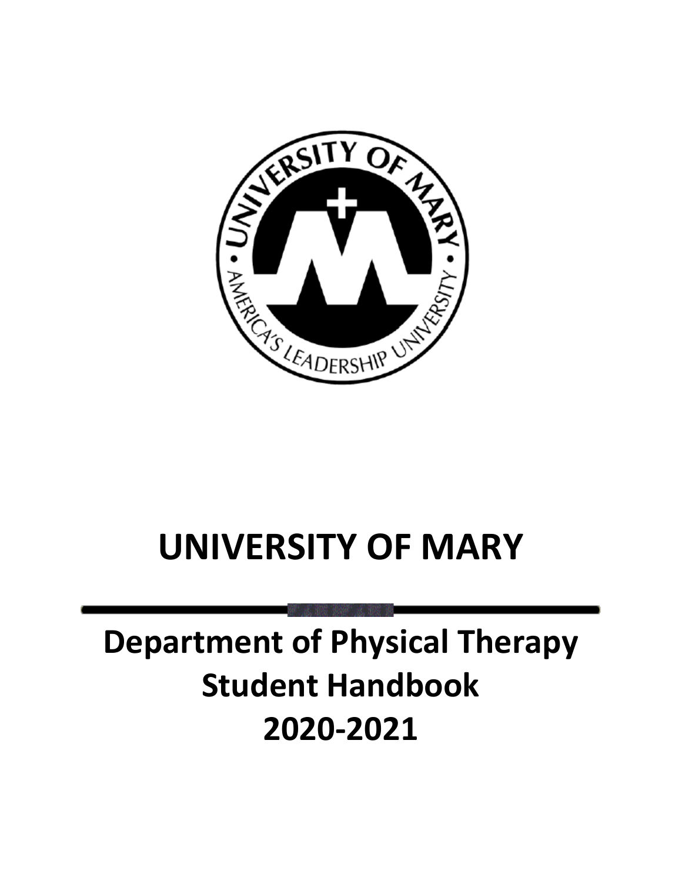# UNIVERSITY OF MARY

---

## Department of Physical Therapy
## Student Handbook
## 2020-2021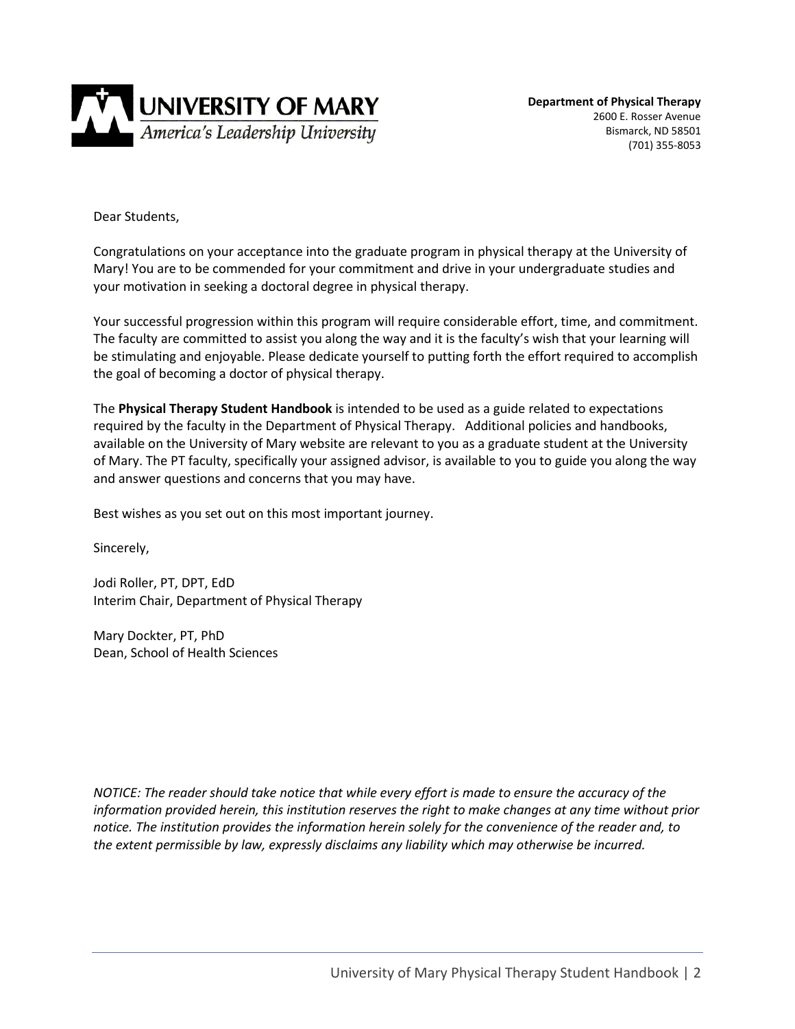UNIVERSITY OF MARY
*America's Leadership University*

**Department of Physical Therapy**
2600 E. Rosser Avenue
Bismarck, ND 58501
(701) 355-8053

Dear Students,

Congratulations on your acceptance into the graduate program in physical therapy at the University of Mary! You are to be commended for your commitment and drive in your undergraduate studies and your motivation in seeking a doctoral degree in physical therapy.

Your successful progression within this program will require considerable effort, time, and commitment. The faculty are committed to assist you along the way and it is the faculty's wish that your learning will be stimulating and enjoyable. Please dedicate yourself to putting forth the effort required to accomplish the goal of becoming a doctor of physical therapy.

The **Physical Therapy Student Handbook** is intended to be used as a guide related to expectations required by the faculty in the Department of Physical Therapy. Additional policies and handbooks, available on the University of Mary website are relevant to you as a graduate student at the University of Mary. The PT faculty, specifically your assigned advisor, is available to you to guide you along the way and answer questions and concerns that you may have.

Best wishes as you set out on this most important journey.

Sincerely,

Jodi Roller, PT, DPT, EdD
Interim Chair, Department of Physical Therapy

Mary Dockter, PT, PhD
Dean, School of Health Sciences

*NOTICE: The reader should take notice that while every effort is made to ensure the accuracy of the information provided herein, this institution reserves the right to make changes at any time without prior notice. The institution provides the information herein solely for the convenience of the reader and, to the extent permissible by law, expressly disclaims any liability which may otherwise be incurred.*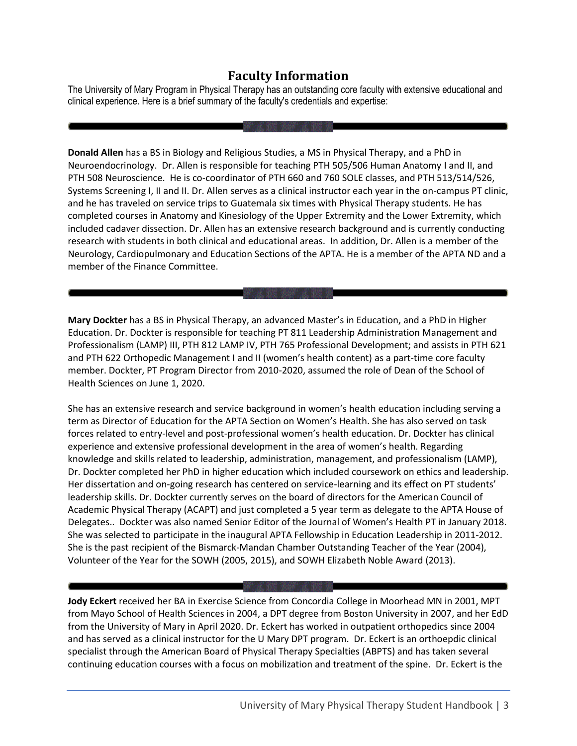# Faculty Information

The University of Mary Program in Physical Therapy has an outstanding core faculty with extensive educational and clinical experience. Here is a brief summary of the faculty's credentials and expertise:

---

**Donald Allen** has a BS in Biology and Religious Studies, a MS in Physical Therapy, and a PhD in Neuroendocrinology. Dr. Allen is responsible for teaching PTH 505/506 Human Anatomy I and II, and PTH 508 Neuroscience. He is co-coordinator of PTH 660 and 760 SOLE classes, and PTH 513/514/526, Systems Screening I, II and II. Dr. Allen serves as a clinical instructor each year in the on-campus PT clinic, and he has traveled on service trips to Guatemala six times with Physical Therapy students. He has completed courses in Anatomy and Kinesiology of the Upper Extremity and the Lower Extremity, which included cadaver dissection. Dr. Allen has an extensive research background and is currently conducting research with students in both clinical and educational areas. In addition, Dr. Allen is a member of the Neurology, Cardiopulmonary and Education Sections of the APTA. He is a member of the APTA ND and a member of the Finance Committee.

---

**Mary Dockter** has a BS in Physical Therapy, an advanced Master's in Education, and a PhD in Higher Education. Dr. Dockter is responsible for teaching PT 811 Leadership Administration Management and Professionalism (LAMP) III, PTH 812 LAMP IV, PTH 765 Professional Development; and assists in PTH 621 and PTH 622 Orthopedic Management I and II (women's health content) as a part-time core faculty member. Dockter, PT Program Director from 2010-2020, assumed the role of Dean of the School of Health Sciences on June 1, 2020.

She has an extensive research and service background in women's health education including serving a term as Director of Education for the APTA Section on Women's Health. She has also served on task forces related to entry-level and post-professional women's health education. Dr. Dockter has clinical experience and extensive professional development in the area of women's health. Regarding knowledge and skills related to leadership, administration, management, and professionalism (LAMP), Dr. Dockter completed her PhD in higher education which included coursework on ethics and leadership. Her dissertation and on-going research has centered on service-learning and its effect on PT students' leadership skills. Dr. Dockter currently serves on the board of directors for the American Council of Academic Physical Therapy (ACAPT) and just completed a 5 year term as delegate to the APTA House of Delegates.. Dockter was also named Senior Editor of the Journal of Women's Health PT in January 2018. She was selected to participate in the inaugural APTA Fellowship in Education Leadership in 2011-2012. She is the past recipient of the Bismarck-Mandan Chamber Outstanding Teacher of the Year (2004), Volunteer of the Year for the SOWH (2005, 2015), and SOWH Elizabeth Noble Award (2013).

---

**Jody Eckert** received her BA in Exercise Science from Concordia College in Moorhead MN in 2001, MPT from Mayo School of Health Sciences in 2004, a DPT degree from Boston University in 2007, and her EdD from the University of Mary in April 2020. Dr. Eckert has worked in outpatient orthopedics since 2004 and has served as a clinical instructor for the U Mary DPT program. Dr. Eckert is an orthoepdic clinical specialist through the American Board of Physical Therapy Specialties (ABPTS) and has taken several continuing education courses with a focus on mobilization and treatment of the spine. Dr. Eckert is the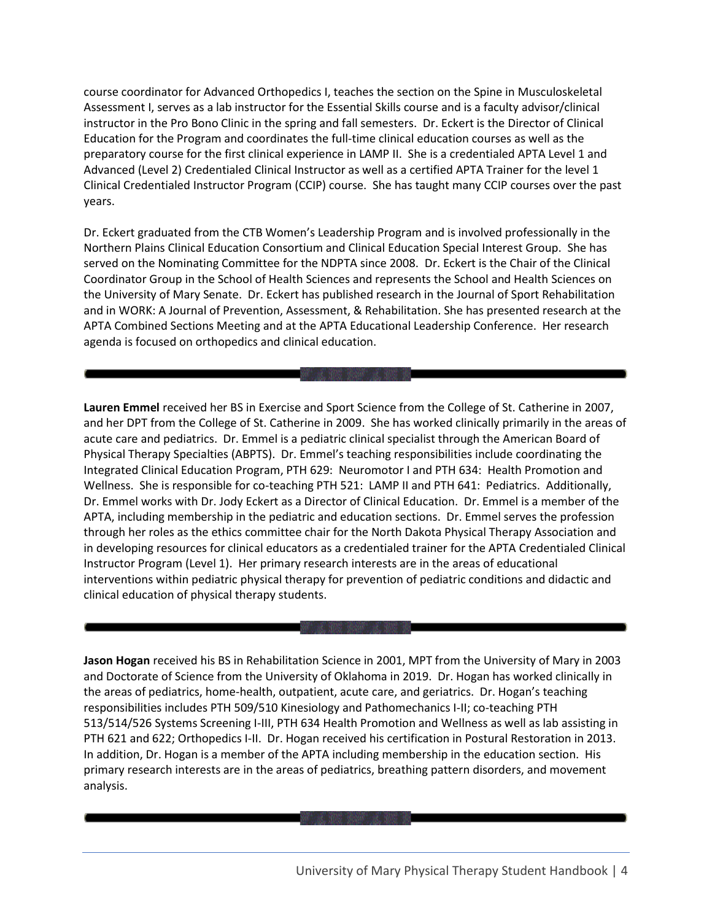course coordinator for Advanced Orthopedics I, teaches the section on the Spine in Musculoskeletal Assessment I, serves as a lab instructor for the Essential Skills course and is a faculty advisor/clinical instructor in the Pro Bono Clinic in the spring and fall semesters. Dr. Eckert is the Director of Clinical Education for the Program and coordinates the full-time clinical education courses as well as the preparatory course for the first clinical experience in LAMP II. She is a credentialed APTA Level 1 and Advanced (Level 2) Credentialed Clinical Instructor as well as a certified APTA Trainer for the level 1 Clinical Credentialed Instructor Program (CCIP) course. She has taught many CCIP courses over the past years.

Dr. Eckert graduated from the CTB Women's Leadership Program and is involved professionally in the Northern Plains Clinical Education Consortium and Clinical Education Special Interest Group. She has served on the Nominating Committee for the NDPTA since 2008. Dr. Eckert is the Chair of the Clinical Coordinator Group in the School of Health Sciences and represents the School and Health Sciences on the University of Mary Senate. Dr. Eckert has published research in the Journal of Sport Rehabilitation and in WORK: A Journal of Prevention, Assessment, & Rehabilitation. She has presented research at the APTA Combined Sections Meeting and at the APTA Educational Leadership Conference. Her research agenda is focused on orthopedics and clinical education.

---

**Lauren Emmel** received her BS in Exercise and Sport Science from the College of St. Catherine in 2007, and her DPT from the College of St. Catherine in 2009. She has worked clinically primarily in the areas of acute care and pediatrics. Dr. Emmel is a pediatric clinical specialist through the American Board of Physical Therapy Specialties (ABPTS). Dr. Emmel's teaching responsibilities include coordinating the Integrated Clinical Education Program, PTH 629: Neuromotor I and PTH 634: Health Promotion and Wellness. She is responsible for co-teaching PTH 521: LAMP II and PTH 641: Pediatrics. Additionally, Dr. Emmel works with Dr. Jody Eckert as a Director of Clinical Education. Dr. Emmel is a member of the APTA, including membership in the pediatric and education sections. Dr. Emmel serves the profession through her roles as the ethics committee chair for the North Dakota Physical Therapy Association and in developing resources for clinical educators as a credentialed trainer for the APTA Credentialed Clinical Instructor Program (Level 1). Her primary research interests are in the areas of educational interventions within pediatric physical therapy for prevention of pediatric conditions and didactic and clinical education of physical therapy students.

---

**Jason Hogan** received his BS in Rehabilitation Science in 2001, MPT from the University of Mary in 2003 and Doctorate of Science from the University of Oklahoma in 2019. Dr. Hogan has worked clinically in the areas of pediatrics, home-health, outpatient, acute care, and geriatrics. Dr. Hogan's teaching responsibilities includes PTH 509/510 Kinesiology and Pathomechanics I-II; co-teaching PTH 513/514/526 Systems Screening I-III, PTH 634 Health Promotion and Wellness as well as lab assisting in PTH 621 and 622; Orthopedics I-II. Dr. Hogan received his certification in Postural Restoration in 2013. In addition, Dr. Hogan is a member of the APTA including membership in the education section. His primary research interests are in the areas of pediatrics, breathing pattern disorders, and movement analysis.

---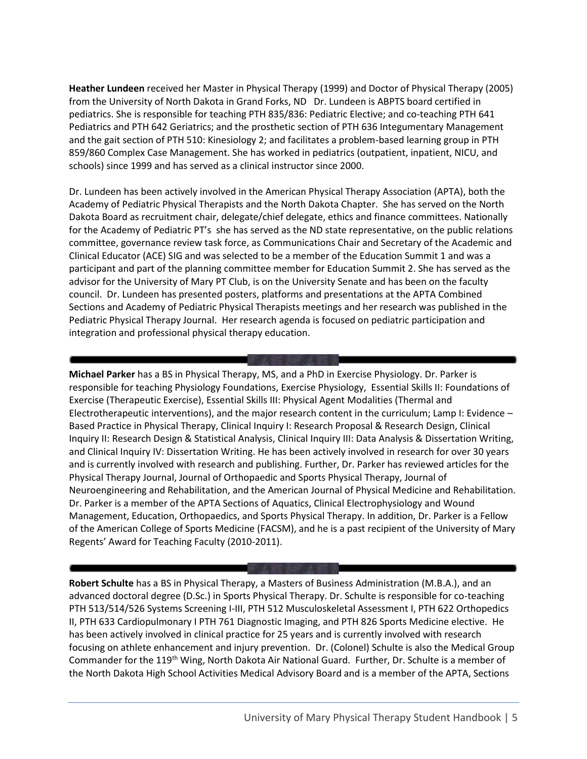**Heather Lundeen** received her Master in Physical Therapy (1999) and Doctor of Physical Therapy (2005) from the University of North Dakota in Grand Forks, ND Dr. Lundeen is ABPTS board certified in pediatrics. She is responsible for teaching PTH 835/836: Pediatric Elective; and co-teaching PTH 641 Pediatrics and PTH 642 Geriatrics; and the prosthetic section of PTH 636 Integumentary Management and the gait section of PTH 510: Kinesiology 2; and facilitates a problem-based learning group in PTH 859/860 Complex Case Management. She has worked in pediatrics (outpatient, inpatient, NICU, and schools) since 1999 and has served as a clinical instructor since 2000.

Dr. Lundeen has been actively involved in the American Physical Therapy Association (APTA), both the Academy of Pediatric Physical Therapists and the North Dakota Chapter. She has served on the North Dakota Board as recruitment chair, delegate/chief delegate, ethics and finance committees. Nationally for the Academy of Pediatric PT's she has served as the ND state representative, on the public relations committee, governance review task force, as Communications Chair and Secretary of the Academic and Clinical Educator (ACE) SIG and was selected to be a member of the Education Summit 1 and was a participant and part of the planning committee member for Education Summit 2. She has served as the advisor for the University of Mary PT Club, is on the University Senate and has been on the faculty council. Dr. Lundeen has presented posters, platforms and presentations at the APTA Combined Sections and Academy of Pediatric Physical Therapists meetings and her research was published in the Pediatric Physical Therapy Journal. Her research agenda is focused on pediatric participation and integration and professional physical therapy education.

---

**Michael Parker** has a BS in Physical Therapy, MS, and a PhD in Exercise Physiology. Dr. Parker is responsible for teaching Physiology Foundations, Exercise Physiology, Essential Skills II: Foundations of Exercise (Therapeutic Exercise), Essential Skills III: Physical Agent Modalities (Thermal and Electrotherapeutic interventions), and the major research content in the curriculum; Lamp I: Evidence – Based Practice in Physical Therapy, Clinical Inquiry I: Research Proposal & Research Design, Clinical Inquiry II: Research Design & Statistical Analysis, Clinical Inquiry III: Data Analysis & Dissertation Writing, and Clinical Inquiry IV: Dissertation Writing. He has been actively involved in research for over 30 years and is currently involved with research and publishing. Further, Dr. Parker has reviewed articles for the Physical Therapy Journal, Journal of Orthopaedic and Sports Physical Therapy, Journal of Neuroengineering and Rehabilitation, and the American Journal of Physical Medicine and Rehabilitation. Dr. Parker is a member of the APTA Sections of Aquatics, Clinical Electrophysiology and Wound Management, Education, Orthopaedics, and Sports Physical Therapy. In addition, Dr. Parker is a Fellow of the American College of Sports Medicine (FACSM), and he is a past recipient of the University of Mary Regents' Award for Teaching Faculty (2010-2011).

---

**Robert Schulte** has a BS in Physical Therapy, a Masters of Business Administration (M.B.A.), and an advanced doctoral degree (D.Sc.) in Sports Physical Therapy. Dr. Schulte is responsible for co-teaching PTH 513/514/526 Systems Screening I-III, PTH 512 Musculoskeletal Assessment I, PTH 622 Orthopedics II, PTH 633 Cardiopulmonary I PTH 761 Diagnostic Imaging, and PTH 826 Sports Medicine elective. He has been actively involved in clinical practice for 25 years and is currently involved with research focusing on athlete enhancement and injury prevention. Dr. (Colonel) Schulte is also the Medical Group Commander for the 119th Wing, North Dakota Air National Guard. Further, Dr. Schulte is a member of the North Dakota High School Activities Medical Advisory Board and is a member of the APTA, Sections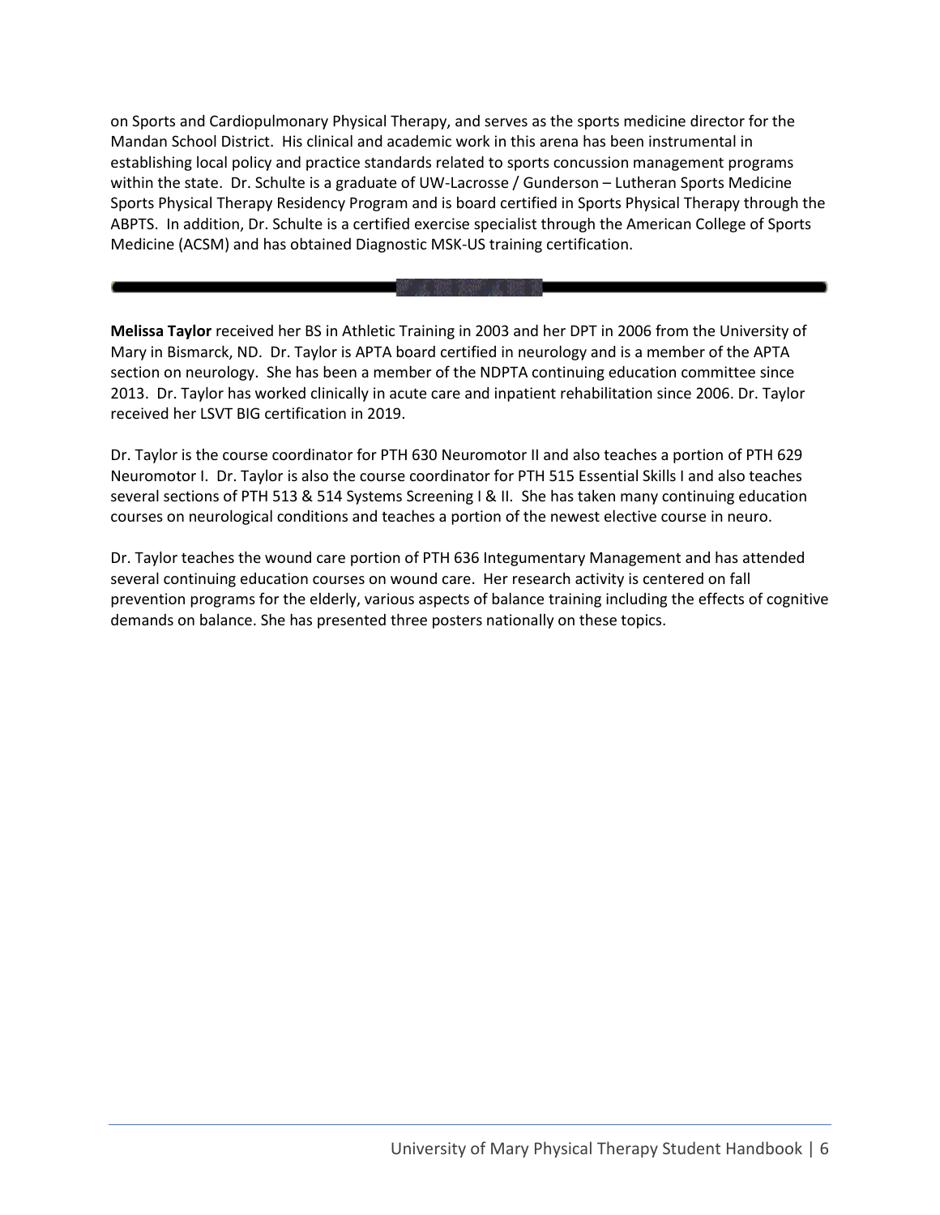on Sports and Cardiopulmonary Physical Therapy, and serves as the sports medicine director for the Mandan School District. His clinical and academic work in this arena has been instrumental in establishing local policy and practice standards related to sports concussion management programs within the state. Dr. Schulte is a graduate of UW-Lacrosse / Gunderson – Lutheran Sports Medicine Sports Physical Therapy Residency Program and is board certified in Sports Physical Therapy through the ABPTS. In addition, Dr. Schulte is a certified exercise specialist through the American College of Sports Medicine (ACSM) and has obtained Diagnostic MSK-US training certification.

---

**Melissa Taylor** received her BS in Athletic Training in 2003 and her DPT in 2006 from the University of Mary in Bismarck, ND. Dr. Taylor is APTA board certified in neurology and is a member of the APTA section on neurology. She has been a member of the NDPTA continuing education committee since 2013. Dr. Taylor has worked clinically in acute care and inpatient rehabilitation since 2006. Dr. Taylor received her LSVT BIG certification in 2019.

Dr. Taylor is the course coordinator for PTH 630 Neuromotor II and also teaches a portion of PTH 629 Neuromotor I. Dr. Taylor is also the course coordinator for PTH 515 Essential Skills I and also teaches several sections of PTH 513 & 514 Systems Screening I & II. She has taken many continuing education courses on neurological conditions and teaches a portion of the newest elective course in neuro.

Dr. Taylor teaches the wound care portion of PTH 636 Integumentary Management and has attended several continuing education courses on wound care. Her research activity is centered on fall prevention programs for the elderly, various aspects of balance training including the effects of cognitive demands on balance. She has presented three posters nationally on these topics.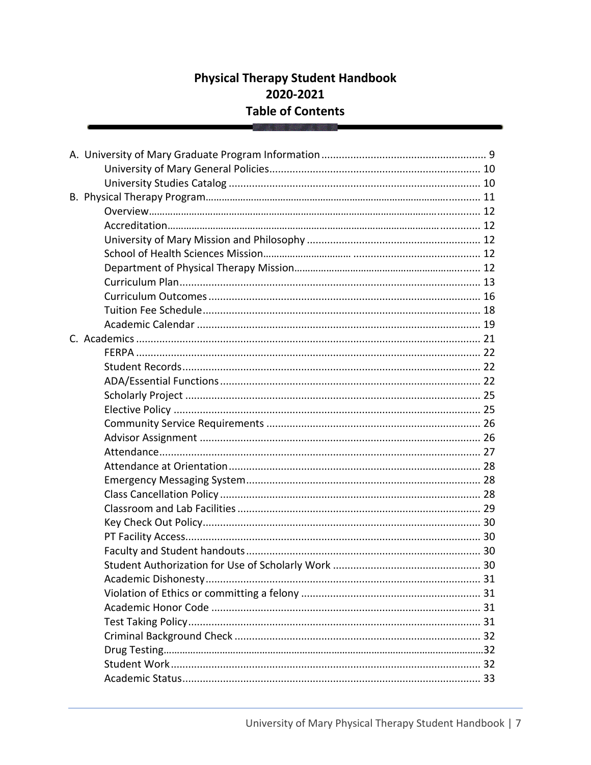# Physical Therapy Student Handbook
# 2020-2021
# Table of Contents

A. University of Mary Graduate Program Information ........ 9
- University of Mary General Policies ........ 10
- University Studies Catalog ........ 10

B. Physical Therapy Program ........ 11
- Overview ........ 12
- Accreditation ........ 12
- University of Mary Mission and Philosophy ........ 12
- School of Health Sciences Mission ........ 12
- Department of Physical Therapy Mission ........ 12
- Curriculum Plan ........ 13
- Curriculum Outcomes ........ 16
- Tuition Fee Schedule ........ 18
- Academic Calendar ........ 19

C. Academics ........ 21
- FERPA ........ 22
- Student Records ........ 22
- ADA/Essential Functions ........ 22
- Scholarly Project ........ 25
- Elective Policy ........ 25
- Community Service Requirements ........ 26
- Advisor Assignment ........ 26
- Attendance ........ 27
- Attendance at Orientation ........ 28
- Emergency Messaging System ........ 28
- Class Cancellation Policy ........ 28
- Classroom and Lab Facilities ........ 29
- Key Check Out Policy ........ 30
- PT Facility Access ........ 30
- Faculty and Student handouts ........ 30
- Student Authorization for Use of Scholarly Work ........ 30
- Academic Dishonesty ........ 31
- Violation of Ethics or committing a felony ........ 31
- Academic Honor Code ........ 31
- Test Taking Policy ........ 31
- Criminal Background Check ........ 32
- Drug Testing ........ 32
- Student Work ........ 32
- Academic Status ........ 33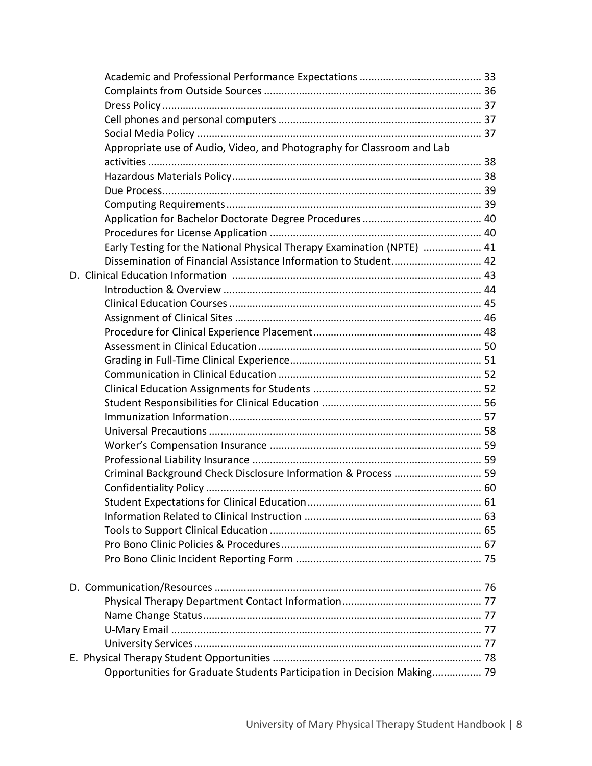- Academic and Professional Performance Expectations ......................................... 33
- Complaints from Outside Sources .......................................................................... 36
- Dress Policy ............................................................................................................ 37
- Cell phones and personal computers ..................................................................... 37
- Social Media Policy ................................................................................................ 37
- Appropriate use of Audio, Video, and Photography for Classroom and Lab activities ................................................................................................................. 38
- Hazardous Materials Policy..................................................................................... 38
- Due Process............................................................................................................ 39
- Computing Requirements....................................................................................... 39
- Application for Bachelor Doctorate Degree Procedures ......................................... 40
- Procedures for License Application ........................................................................ 40
- Early Testing for the National Physical Therapy Examination (NPTE) .................... 41
- Dissemination of Financial Assistance Information to Student............................... 42

D. Clinical Education Information ..................................................................................... 43

- Introduction & Overview ........................................................................................ 44
- Clinical Education Courses ...................................................................................... 45
- Assignment of Clinical Sites .................................................................................... 46
- Procedure for Clinical Experience Placement......................................................... 48
- Assessment in Clinical Education............................................................................ 50
- Grading in Full-Time Clinical Experience................................................................. 51
- Communication in Clinical Education ..................................................................... 52
- Clinical Education Assignments for Students ......................................................... 52
- Student Responsibilities for Clinical Education ...................................................... 56
- Immunization Information...................................................................................... 57
- Universal Precautions ............................................................................................. 58
- Worker's Compensation Insurance ........................................................................ 59
- Professional Liability Insurance .............................................................................. 59
- Criminal Background Check Disclosure Information & Process ............................. 59
- Confidentiality Policy .............................................................................................. 60
- Student Expectations for Clinical Education........................................................... 61
- Information Related to Clinical Instruction ............................................................ 63
- Tools to Support Clinical Education ........................................................................ 65
- Pro Bono Clinic Policies & Procedures.................................................................... 67
- Pro Bono Clinic Incident Reporting Form ............................................................... 75

D. Communication/Resources ........................................................................................... 76

- Physical Therapy Department Contact Information................................................ 77
- Name Change Status............................................................................................... 77
- U-Mary Email .......................................................................................................... 77
- University Services.................................................................................................. 77

E. Physical Therapy Student Opportunities ....................................................................... 78

- Opportunities for Graduate Students Participation in Decision Making................. 79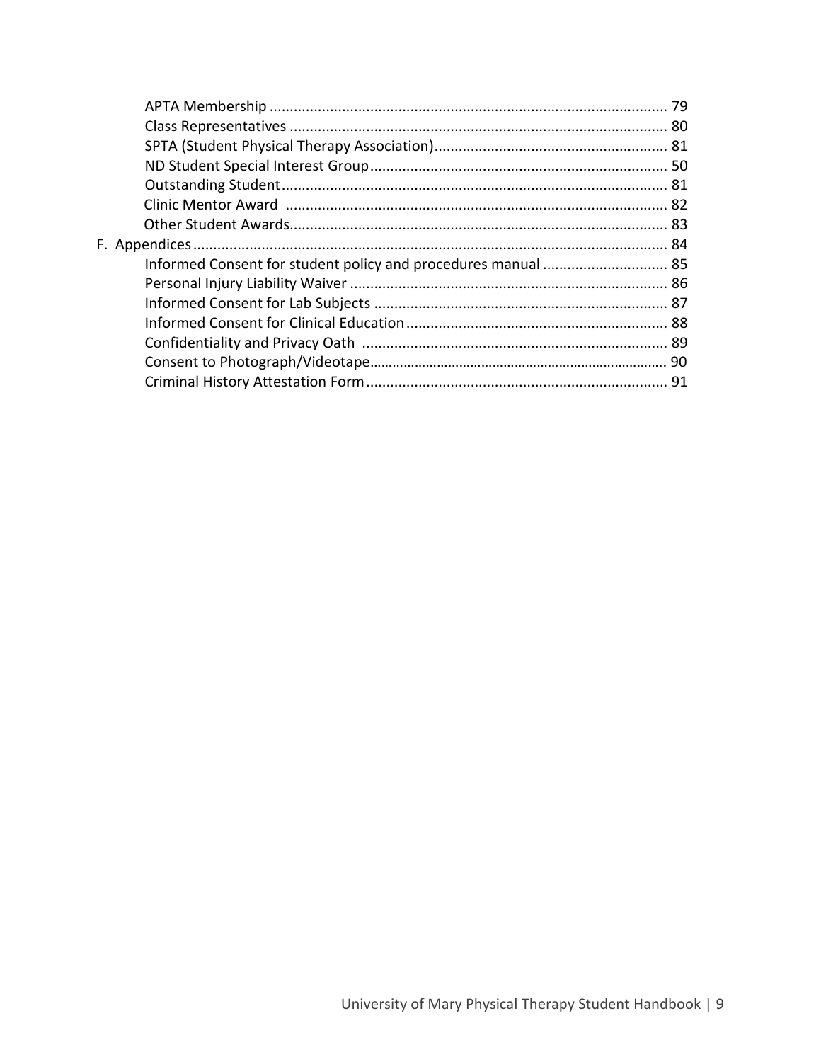- APTA Membership ........................................................................................ 79
- Class Representatives ................................................................................. 80
- SPTA (Student Physical Therapy Association).......................................................... 81
- ND Student Special Interest Group......................................................................... 50
- Outstanding Student.............................................................................................. 81
- Clinic Mentor Award .............................................................................................. 82
- Other Student Awards............................................................................................ 83

F. Appendices ............................................................................................................ 84

- Informed Consent for student policy and procedures manual ............................... 85
- Personal Injury Liability Waiver .............................................................................. 86
- Informed Consent for Lab Subjects ......................................................................... 87
- Informed Consent for Clinical Education ................................................................ 88
- Confidentiality and Privacy Oath ............................................................................ 89
- Consent to Photograph/Videotape........................................................................... 90
- Criminal History Attestation Form .......................................................................... 91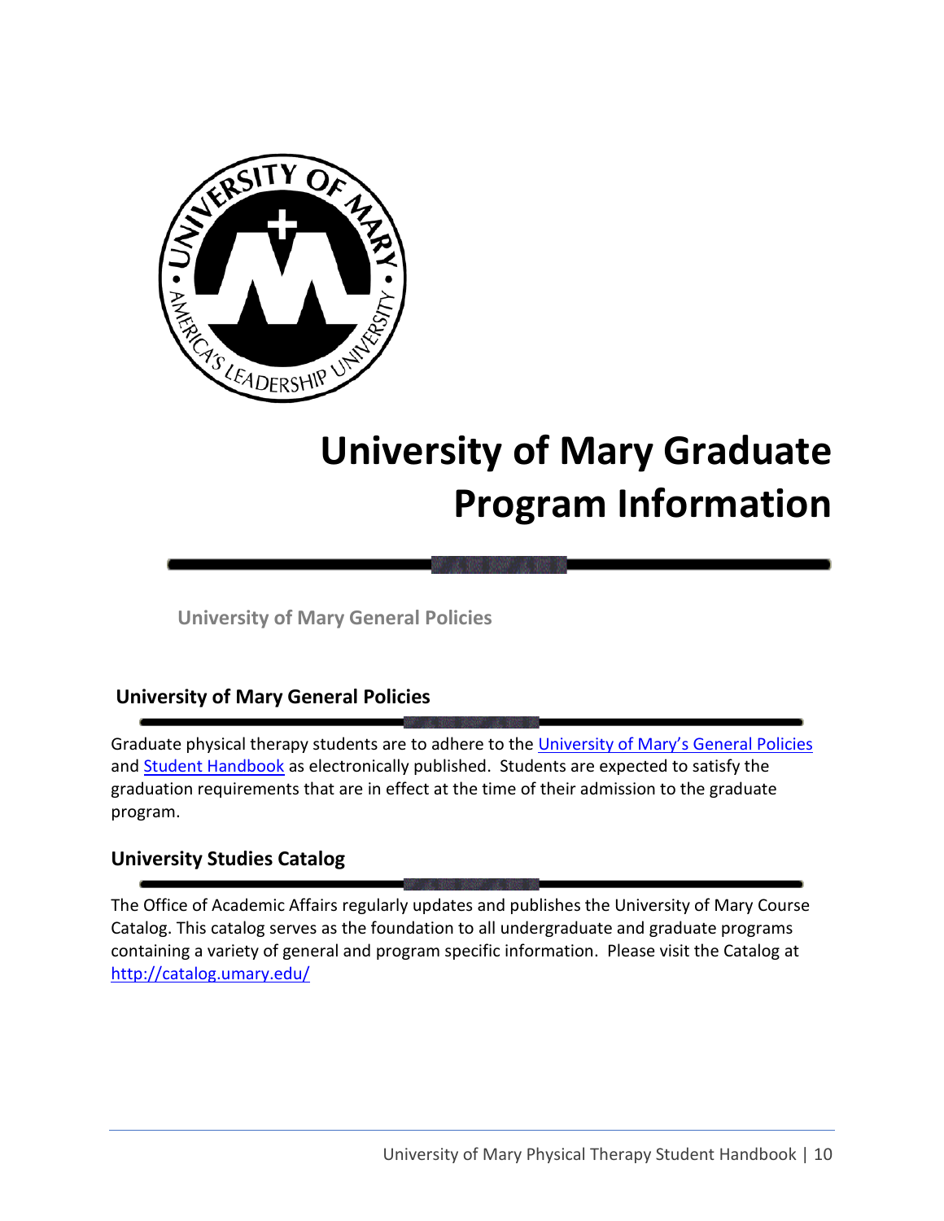# University of Mary Graduate Program Information

University of Mary General Policies

## University of Mary General Policies

Graduate physical therapy students are to adhere to the University of Mary's General Policies and Student Handbook as electronically published. Students are expected to satisfy the graduation requirements that are in effect at the time of their admission to the graduate program.

## University Studies Catalog

The Office of Academic Affairs regularly updates and publishes the University of Mary Course Catalog. This catalog serves as the foundation to all undergraduate and graduate programs containing a variety of general and program specific information. Please visit the Catalog at http://catalog.umary.edu/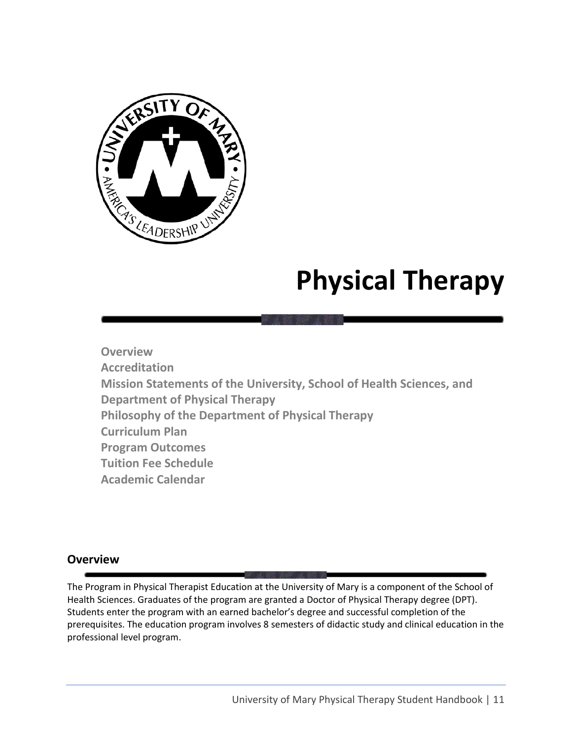# Physical Therapy

**Overview**
**Accreditation**
**Mission Statements of the University, School of Health Sciences, and Department of Physical Therapy**
**Philosophy of the Department of Physical Therapy**
**Curriculum Plan**
**Program Outcomes**
**Tuition Fee Schedule**
**Academic Calendar**

## Overview

The Program in Physical Therapist Education at the University of Mary is a component of the School of Health Sciences. Graduates of the program are granted a Doctor of Physical Therapy degree (DPT). Students enter the program with an earned bachelor's degree and successful completion of the prerequisites. The education program involves 8 semesters of didactic study and clinical education in the professional level program.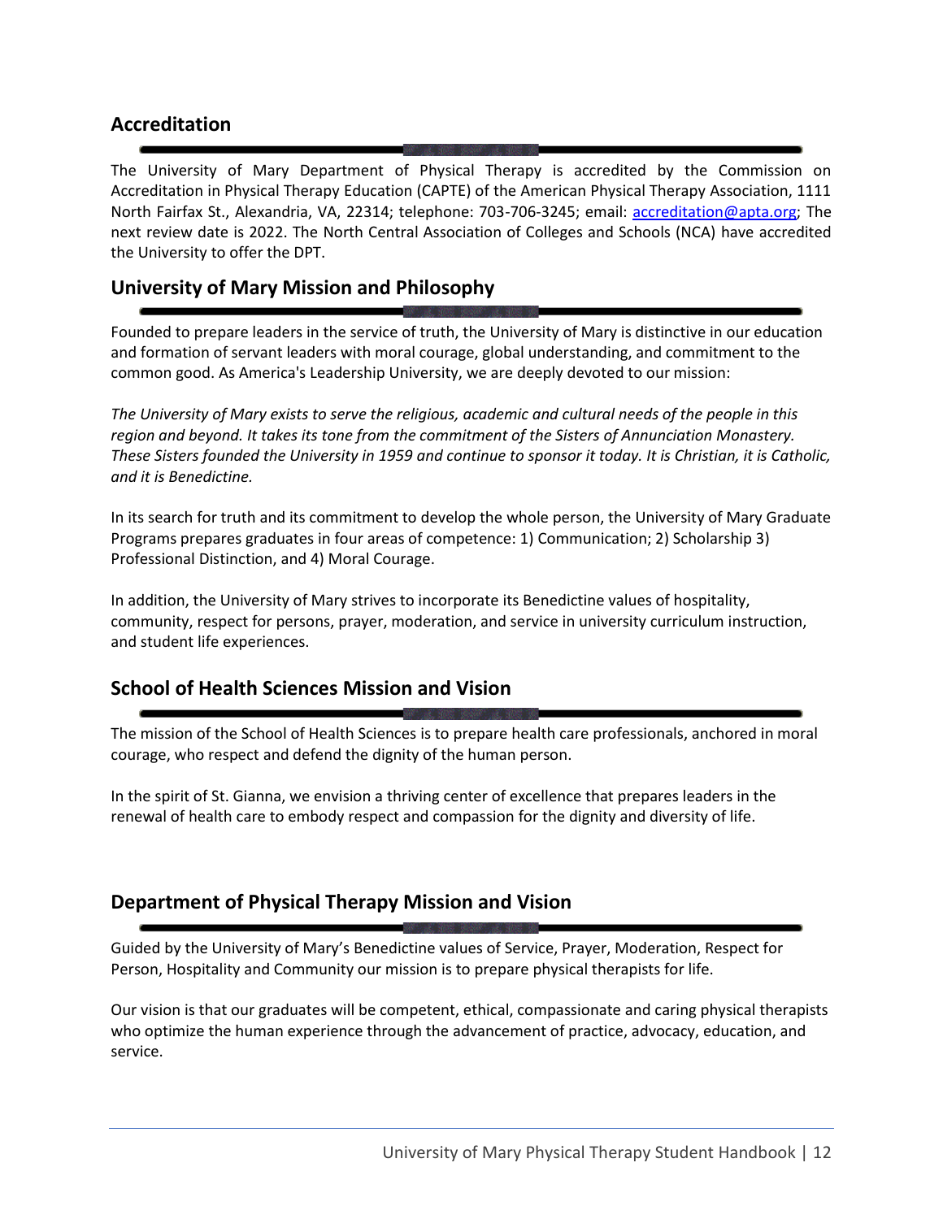## Accreditation

The University of Mary Department of Physical Therapy is accredited by the Commission on Accreditation in Physical Therapy Education (CAPTE) of the American Physical Therapy Association, 1111 North Fairfax St., Alexandria, VA, 22314; telephone: 703-706-3245; email: accreditation@apta.org; The next review date is 2022. The North Central Association of Colleges and Schools (NCA) have accredited the University to offer the DPT.

## University of Mary Mission and Philosophy

Founded to prepare leaders in the service of truth, the University of Mary is distinctive in our education and formation of servant leaders with moral courage, global understanding, and commitment to the common good. As America's Leadership University, we are deeply devoted to our mission:

*The University of Mary exists to serve the religious, academic and cultural needs of the people in this region and beyond. It takes its tone from the commitment of the Sisters of Annunciation Monastery. These Sisters founded the University in 1959 and continue to sponsor it today. It is Christian, it is Catholic, and it is Benedictine.*

In its search for truth and its commitment to develop the whole person, the University of Mary Graduate Programs prepares graduates in four areas of competence: 1) Communication; 2) Scholarship 3) Professional Distinction, and 4) Moral Courage.

In addition, the University of Mary strives to incorporate its Benedictine values of hospitality, community, respect for persons, prayer, moderation, and service in university curriculum instruction, and student life experiences.

## School of Health Sciences Mission and Vision

The mission of the School of Health Sciences is to prepare health care professionals, anchored in moral courage, who respect and defend the dignity of the human person.

In the spirit of St. Gianna, we envision a thriving center of excellence that prepares leaders in the renewal of health care to embody respect and compassion for the dignity and diversity of life.

## Department of Physical Therapy Mission and Vision

Guided by the University of Mary's Benedictine values of Service, Prayer, Moderation, Respect for Person, Hospitality and Community our mission is to prepare physical therapists for life.

Our vision is that our graduates will be competent, ethical, compassionate and caring physical therapists who optimize the human experience through the advancement of practice, advocacy, education, and service.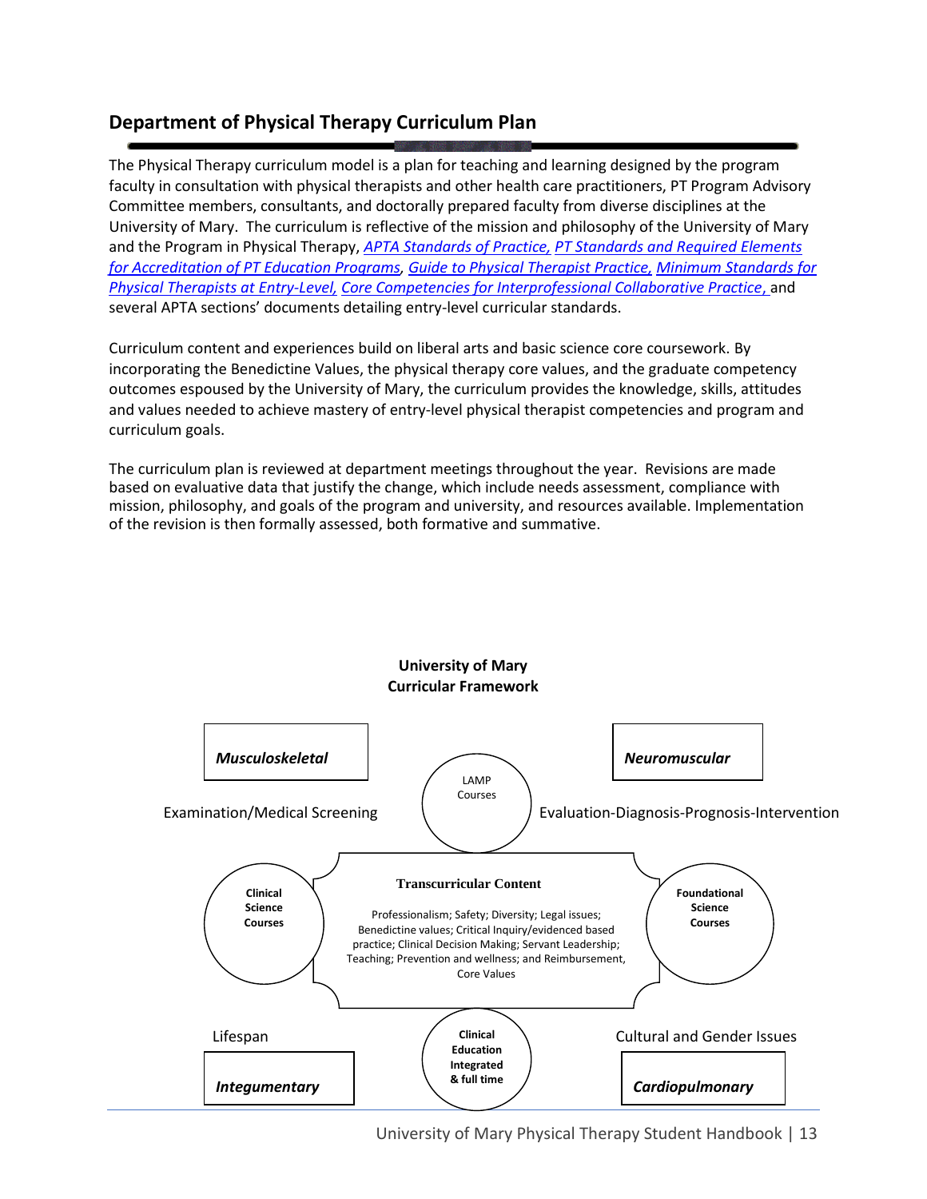## Department of Physical Therapy Curriculum Plan

The Physical Therapy curriculum model is a plan for teaching and learning designed by the program faculty in consultation with physical therapists and other health care practitioners, PT Program Advisory Committee members, consultants, and doctorally prepared faculty from diverse disciplines at the University of Mary. The curriculum is reflective of the mission and philosophy of the University of Mary and the Program in Physical Therapy, *APTA Standards of Practice*, *PT Standards and Required Elements for Accreditation of PT Education Programs*, *Guide to Physical Therapist Practice*, *Minimum Standards for Physical Therapists at Entry-Level*, *Core Competencies for Interprofessional Collaborative Practice*, and several APTA sections' documents detailing entry-level curricular standards.

Curriculum content and experiences build on liberal arts and basic science core coursework. By incorporating the Benedictine Values, the physical therapy core values, and the graduate competency outcomes espoused by the University of Mary, the curriculum provides the knowledge, skills, attitudes and values needed to achieve mastery of entry-level physical therapist competencies and program and curriculum goals.

The curriculum plan is reviewed at department meetings throughout the year. Revisions are made based on evaluative data that justify the change, which include needs assessment, compliance with mission, philosophy, and goals of the program and university, and resources available. Implementation of the revision is then formally assessed, both formative and summative.

**University of Mary**
**Curricular Framework**

***Musculoskeletal***

***Neuromuscular***

LAMP Courses

Examination/Medical Screening

Evaluation-Diagnosis-Prognosis-Intervention

**Clinical Science Courses**

**Transcurricular Content**

Professionalism; Safety; Diversity; Legal issues; Benedictine values; Critical Inquiry/evidenced based practice; Clinical Decision Making; Servant Leadership; Teaching; Prevention and wellness; and Reimbursement, Core Values

**Foundational Science Courses**

Lifespan

**Clinical Education Integrated & full time**

Cultural and Gender Issues

***Integumentary***

***Cardiopulmonary***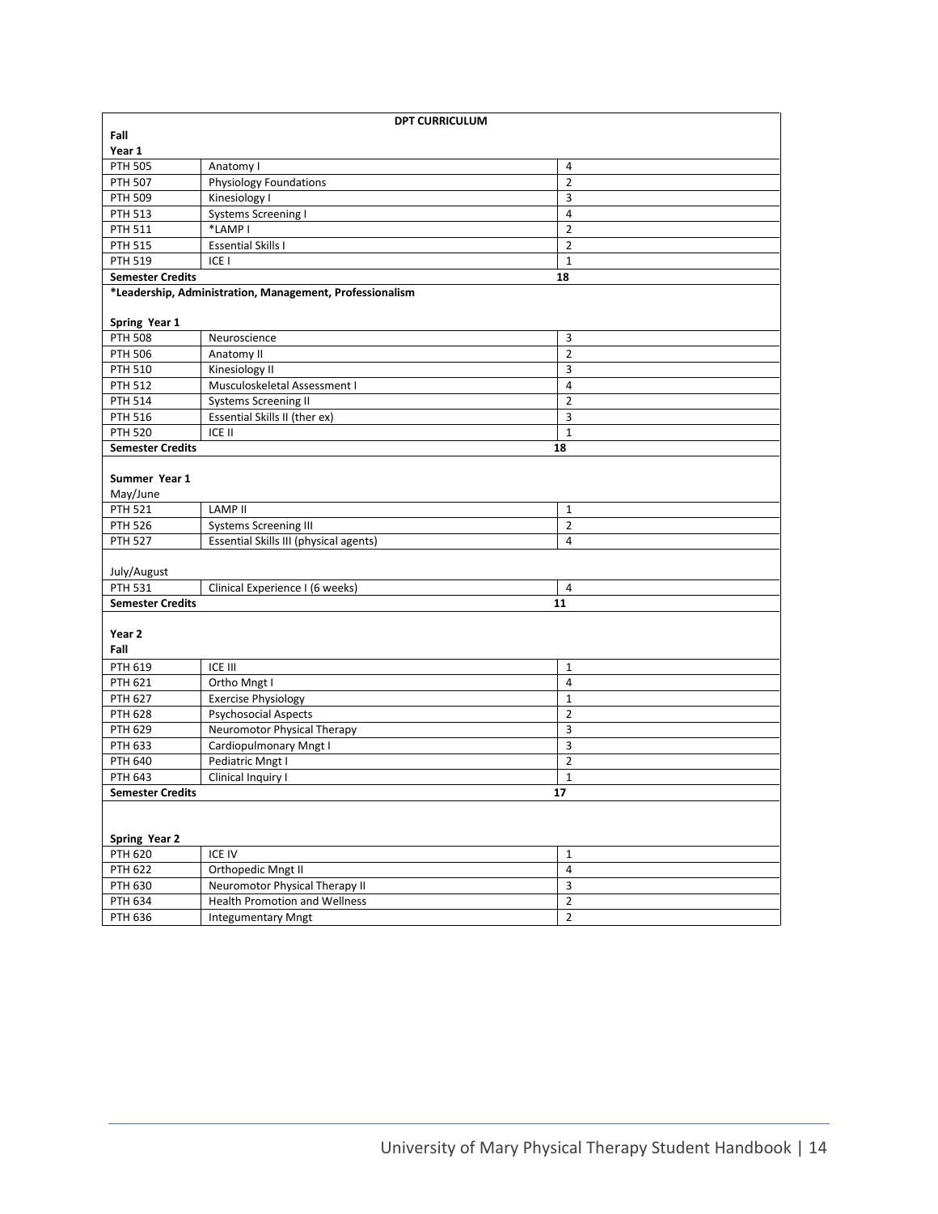**DPT CURRICULUM**

**Fall Year 1**

| Course | Title | Credits |
|---|---|---|
| PTH 505 | Anatomy I | 4 |
| PTH 507 | Physiology Foundations | 2 |
| PTH 509 | Kinesiology I | 3 |
| PTH 513 | Systems Screening I | 4 |
| PTH 511 | *LAMP I | 2 |
| PTH 515 | Essential Skills I | 2 |
| PTH 519 | ICE I | 1 |
| **Semester Credits** | | **18** |

***Leadership, Administration, Management, Professionalism**

**Spring Year 1**

| Course | Title | Credits |
|---|---|---|
| PTH 508 | Neuroscience | 3 |
| PTH 506 | Anatomy II | 2 |
| PTH 510 | Kinesiology II | 3 |
| PTH 512 | Musculoskeletal Assessment I | 4 |
| PTH 514 | Systems Screening II | 2 |
| PTH 516 | Essential Skills II (ther ex) | 3 |
| PTH 520 | ICE II | 1 |
| **Semester Credits** | | **18** |

**Summer Year 1**

May/June

| Course | Title | Credits |
|---|---|---|
| PTH 521 | LAMP II | 1 |
| PTH 526 | Systems Screening III | 2 |
| PTH 527 | Essential Skills III (physical agents) | 4 |

July/August

| Course | Title | Credits |
|---|---|---|
| PTH 531 | Clinical Experience I (6 weeks) | 4 |
| **Semester Credits** | | **11** |

**Year 2 Fall**

| Course | Title | Credits |
|---|---|---|
| PTH 619 | ICE III | 1 |
| PTH 621 | Ortho Mngt I | 4 |
| PTH 627 | Exercise Physiology | 1 |
| PTH 628 | Psychosocial Aspects | 2 |
| PTH 629 | Neuromotor Physical Therapy | 3 |
| PTH 633 | Cardiopulmonary Mngt I | 3 |
| PTH 640 | Pediatric Mngt I | 2 |
| PTH 643 | Clinical Inquiry I | 1 |
| **Semester Credits** | | **17** |

**Spring Year 2**

| Course | Title | Credits |
|---|---|---|
| PTH 620 | ICE IV | 1 |
| PTH 622 | Orthopedic Mngt II | 4 |
| PTH 630 | Neuromotor Physical Therapy II | 3 |
| PTH 634 | Health Promotion and Wellness | 2 |
| PTH 636 | Integumentary Mngt | 2 |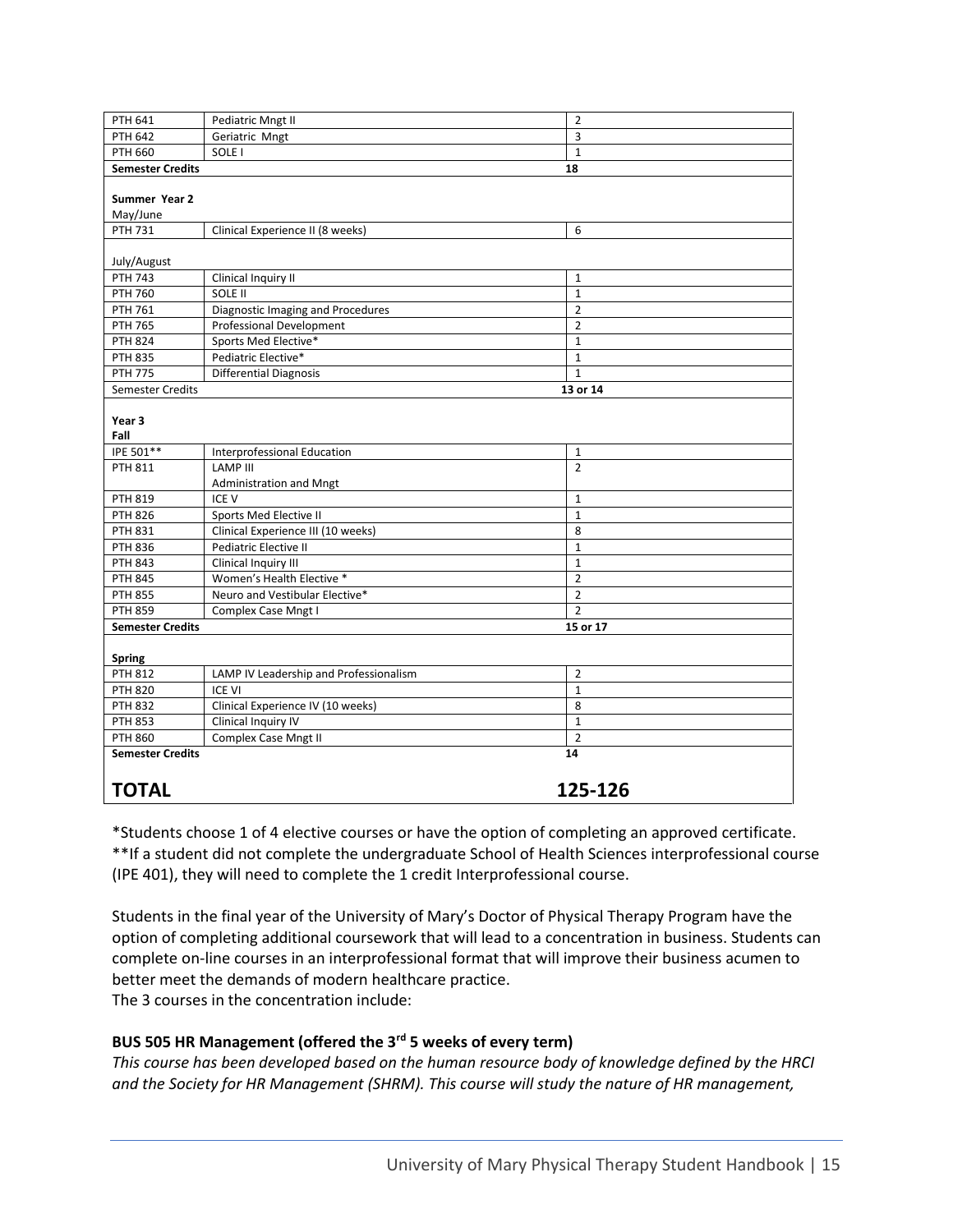| | | |
|---|---|---|
| PTH 641 | Pediatric Mngt II | 2 |
| PTH 642 | Geriatric Mngt | 3 |
| PTH 660 | SOLE I | 1 |
| **Semester Credits** | | **18** |
| **Summer Year 2**<br>May/June | | |
| PTH 731 | Clinical Experience II (8 weeks) | 6 |
| July/August | | |
| PTH 743 | Clinical Inquiry II | 1 |
| PTH 760 | SOLE II | 1 |
| PTH 761 | Diagnostic Imaging and Procedures | 2 |
| PTH 765 | Professional Development | 2 |
| PTH 824 | Sports Med Elective* | 1 |
| PTH 835 | Pediatric Elective* | 1 |
| PTH 775 | Differential Diagnosis | 1 |
| Semester Credits | | **13 or 14** |
| **Year 3**<br>**Fall** | | |
| IPE 501** | Interprofessional Education | 1 |
| PTH 811 | LAMP III<br>Administration and Mngt | 2 |
| PTH 819 | ICE V | 1 |
| PTH 826 | Sports Med Elective II | 1 |
| PTH 831 | Clinical Experience III (10 weeks) | 8 |
| PTH 836 | Pediatric Elective II | 1 |
| PTH 843 | Clinical Inquiry III | 1 |
| PTH 845 | Women's Health Elective * | 2 |
| PTH 855 | Neuro and Vestibular Elective* | 2 |
| PTH 859 | Complex Case Mngt I | 2 |
| **Semester Credits** | | **15 or 17** |
| **Spring** | | |
| PTH 812 | LAMP IV Leadership and Professionalism | 2 |
| PTH 820 | ICE VI | 1 |
| PTH 832 | Clinical Experience IV (10 weeks) | 8 |
| PTH 853 | Clinical Inquiry IV | 1 |
| PTH 860 | Complex Case Mngt II | 2 |
| **Semester Credits** | | **14** |
| **TOTAL** | | **125-126** |

*Students choose 1 of 4 elective courses or have the option of completing an approved certificate.
**If a student did not complete the undergraduate School of Health Sciences interprofessional course (IPE 401), they will need to complete the 1 credit Interprofessional course.

Students in the final year of the University of Mary's Doctor of Physical Therapy Program have the option of completing additional coursework that will lead to a concentration in business. Students can complete on-line courses in an interprofessional format that will improve their business acumen to better meet the demands of modern healthcare practice.
The 3 courses in the concentration include:

**BUS 505 HR Management (offered the 3rd 5 weeks of every term)**

*This course has been developed based on the human resource body of knowledge defined by the HRCI and the Society for HR Management (SHRM). This course will study the nature of HR management,*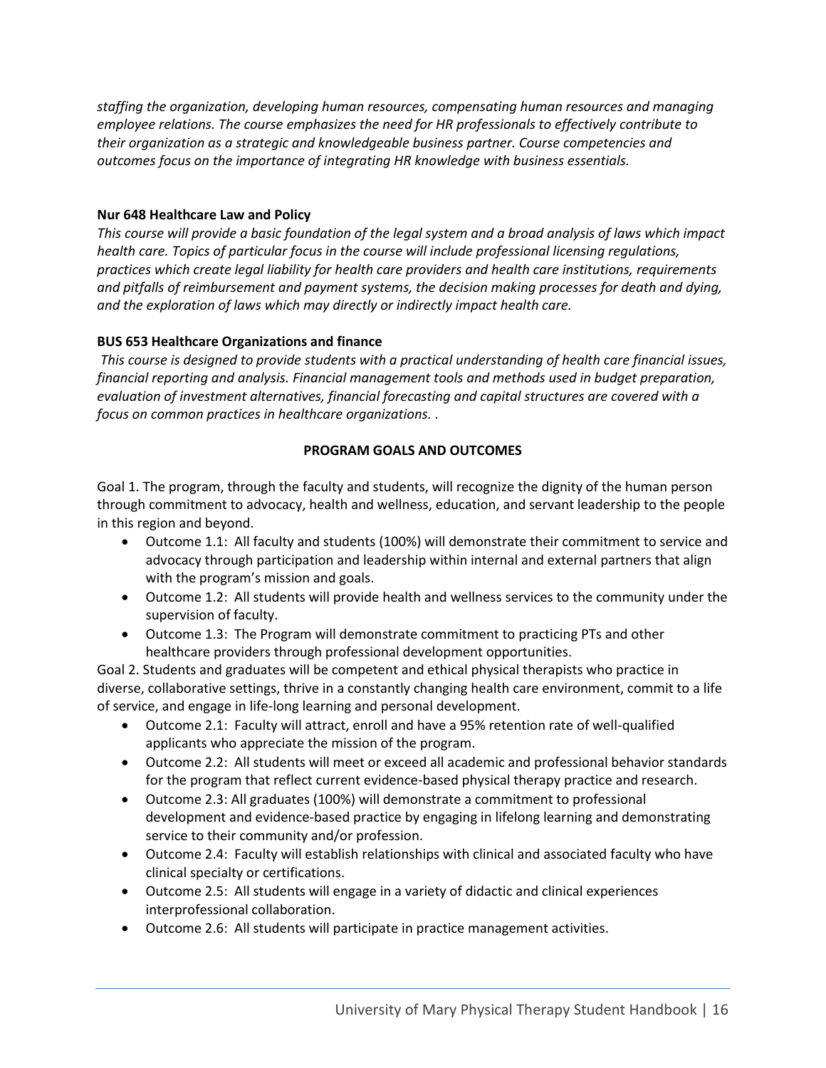*staffing the organization, developing human resources, compensating human resources and managing employee relations. The course emphasizes the need for HR professionals to effectively contribute to their organization as a strategic and knowledgeable business partner. Course competencies and outcomes focus on the importance of integrating HR knowledge with business essentials.*

**Nur 648 Healthcare Law and Policy**

*This course will provide a basic foundation of the legal system and a broad analysis of laws which impact health care. Topics of particular focus in the course will include professional licensing regulations, practices which create legal liability for health care providers and health care institutions, requirements and pitfalls of reimbursement and payment systems, the decision making processes for death and dying, and the exploration of laws which may directly or indirectly impact health care.*

**BUS 653 Healthcare Organizations and finance**

*This course is designed to provide students with a practical understanding of health care financial issues, financial reporting and analysis. Financial management tools and methods used in budget preparation, evaluation of investment alternatives, financial forecasting and capital structures are covered with a focus on common practices in healthcare organizations. .*

## PROGRAM GOALS AND OUTCOMES

Goal 1. The program, through the faculty and students, will recognize the dignity of the human person through commitment to advocacy, health and wellness, education, and servant leadership to the people in this region and beyond.

- Outcome 1.1: All faculty and students (100%) will demonstrate their commitment to service and advocacy through participation and leadership within internal and external partners that align with the program's mission and goals.
- Outcome 1.2: All students will provide health and wellness services to the community under the supervision of faculty.
- Outcome 1.3: The Program will demonstrate commitment to practicing PTs and other healthcare providers through professional development opportunities.

Goal 2. Students and graduates will be competent and ethical physical therapists who practice in diverse, collaborative settings, thrive in a constantly changing health care environment, commit to a life of service, and engage in life-long learning and personal development.

- Outcome 2.1: Faculty will attract, enroll and have a 95% retention rate of well-qualified applicants who appreciate the mission of the program.
- Outcome 2.2: All students will meet or exceed all academic and professional behavior standards for the program that reflect current evidence-based physical therapy practice and research.
- Outcome 2.3: All graduates (100%) will demonstrate a commitment to professional development and evidence-based practice by engaging in lifelong learning and demonstrating service to their community and/or profession.
- Outcome 2.4: Faculty will establish relationships with clinical and associated faculty who have clinical specialty or certifications.
- Outcome 2.5: All students will engage in a variety of didactic and clinical experiences interprofessional collaboration.
- Outcome 2.6: All students will participate in practice management activities.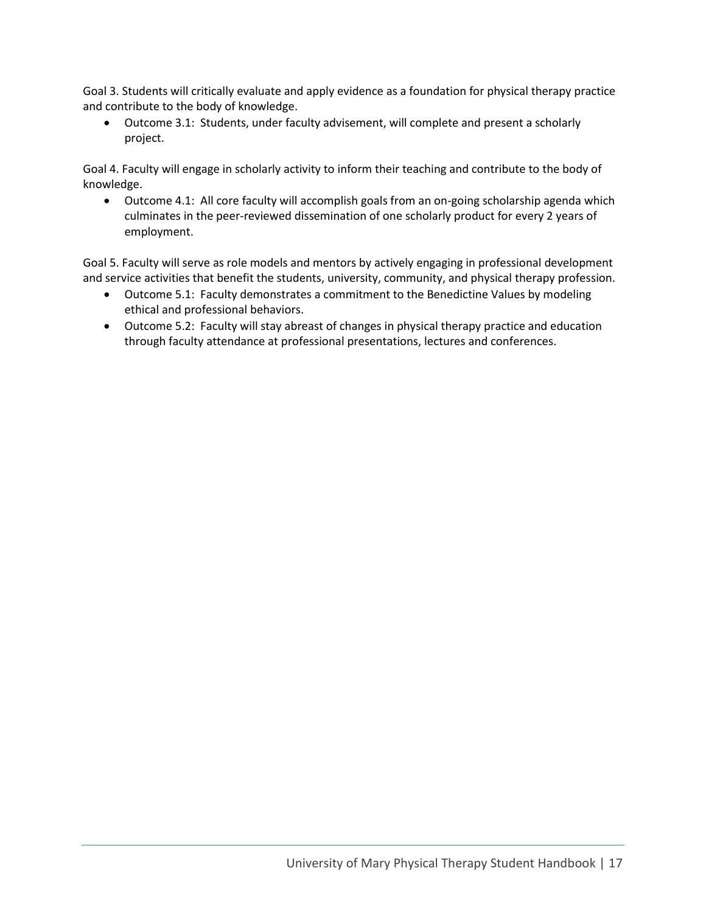Goal 3. Students will critically evaluate and apply evidence as a foundation for physical therapy practice and contribute to the body of knowledge.

- Outcome 3.1: Students, under faculty advisement, will complete and present a scholarly project.

Goal 4. Faculty will engage in scholarly activity to inform their teaching and contribute to the body of knowledge.

- Outcome 4.1: All core faculty will accomplish goals from an on-going scholarship agenda which culminates in the peer-reviewed dissemination of one scholarly product for every 2 years of employment.

Goal 5. Faculty will serve as role models and mentors by actively engaging in professional development and service activities that benefit the students, university, community, and physical therapy profession.

- Outcome 5.1: Faculty demonstrates a commitment to the Benedictine Values by modeling ethical and professional behaviors.
- Outcome 5.2: Faculty will stay abreast of changes in physical therapy practice and education through faculty attendance at professional presentations, lectures and conferences.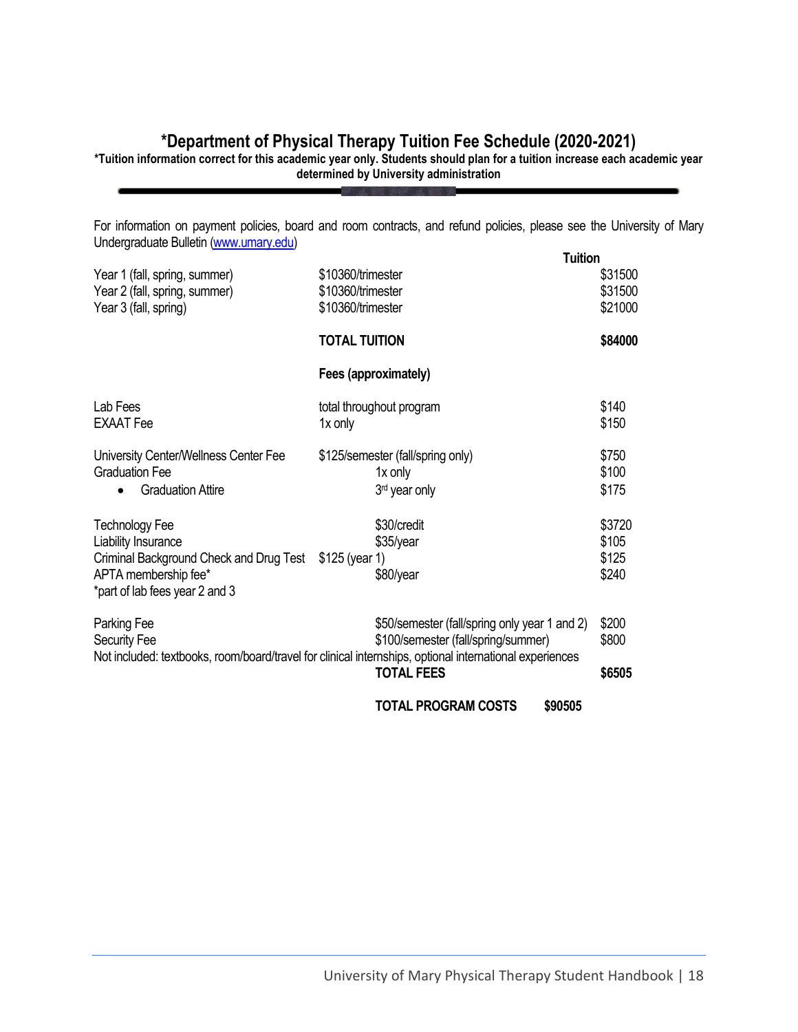# *Department of Physical Therapy Tuition Fee Schedule (2020-2021)

**\*Tuition information correct for this academic year only. Students should plan for a tuition increase each academic year determined by University administration**

For information on payment policies, board and room contracts, and refund policies, please see the University of Mary Undergraduate Bulletin (www.umary.edu)

| | | Tuition |
|---|---|---|
| Year 1 (fall, spring, summer) | $10360/trimester | $31500 |
| Year 2 (fall, spring, summer) | $10360/trimester | $31500 |
| Year 3 (fall, spring) | $10360/trimester | $21000 |
| | **TOTAL TUITION** | **$84000** |
| | **Fees (approximately)** | |
| Lab Fees | total throughout program | $140 |
| EXAAT Fee | 1x only | $150 |
| University Center/Wellness Center Fee | $125/semester (fall/spring only) | $750 |
| Graduation Fee | 1x only | $100 |
| • Graduation Attire | 3rd year only | $175 |
| Technology Fee | $30/credit | $3720 |
| Liability Insurance | $35/year | $105 |
| Criminal Background Check and Drug Test | $125 (year 1) | $125 |
| APTA membership fee* | $80/year | $240 |
| *part of lab fees year 2 and 3 | | |
| Parking Fee | $50/semester (fall/spring only year 1 and 2) | $200 |
| Security Fee | $100/semester (fall/spring/summer) | $800 |

Not included: textbooks, room/board/travel for clinical internships, optional international experiences

| | |
|---|---|
| **TOTAL FEES** | **$6505** |
| **TOTAL PROGRAM COSTS** | **$90505** |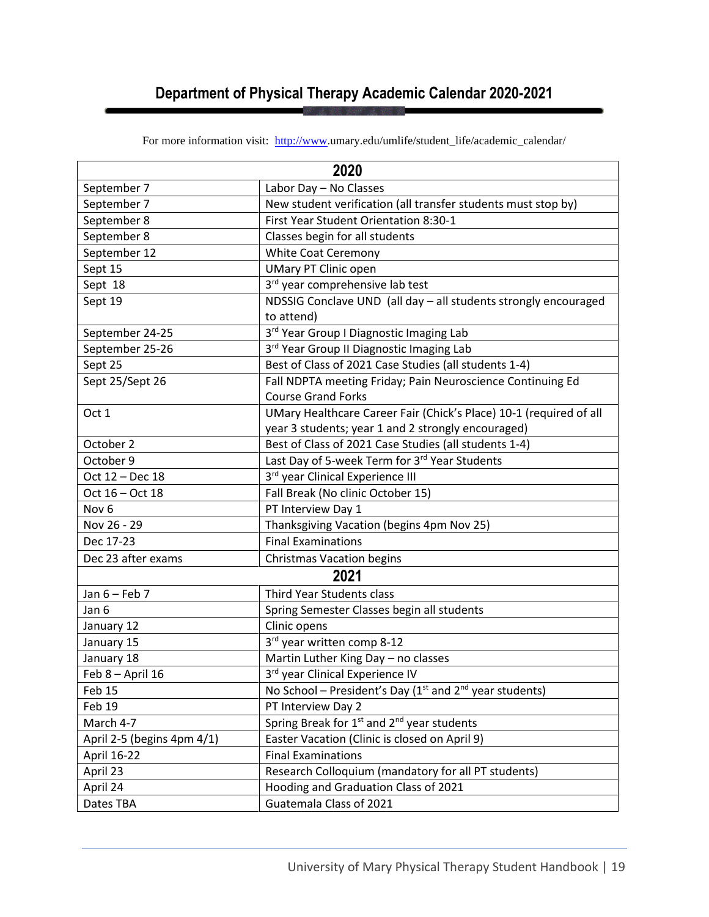# Department of Physical Therapy Academic Calendar 2020-2021

For more information visit: http://www.umary.edu/umlife/student_life/academic_calendar/

| 2020 | |
|---|---|
| September 7 | Labor Day – No Classes |
| September 7 | New student verification (all transfer students must stop by) |
| September 8 | First Year Student Orientation 8:30-1 |
| September 8 | Classes begin for all students |
| September 12 | White Coat Ceremony |
| Sept 15 | UMary PT Clinic open |
| Sept 18 | 3rd year comprehensive lab test |
| Sept 19 | NDSSIG Conclave UND (all day – all students strongly encouraged to attend) |
| September 24-25 | 3rd Year Group I Diagnostic Imaging Lab |
| September 25-26 | 3rd Year Group II Diagnostic Imaging Lab |
| Sept 25 | Best of Class of 2021 Case Studies (all students 1-4) |
| Sept 25/Sept 26 | Fall NDPTA meeting Friday; Pain Neuroscience Continuing Ed Course Grand Forks |
| Oct 1 | UMary Healthcare Career Fair (Chick's Place) 10-1 (required of all year 3 students; year 1 and 2 strongly encouraged) |
| October 2 | Best of Class of 2021 Case Studies (all students 1-4) |
| October 9 | Last Day of 5-week Term for 3rd Year Students |
| Oct 12 – Dec 18 | 3rd year Clinical Experience III |
| Oct 16 – Oct 18 | Fall Break (No clinic October 15) |
| Nov 6 | PT Interview Day 1 |
| Nov 26 - 29 | Thanksgiving Vacation (begins 4pm Nov 25) |
| Dec 17-23 | Final Examinations |
| Dec 23 after exams | Christmas Vacation begins |
| **2021** | |
| Jan 6 – Feb 7 | Third Year Students class |
| Jan 6 | Spring Semester Classes begin all students |
| January 12 | Clinic opens |
| January 15 | 3rd year written comp 8-12 |
| January 18 | Martin Luther King Day – no classes |
| Feb 8 – April 16 | 3rd year Clinical Experience IV |
| Feb 15 | No School – President's Day (1st and 2nd year students) |
| Feb 19 | PT Interview Day 2 |
| March 4-7 | Spring Break for 1st and 2nd year students |
| April 2-5 (begins 4pm 4/1) | Easter Vacation (Clinic is closed on April 9) |
| April 16-22 | Final Examinations |
| April 23 | Research Colloquium (mandatory for all PT students) |
| April 24 | Hooding and Graduation Class of 2021 |
| Dates TBA | Guatemala Class of 2021 |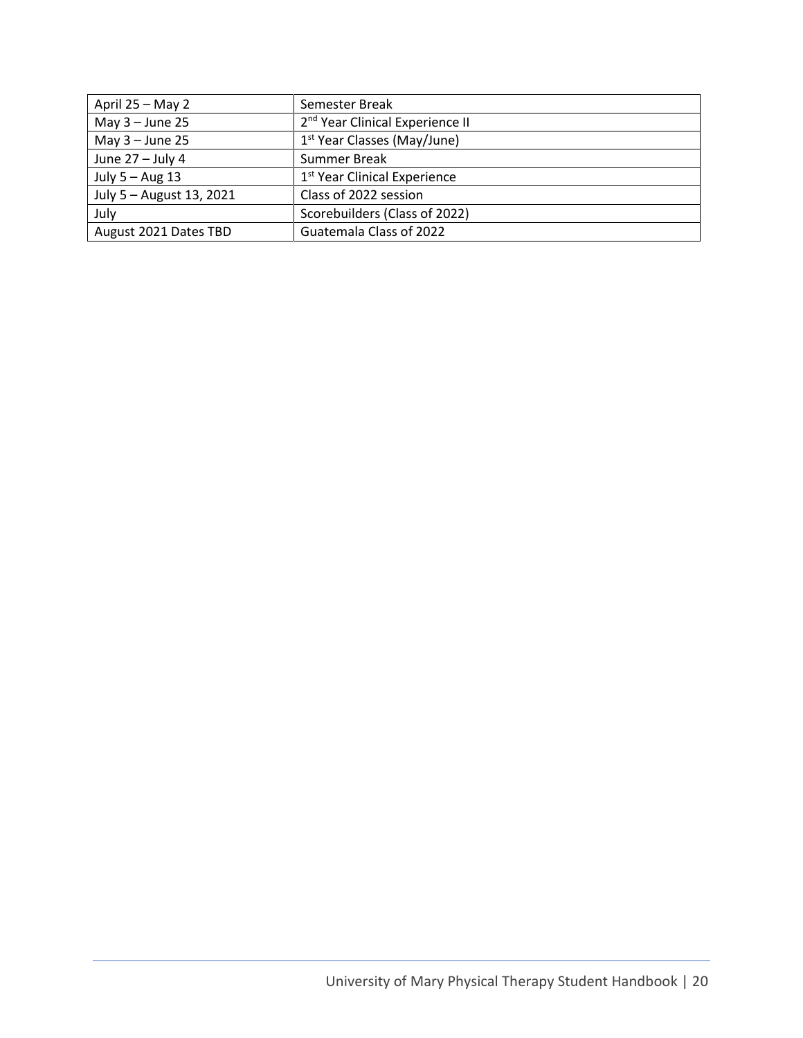| April 25 – May 2 | Semester Break |
|---|---|
| May 3 – June 25 | 2nd Year Clinical Experience II |
| May 3 – June 25 | 1st Year Classes (May/June) |
| June 27 – July 4 | Summer Break |
| July 5 – Aug 13 | 1st Year Clinical Experience |
| July 5 – August 13, 2021 | Class of 2022 session |
| July | Scorebuilders (Class of 2022) |
| August 2021 Dates TBD | Guatemala Class of 2022 |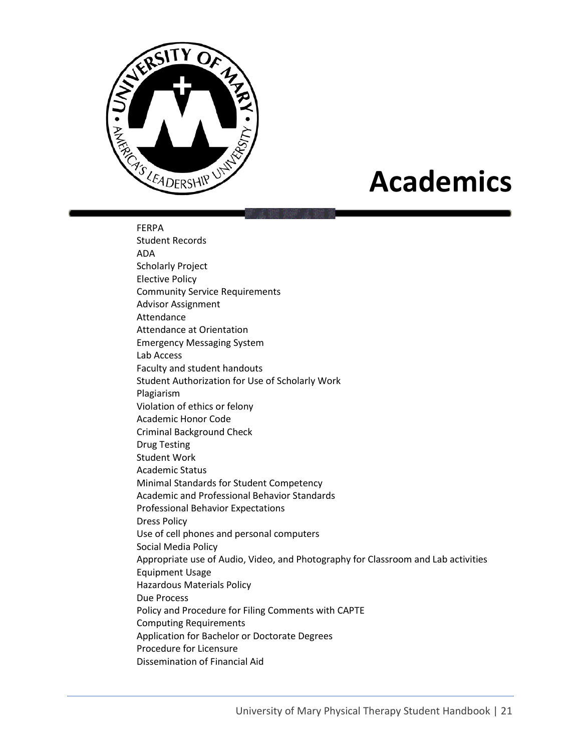# Academics

- FERPA
- Student Records
- ADA
- Scholarly Project
- Elective Policy
- Community Service Requirements
- Advisor Assignment
- Attendance
- Attendance at Orientation
- Emergency Messaging System
- Lab Access
- Faculty and student handouts
- Student Authorization for Use of Scholarly Work
- Plagiarism
- Violation of ethics or felony
- Academic Honor Code
- Criminal Background Check
- Drug Testing
- Student Work
- Academic Status
- Minimal Standards for Student Competency
- Academic and Professional Behavior Standards
- Professional Behavior Expectations
- Dress Policy
- Use of cell phones and personal computers
- Social Media Policy
- Appropriate use of Audio, Video, and Photography for Classroom and Lab activities
- Equipment Usage
- Hazardous Materials Policy
- Due Process
- Policy and Procedure for Filing Comments with CAPTE
- Computing Requirements
- Application for Bachelor or Doctorate Degrees
- Procedure for Licensure
- Dissemination of Financial Aid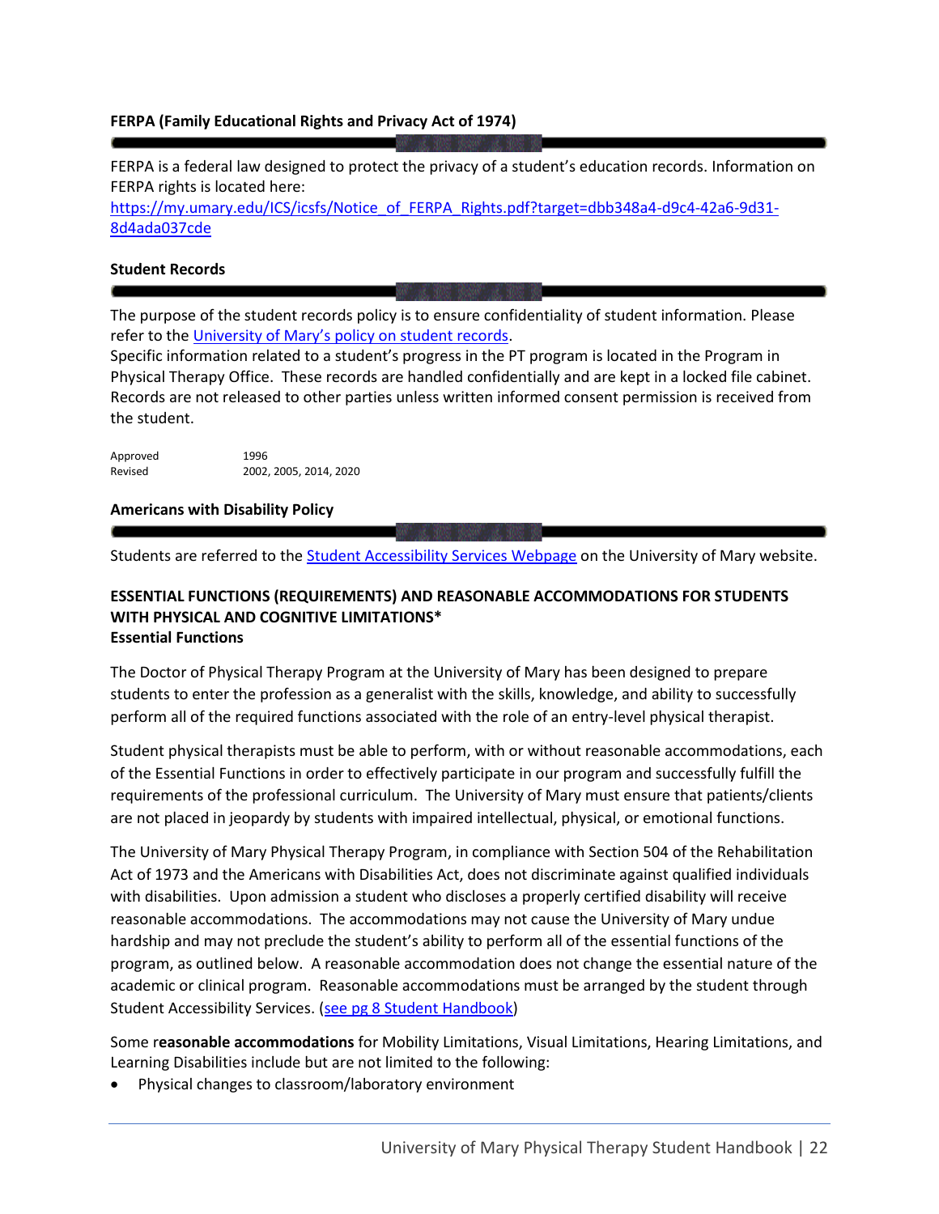### FERPA (Family Educational Rights and Privacy Act of 1974)

FERPA is a federal law designed to protect the privacy of a student's education records. Information on FERPA rights is located here:
https://my.umary.edu/ICS/icsfs/Notice_of_FERPA_Rights.pdf?target=dbb348a4-d9c4-42a6-9d31-8d4ada037cde

### Student Records

The purpose of the student records policy is to ensure confidentiality of student information. Please refer to the University of Mary's policy on student records.
Specific information related to a student's progress in the PT program is located in the Program in Physical Therapy Office. These records are handled confidentially and are kept in a locked file cabinet. Records are not released to other parties unless written informed consent permission is received from the student.

Approved 1996
Revised 2002, 2005, 2014, 2020

### Americans with Disability Policy

Students are referred to the Student Accessibility Services Webpage on the University of Mary website.

### ESSENTIAL FUNCTIONS (REQUIREMENTS) AND REASONABLE ACCOMMODATIONS FOR STUDENTS WITH PHYSICAL AND COGNITIVE LIMITATIONS*

#### Essential Functions

The Doctor of Physical Therapy Program at the University of Mary has been designed to prepare students to enter the profession as a generalist with the skills, knowledge, and ability to successfully perform all of the required functions associated with the role of an entry-level physical therapist.

Student physical therapists must be able to perform, with or without reasonable accommodations, each of the Essential Functions in order to effectively participate in our program and successfully fulfill the requirements of the professional curriculum. The University of Mary must ensure that patients/clients are not placed in jeopardy by students with impaired intellectual, physical, or emotional functions.

The University of Mary Physical Therapy Program, in compliance with Section 504 of the Rehabilitation Act of 1973 and the Americans with Disabilities Act, does not discriminate against qualified individuals with disabilities. Upon admission a student who discloses a properly certified disability will receive reasonable accommodations. The accommodations may not cause the University of Mary undue hardship and may not preclude the student's ability to perform all of the essential functions of the program, as outlined below. A reasonable accommodation does not change the essential nature of the academic or clinical program. Reasonable accommodations must be arranged by the student through Student Accessibility Services. (see pg 8 Student Handbook)

Some r**easonable accommodations** for Mobility Limitations, Visual Limitations, Hearing Limitations, and Learning Disabilities include but are not limited to the following:

- Physical changes to classroom/laboratory environment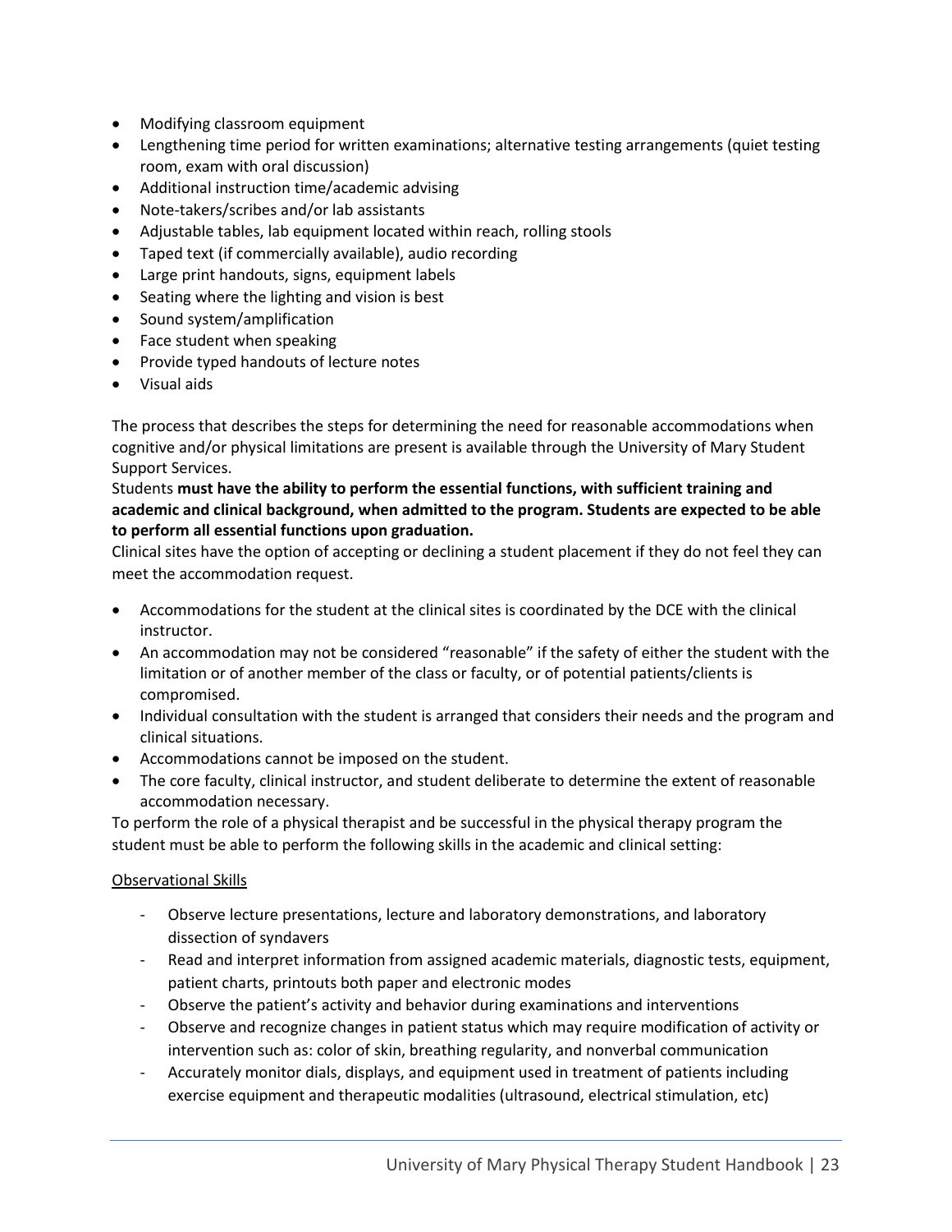- Modifying classroom equipment
- Lengthening time period for written examinations; alternative testing arrangements (quiet testing room, exam with oral discussion)
- Additional instruction time/academic advising
- Note-takers/scribes and/or lab assistants
- Adjustable tables, lab equipment located within reach, rolling stools
- Taped text (if commercially available), audio recording
- Large print handouts, signs, equipment labels
- Seating where the lighting and vision is best
- Sound system/amplification
- Face student when speaking
- Provide typed handouts of lecture notes
- Visual aids

The process that describes the steps for determining the need for reasonable accommodations when cognitive and/or physical limitations are present is available through the University of Mary Student Support Services.

Students **must have the ability to perform the essential functions, with sufficient training and academic and clinical background, when admitted to the program. Students are expected to be able to perform all essential functions upon graduation.**

Clinical sites have the option of accepting or declining a student placement if they do not feel they can meet the accommodation request.

- Accommodations for the student at the clinical sites is coordinated by the DCE with the clinical instructor.
- An accommodation may not be considered "reasonable" if the safety of either the student with the limitation or of another member of the class or faculty, or of potential patients/clients is compromised.
- Individual consultation with the student is arranged that considers their needs and the program and clinical situations.
- Accommodations cannot be imposed on the student.
- The core faculty, clinical instructor, and student deliberate to determine the extent of reasonable accommodation necessary.

To perform the role of a physical therapist and be successful in the physical therapy program the student must be able to perform the following skills in the academic and clinical setting:

<u>Observational Skills</u>

- Observe lecture presentations, lecture and laboratory demonstrations, and laboratory dissection of syndavers
- Read and interpret information from assigned academic materials, diagnostic tests, equipment, patient charts, printouts both paper and electronic modes
- Observe the patient's activity and behavior during examinations and interventions
- Observe and recognize changes in patient status which may require modification of activity or intervention such as: color of skin, breathing regularity, and nonverbal communication
- Accurately monitor dials, displays, and equipment used in treatment of patients including exercise equipment and therapeutic modalities (ultrasound, electrical stimulation, etc)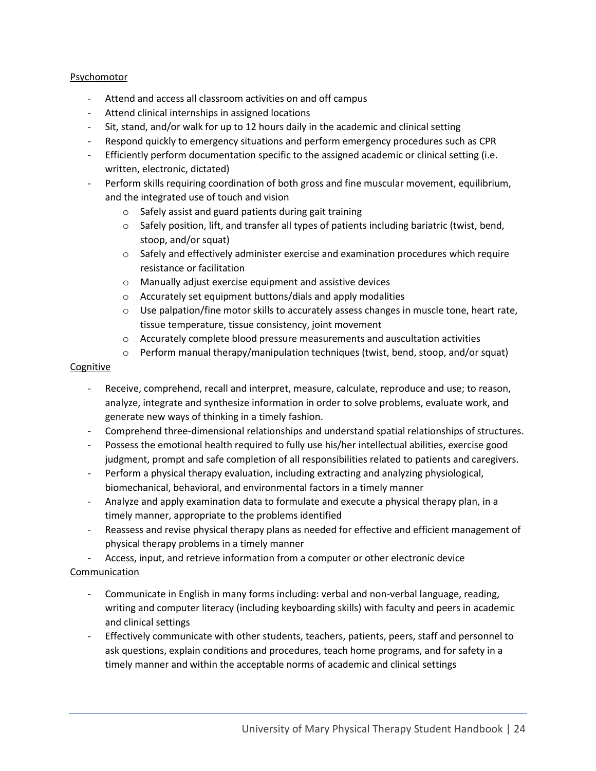Psychomotor

- Attend and access all classroom activities on and off campus
- Attend clinical internships in assigned locations
- Sit, stand, and/or walk for up to 12 hours daily in the academic and clinical setting
- Respond quickly to emergency situations and perform emergency procedures such as CPR
- Efficiently perform documentation specific to the assigned academic or clinical setting (i.e. written, electronic, dictated)
- Perform skills requiring coordination of both gross and fine muscular movement, equilibrium, and the integrated use of touch and vision
    - Safely assist and guard patients during gait training
    - Safely position, lift, and transfer all types of patients including bariatric (twist, bend, stoop, and/or squat)
    - Safely and effectively administer exercise and examination procedures which require resistance or facilitation
    - Manually adjust exercise equipment and assistive devices
    - Accurately set equipment buttons/dials and apply modalities
    - Use palpation/fine motor skills to accurately assess changes in muscle tone, heart rate, tissue temperature, tissue consistency, joint movement
    - Accurately complete blood pressure measurements and auscultation activities
    - Perform manual therapy/manipulation techniques (twist, bend, stoop, and/or squat)

Cognitive

- Receive, comprehend, recall and interpret, measure, calculate, reproduce and use; to reason, analyze, integrate and synthesize information in order to solve problems, evaluate work, and generate new ways of thinking in a timely fashion.
- Comprehend three-dimensional relationships and understand spatial relationships of structures.
- Possess the emotional health required to fully use his/her intellectual abilities, exercise good judgment, prompt and safe completion of all responsibilities related to patients and caregivers.
- Perform a physical therapy evaluation, including extracting and analyzing physiological, biomechanical, behavioral, and environmental factors in a timely manner
- Analyze and apply examination data to formulate and execute a physical therapy plan, in a timely manner, appropriate to the problems identified
- Reassess and revise physical therapy plans as needed for effective and efficient management of physical therapy problems in a timely manner
- Access, input, and retrieve information from a computer or other electronic device

Communication

- Communicate in English in many forms including: verbal and non-verbal language, reading, writing and computer literacy (including keyboarding skills) with faculty and peers in academic and clinical settings
- Effectively communicate with other students, teachers, patients, peers, staff and personnel to ask questions, explain conditions and procedures, teach home programs, and for safety in a timely manner and within the acceptable norms of academic and clinical settings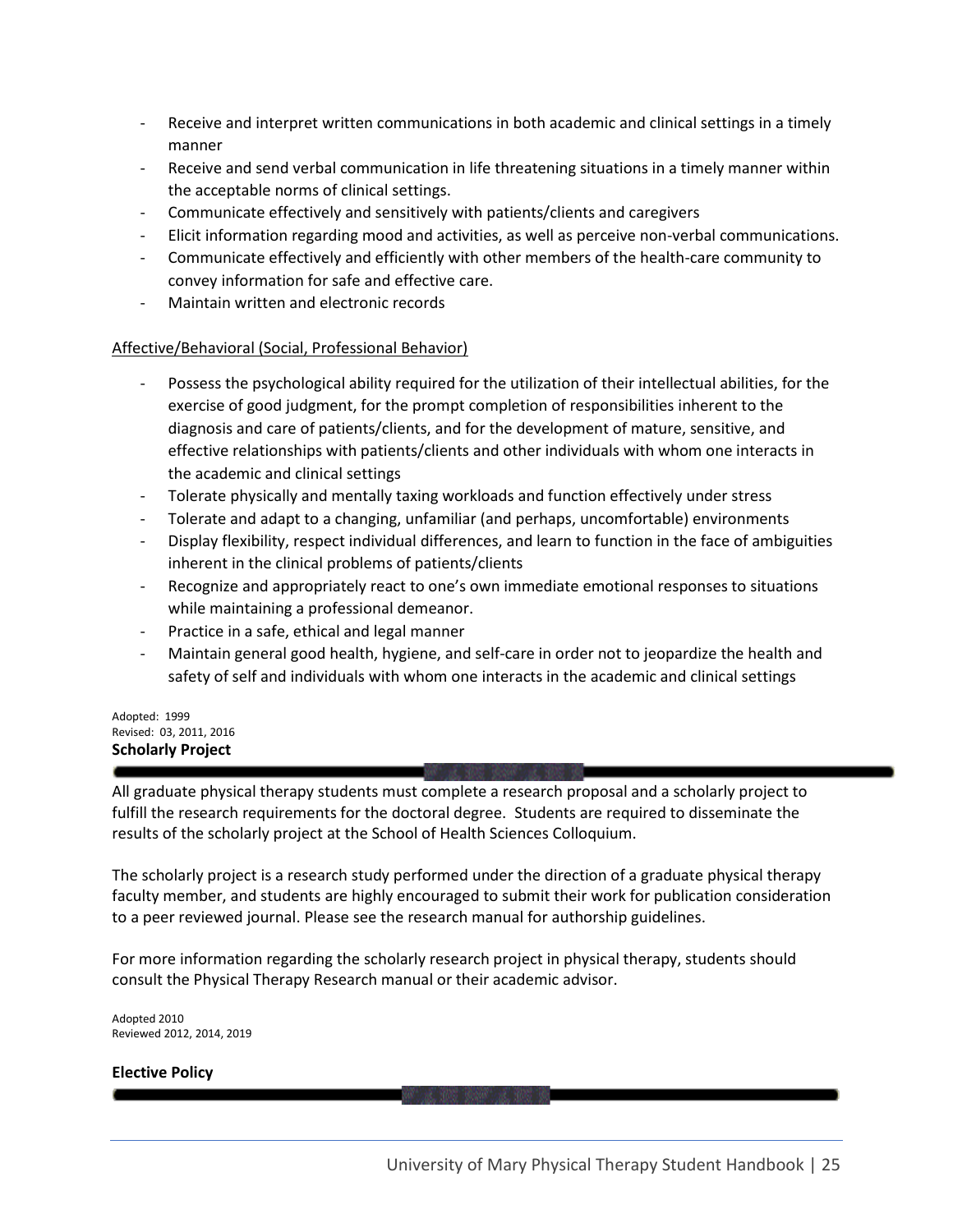- Receive and interpret written communications in both academic and clinical settings in a timely manner
- Receive and send verbal communication in life threatening situations in a timely manner within the acceptable norms of clinical settings.
- Communicate effectively and sensitively with patients/clients and caregivers
- Elicit information regarding mood and activities, as well as perceive non-verbal communications.
- Communicate effectively and efficiently with other members of the health-care community to convey information for safe and effective care.
- Maintain written and electronic records

Affective/Behavioral (Social, Professional Behavior)

- Possess the psychological ability required for the utilization of their intellectual abilities, for the exercise of good judgment, for the prompt completion of responsibilities inherent to the diagnosis and care of patients/clients, and for the development of mature, sensitive, and effective relationships with patients/clients and other individuals with whom one interacts in the academic and clinical settings
- Tolerate physically and mentally taxing workloads and function effectively under stress
- Tolerate and adapt to a changing, unfamiliar (and perhaps, uncomfortable) environments
- Display flexibility, respect individual differences, and learn to function in the face of ambiguities inherent in the clinical problems of patients/clients
- Recognize and appropriately react to one's own immediate emotional responses to situations while maintaining a professional demeanor.
- Practice in a safe, ethical and legal manner
- Maintain general good health, hygiene, and self-care in order not to jeopardize the health and safety of self and individuals with whom one interacts in the academic and clinical settings

Adopted: 1999
Revised: 03, 2011, 2016

**Scholarly Project**

All graduate physical therapy students must complete a research proposal and a scholarly project to fulfill the research requirements for the doctoral degree. Students are required to disseminate the results of the scholarly project at the School of Health Sciences Colloquium.

The scholarly project is a research study performed under the direction of a graduate physical therapy faculty member, and students are highly encouraged to submit their work for publication consideration to a peer reviewed journal. Please see the research manual for authorship guidelines.

For more information regarding the scholarly research project in physical therapy, students should consult the Physical Therapy Research manual or their academic advisor.

Adopted 2010
Reviewed 2012, 2014, 2019

**Elective Policy**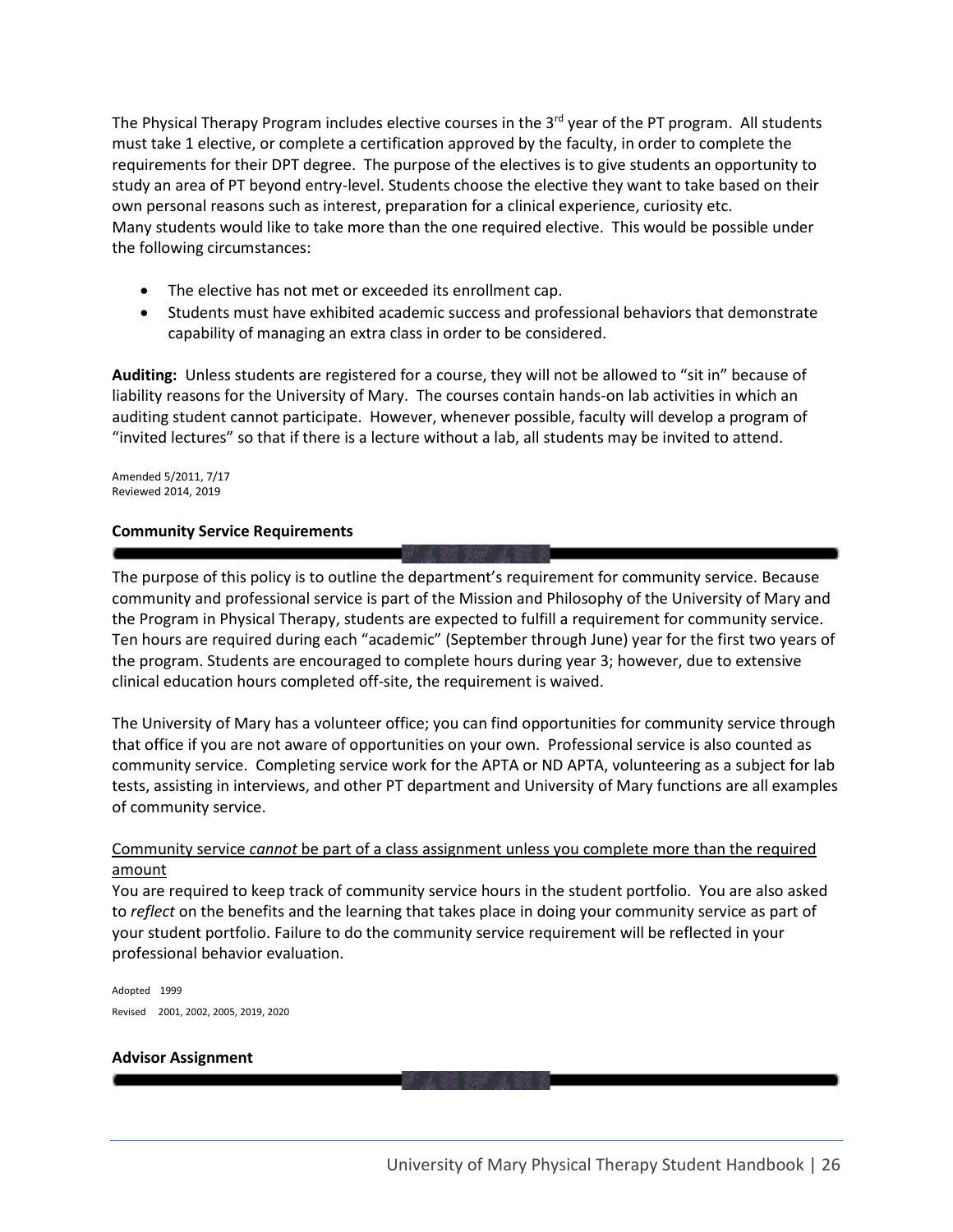The Physical Therapy Program includes elective courses in the 3rd year of the PT program. All students must take 1 elective, or complete a certification approved by the faculty, in order to complete the requirements for their DPT degree. The purpose of the electives is to give students an opportunity to study an area of PT beyond entry-level. Students choose the elective they want to take based on their own personal reasons such as interest, preparation for a clinical experience, curiosity etc.
Many students would like to take more than the one required elective. This would be possible under the following circumstances:

- The elective has not met or exceeded its enrollment cap.
- Students must have exhibited academic success and professional behaviors that demonstrate capability of managing an extra class in order to be considered.

**Auditing:** Unless students are registered for a course, they will not be allowed to "sit in" because of liability reasons for the University of Mary. The courses contain hands-on lab activities in which an auditing student cannot participate. However, whenever possible, faculty will develop a program of "invited lectures" so that if there is a lecture without a lab, all students may be invited to attend.

Amended 5/2011, 7/17
Reviewed 2014, 2019

### Community Service Requirements

The purpose of this policy is to outline the department's requirement for community service. Because community and professional service is part of the Mission and Philosophy of the University of Mary and the Program in Physical Therapy, students are expected to fulfill a requirement for community service. Ten hours are required during each "academic" (September through June) year for the first two years of the program. Students are encouraged to complete hours during year 3; however, due to extensive clinical education hours completed off-site, the requirement is waived.

The University of Mary has a volunteer office; you can find opportunities for community service through that office if you are not aware of opportunities on your own. Professional service is also counted as community service. Completing service work for the APTA or ND APTA, volunteering as a subject for lab tests, assisting in interviews, and other PT department and University of Mary functions are all examples of community service.

<u>Community service *cannot* be part of a class assignment unless you complete more than the required amount</u>
You are required to keep track of community service hours in the student portfolio. You are also asked to *reflect* on the benefits and the learning that takes place in doing your community service as part of your student portfolio. Failure to do the community service requirement will be reflected in your professional behavior evaluation.

Adopted 1999
Revised 2001, 2002, 2005, 2019, 2020

### Advisor Assignment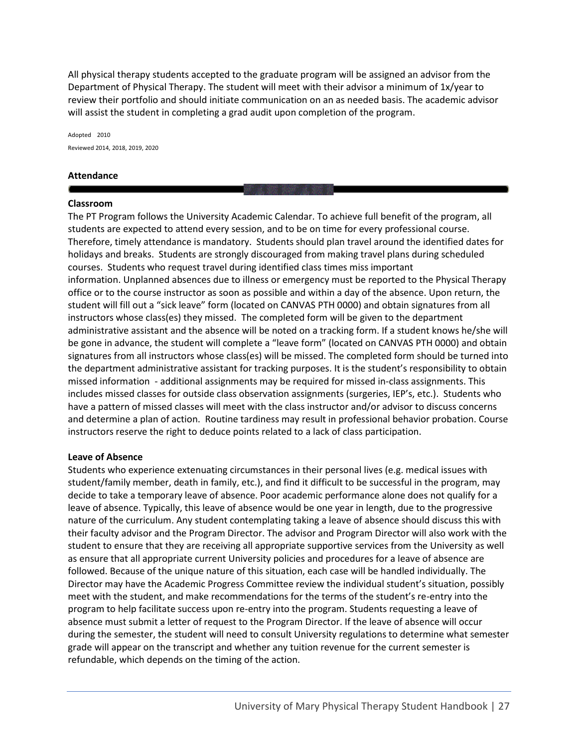All physical therapy students accepted to the graduate program will be assigned an advisor from the Department of Physical Therapy. The student will meet with their advisor a minimum of 1x/year to review their portfolio and should initiate communication on an as needed basis. The academic advisor will assist the student in completing a grad audit upon completion of the program.

Adopted 2010

Reviewed 2014, 2018, 2019, 2020

## Attendance

### Classroom

The PT Program follows the University Academic Calendar. To achieve full benefit of the program, all students are expected to attend every session, and to be on time for every professional course. Therefore, timely attendance is mandatory. Students should plan travel around the identified dates for holidays and breaks. Students are strongly discouraged from making travel plans during scheduled courses. Students who request travel during identified class times miss important information. Unplanned absences due to illness or emergency must be reported to the Physical Therapy office or to the course instructor as soon as possible and within a day of the absence. Upon return, the student will fill out a "sick leave" form (located on CANVAS PTH 0000) and obtain signatures from all instructors whose class(es) they missed. The completed form will be given to the department administrative assistant and the absence will be noted on a tracking form. If a student knows he/she will be gone in advance, the student will complete a "leave form" (located on CANVAS PTH 0000) and obtain signatures from all instructors whose class(es) will be missed. The completed form should be turned into the department administrative assistant for tracking purposes. It is the student's responsibility to obtain missed information - additional assignments may be required for missed in-class assignments. This includes missed classes for outside class observation assignments (surgeries, IEP's, etc.). Students who have a pattern of missed classes will meet with the class instructor and/or advisor to discuss concerns and determine a plan of action. Routine tardiness may result in professional behavior probation. Course instructors reserve the right to deduce points related to a lack of class participation.

### Leave of Absence

Students who experience extenuating circumstances in their personal lives (e.g. medical issues with student/family member, death in family, etc.), and find it difficult to be successful in the program, may decide to take a temporary leave of absence. Poor academic performance alone does not qualify for a leave of absence. Typically, this leave of absence would be one year in length, due to the progressive nature of the curriculum. Any student contemplating taking a leave of absence should discuss this with their faculty advisor and the Program Director. The advisor and Program Director will also work with the student to ensure that they are receiving all appropriate supportive services from the University as well as ensure that all appropriate current University policies and procedures for a leave of absence are followed. Because of the unique nature of this situation, each case will be handled individually. The Director may have the Academic Progress Committee review the individual student's situation, possibly meet with the student, and make recommendations for the terms of the student's re-entry into the program to help facilitate success upon re-entry into the program. Students requesting a leave of absence must submit a letter of request to the Program Director. If the leave of absence will occur during the semester, the student will need to consult University regulations to determine what semester grade will appear on the transcript and whether any tuition revenue for the current semester is refundable, which depends on the timing of the action.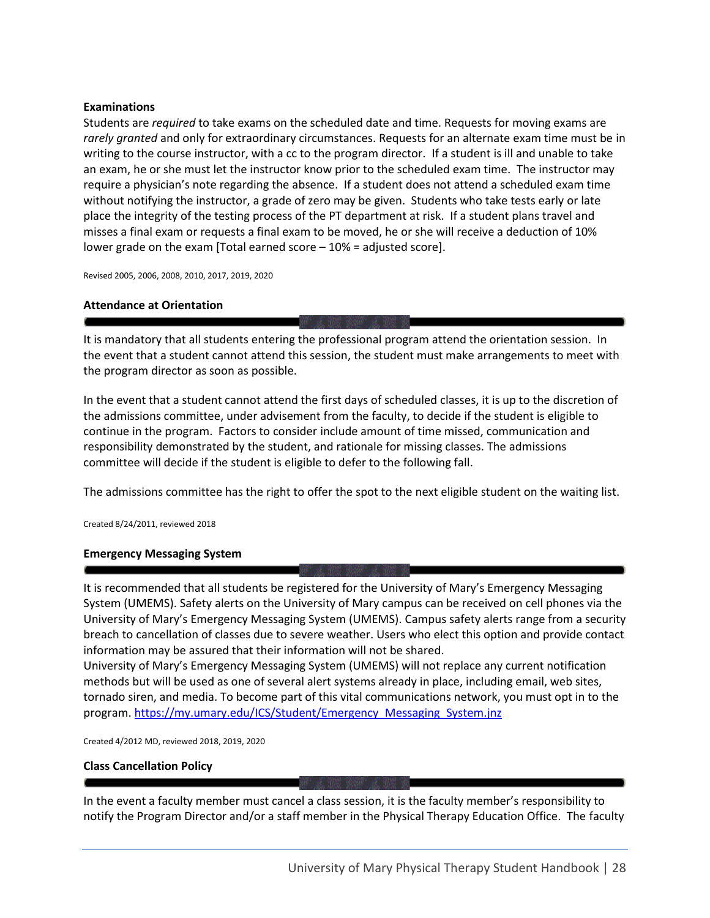**Examinations**

Students are *required* to take exams on the scheduled date and time. Requests for moving exams are *rarely granted* and only for extraordinary circumstances. Requests for an alternate exam time must be in writing to the course instructor, with a cc to the program director. If a student is ill and unable to take an exam, he or she must let the instructor know prior to the scheduled exam time. The instructor may require a physician's note regarding the absence. If a student does not attend a scheduled exam time without notifying the instructor, a grade of zero may be given. Students who take tests early or late place the integrity of the testing process of the PT department at risk. If a student plans travel and misses a final exam or requests a final exam to be moved, he or she will receive a deduction of 10% lower grade on the exam [Total earned score – 10% = adjusted score].

Revised 2005, 2006, 2008, 2010, 2017, 2019, 2020

**Attendance at Orientation**

It is mandatory that all students entering the professional program attend the orientation session. In the event that a student cannot attend this session, the student must make arrangements to meet with the program director as soon as possible.

In the event that a student cannot attend the first days of scheduled classes, it is up to the discretion of the admissions committee, under advisement from the faculty, to decide if the student is eligible to continue in the program. Factors to consider include amount of time missed, communication and responsibility demonstrated by the student, and rationale for missing classes. The admissions committee will decide if the student is eligible to defer to the following fall.

The admissions committee has the right to offer the spot to the next eligible student on the waiting list.

Created 8/24/2011, reviewed 2018

**Emergency Messaging System**

It is recommended that all students be registered for the University of Mary's Emergency Messaging System (UMEMS). Safety alerts on the University of Mary campus can be received on cell phones via the University of Mary's Emergency Messaging System (UMEMS). Campus safety alerts range from a security breach to cancellation of classes due to severe weather. Users who elect this option and provide contact information may be assured that their information will not be shared.
University of Mary's Emergency Messaging System (UMEMS) will not replace any current notification methods but will be used as one of several alert systems already in place, including email, web sites, tornado siren, and media. To become part of this vital communications network, you must opt in to the program. https://my.umary.edu/ICS/Student/Emergency_Messaging_System.jnz

Created 4/2012 MD, reviewed 2018, 2019, 2020

**Class Cancellation Policy**

In the event a faculty member must cancel a class session, it is the faculty member's responsibility to notify the Program Director and/or a staff member in the Physical Therapy Education Office. The faculty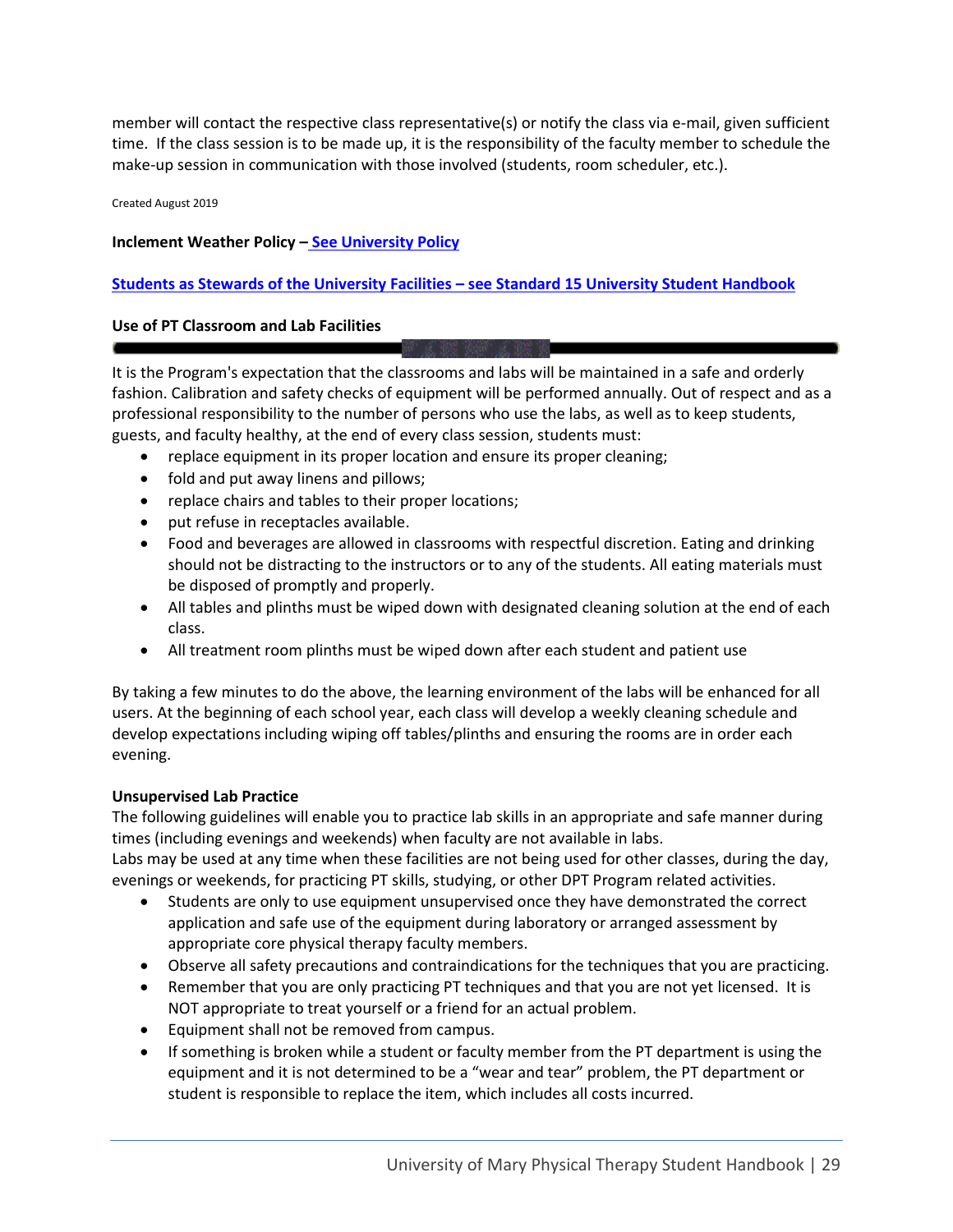member will contact the respective class representative(s) or notify the class via e-mail, given sufficient time. If the class session is to be made up, it is the responsibility of the faculty member to schedule the make-up session in communication with those involved (students, room scheduler, etc.).

Created August 2019

**Inclement Weather Policy – See University Policy**

**Students as Stewards of the University Facilities – see Standard 15 University Student Handbook**

**Use of PT Classroom and Lab Facilities**

It is the Program's expectation that the classrooms and labs will be maintained in a safe and orderly fashion. Calibration and safety checks of equipment will be performed annually. Out of respect and as a professional responsibility to the number of persons who use the labs, as well as to keep students, guests, and faculty healthy, at the end of every class session, students must:

- replace equipment in its proper location and ensure its proper cleaning;
- fold and put away linens and pillows;
- replace chairs and tables to their proper locations;
- put refuse in receptacles available.
- Food and beverages are allowed in classrooms with respectful discretion. Eating and drinking should not be distracting to the instructors or to any of the students. All eating materials must be disposed of promptly and properly.
- All tables and plinths must be wiped down with designated cleaning solution at the end of each class.
- All treatment room plinths must be wiped down after each student and patient use

By taking a few minutes to do the above, the learning environment of the labs will be enhanced for all users. At the beginning of each school year, each class will develop a weekly cleaning schedule and develop expectations including wiping off tables/plinths and ensuring the rooms are in order each evening.

**Unsupervised Lab Practice**

The following guidelines will enable you to practice lab skills in an appropriate and safe manner during times (including evenings and weekends) when faculty are not available in labs.

Labs may be used at any time when these facilities are not being used for other classes, during the day, evenings or weekends, for practicing PT skills, studying, or other DPT Program related activities.

- Students are only to use equipment unsupervised once they have demonstrated the correct application and safe use of the equipment during laboratory or arranged assessment by appropriate core physical therapy faculty members.
- Observe all safety precautions and contraindications for the techniques that you are practicing.
- Remember that you are only practicing PT techniques and that you are not yet licensed. It is NOT appropriate to treat yourself or a friend for an actual problem.
- Equipment shall not be removed from campus.
- If something is broken while a student or faculty member from the PT department is using the equipment and it is not determined to be a "wear and tear" problem, the PT department or student is responsible to replace the item, which includes all costs incurred.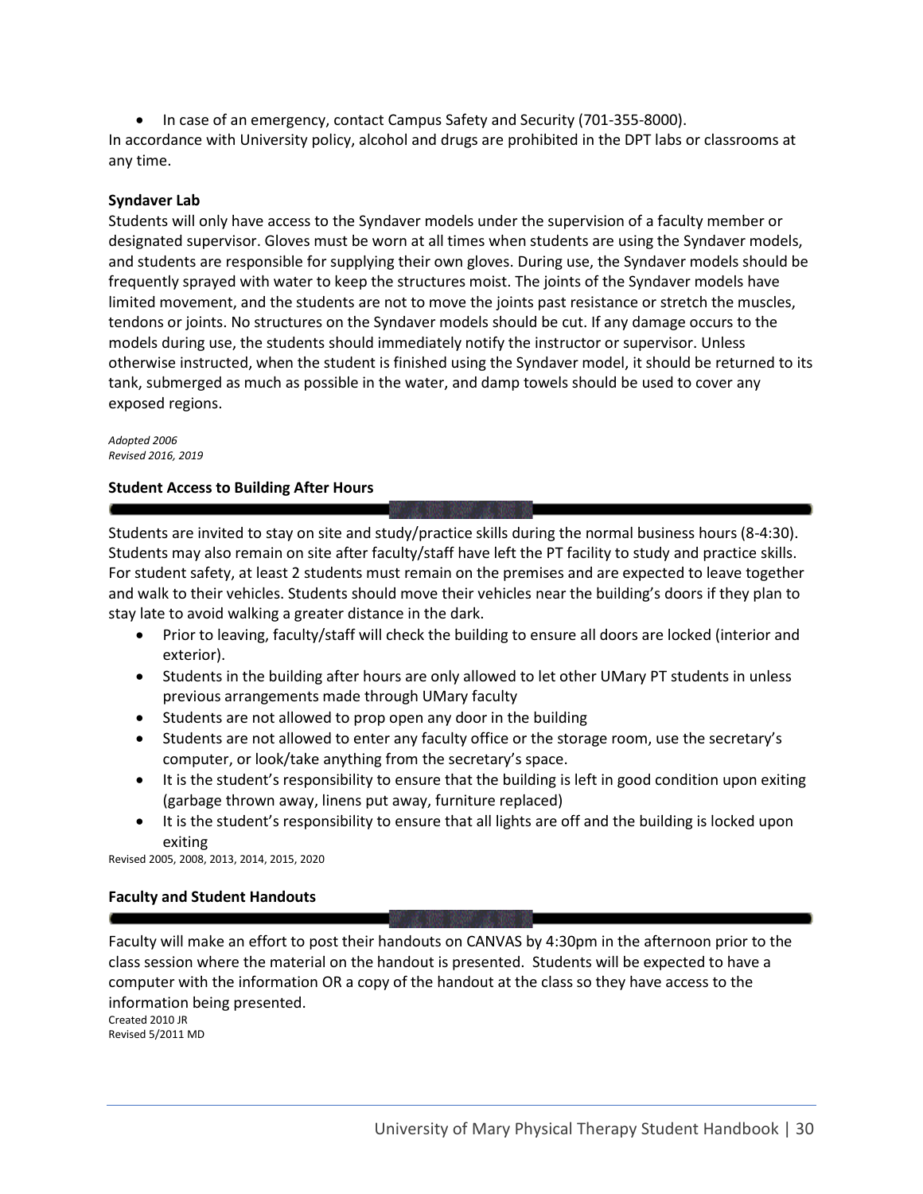- In case of an emergency, contact Campus Safety and Security (701-355-8000).

In accordance with University policy, alcohol and drugs are prohibited in the DPT labs or classrooms at any time.

**Syndaver Lab**

Students will only have access to the Syndaver models under the supervision of a faculty member or designated supervisor. Gloves must be worn at all times when students are using the Syndaver models, and students are responsible for supplying their own gloves. During use, the Syndaver models should be frequently sprayed with water to keep the structures moist. The joints of the Syndaver models have limited movement, and the students are not to move the joints past resistance or stretch the muscles, tendons or joints. No structures on the Syndaver models should be cut. If any damage occurs to the models during use, the students should immediately notify the instructor or supervisor. Unless otherwise instructed, when the student is finished using the Syndaver model, it should be returned to its tank, submerged as much as possible in the water, and damp towels should be used to cover any exposed regions.

*Adopted 2006*
*Revised 2016, 2019*

**Student Access to Building After Hours**

Students are invited to stay on site and study/practice skills during the normal business hours (8-4:30). Students may also remain on site after faculty/staff have left the PT facility to study and practice skills. For student safety, at least 2 students must remain on the premises and are expected to leave together and walk to their vehicles. Students should move their vehicles near the building's doors if they plan to stay late to avoid walking a greater distance in the dark.

- Prior to leaving, faculty/staff will check the building to ensure all doors are locked (interior and exterior).
- Students in the building after hours are only allowed to let other UMary PT students in unless previous arrangements made through UMary faculty
- Students are not allowed to prop open any door in the building
- Students are not allowed to enter any faculty office or the storage room, use the secretary's computer, or look/take anything from the secretary's space.
- It is the student's responsibility to ensure that the building is left in good condition upon exiting (garbage thrown away, linens put away, furniture replaced)
- It is the student's responsibility to ensure that all lights are off and the building is locked upon exiting

Revised 2005, 2008, 2013, 2014, 2015, 2020

**Faculty and Student Handouts**

Faculty will make an effort to post their handouts on CANVAS by 4:30pm in the afternoon prior to the class session where the material on the handout is presented. Students will be expected to have a computer with the information OR a copy of the handout at the class so they have access to the information being presented.

Created 2010 JR
Revised 5/2011 MD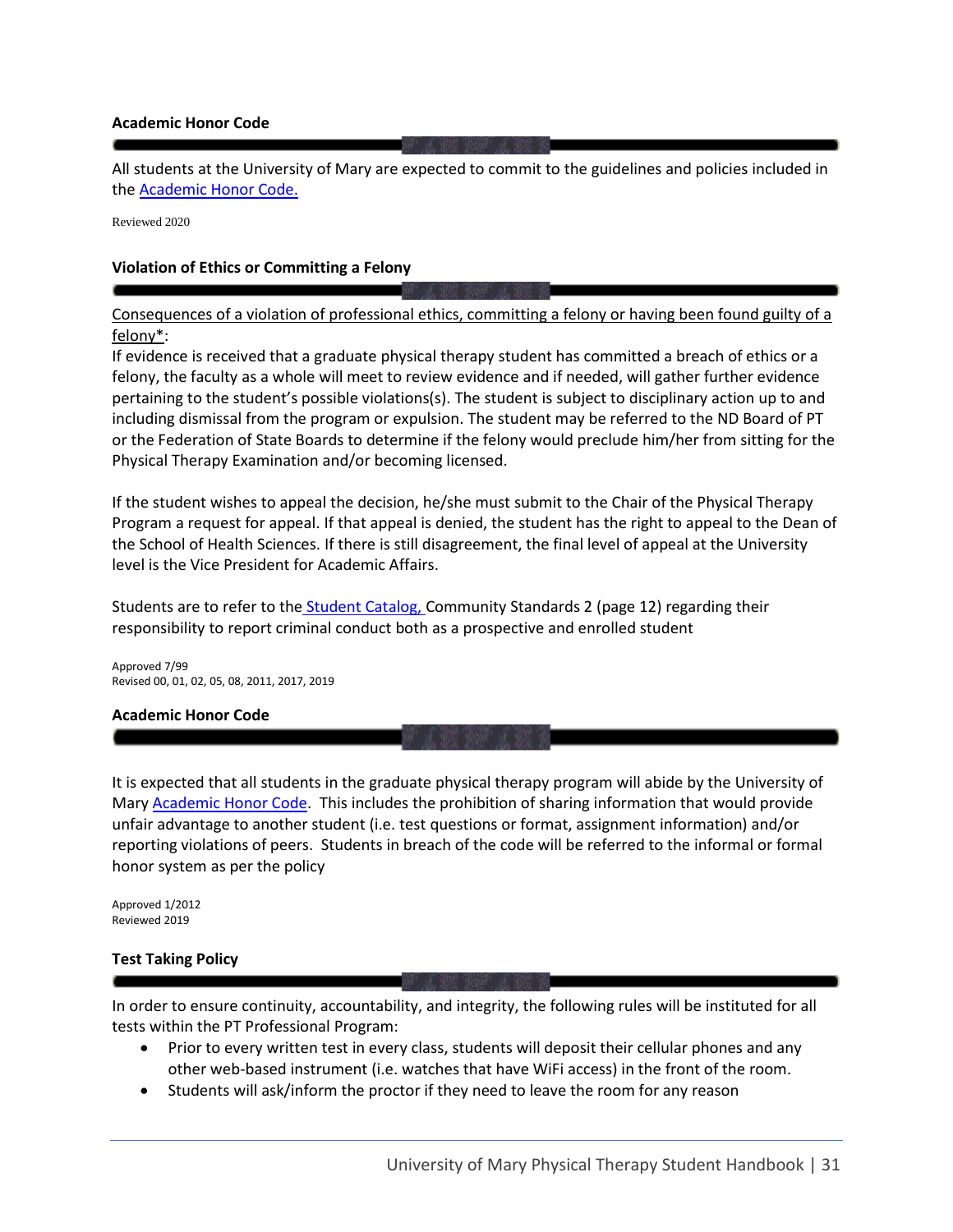### Academic Honor Code

All students at the University of Mary are expected to commit to the guidelines and policies included in the Academic Honor Code.

Reviewed 2020

### Violation of Ethics or Committing a Felony

Consequences of a violation of professional ethics, committing a felony or having been found guilty of a felony*:
If evidence is received that a graduate physical therapy student has committed a breach of ethics or a felony, the faculty as a whole will meet to review evidence and if needed, will gather further evidence pertaining to the student's possible violations(s). The student is subject to disciplinary action up to and including dismissal from the program or expulsion. The student may be referred to the ND Board of PT or the Federation of State Boards to determine if the felony would preclude him/her from sitting for the Physical Therapy Examination and/or becoming licensed.

If the student wishes to appeal the decision, he/she must submit to the Chair of the Physical Therapy Program a request for appeal. If that appeal is denied, the student has the right to appeal to the Dean of the School of Health Sciences. If there is still disagreement, the final level of appeal at the University level is the Vice President for Academic Affairs.

Students are to refer to the Student Catalog, Community Standards 2 (page 12) regarding their responsibility to report criminal conduct both as a prospective and enrolled student

Approved 7/99
Revised 00, 01, 02, 05, 08, 2011, 2017, 2019

### Academic Honor Code

It is expected that all students in the graduate physical therapy program will abide by the University of Mary Academic Honor Code. This includes the prohibition of sharing information that would provide unfair advantage to another student (i.e. test questions or format, assignment information) and/or reporting violations of peers. Students in breach of the code will be referred to the informal or formal honor system as per the policy

Approved 1/2012
Reviewed 2019

### Test Taking Policy

In order to ensure continuity, accountability, and integrity, the following rules will be instituted for all tests within the PT Professional Program:

- Prior to every written test in every class, students will deposit their cellular phones and any other web-based instrument (i.e. watches that have WiFi access) in the front of the room.
- Students will ask/inform the proctor if they need to leave the room for any reason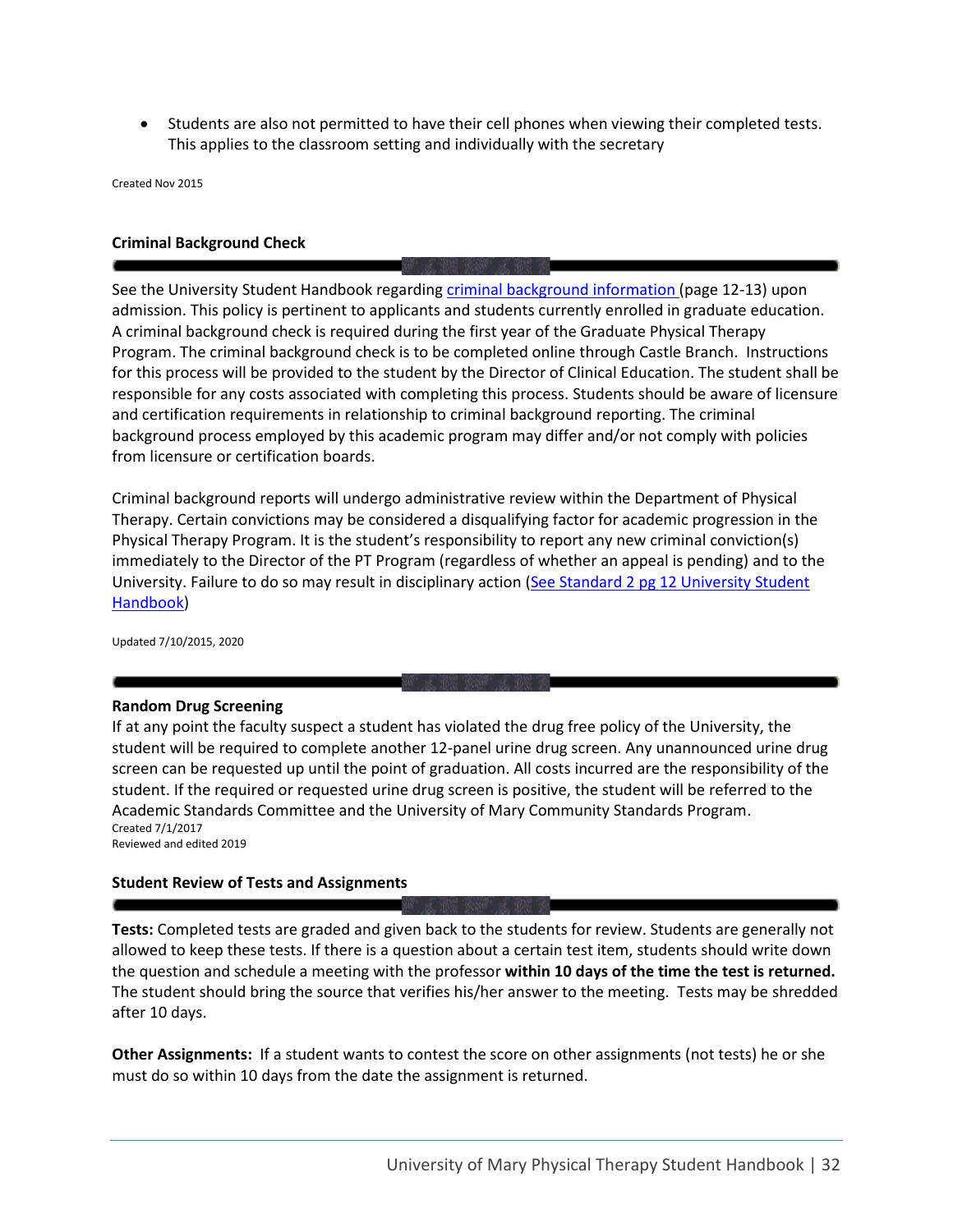- Students are also not permitted to have their cell phones when viewing their completed tests. This applies to the classroom setting and individually with the secretary

Created Nov 2015

### Criminal Background Check

See the University Student Handbook regarding criminal background information (page 12-13) upon admission. This policy is pertinent to applicants and students currently enrolled in graduate education. A criminal background check is required during the first year of the Graduate Physical Therapy Program. The criminal background check is to be completed online through Castle Branch. Instructions for this process will be provided to the student by the Director of Clinical Education. The student shall be responsible for any costs associated with completing this process. Students should be aware of licensure and certification requirements in relationship to criminal background reporting. The criminal background process employed by this academic program may differ and/or not comply with policies from licensure or certification boards.

Criminal background reports will undergo administrative review within the Department of Physical Therapy. Certain convictions may be considered a disqualifying factor for academic progression in the Physical Therapy Program. It is the student's responsibility to report any new criminal conviction(s) immediately to the Director of the PT Program (regardless of whether an appeal is pending) and to the University. Failure to do so may result in disciplinary action (See Standard 2 pg 12 University Student Handbook)

Updated 7/10/2015, 2020

### Random Drug Screening

If at any point the faculty suspect a student has violated the drug free policy of the University, the student will be required to complete another 12-panel urine drug screen. Any unannounced urine drug screen can be requested up until the point of graduation. All costs incurred are the responsibility of the student. If the required or requested urine drug screen is positive, the student will be referred to the Academic Standards Committee and the University of Mary Community Standards Program.

Created 7/1/2017
Reviewed and edited 2019

### Student Review of Tests and Assignments

**Tests:** Completed tests are graded and given back to the students for review. Students are generally not allowed to keep these tests. If there is a question about a certain test item, students should write down the question and schedule a meeting with the professor **within 10 days of the time the test is returned.** The student should bring the source that verifies his/her answer to the meeting. Tests may be shredded after 10 days.

**Other Assignments:** If a student wants to contest the score on other assignments (not tests) he or she must do so within 10 days from the date the assignment is returned.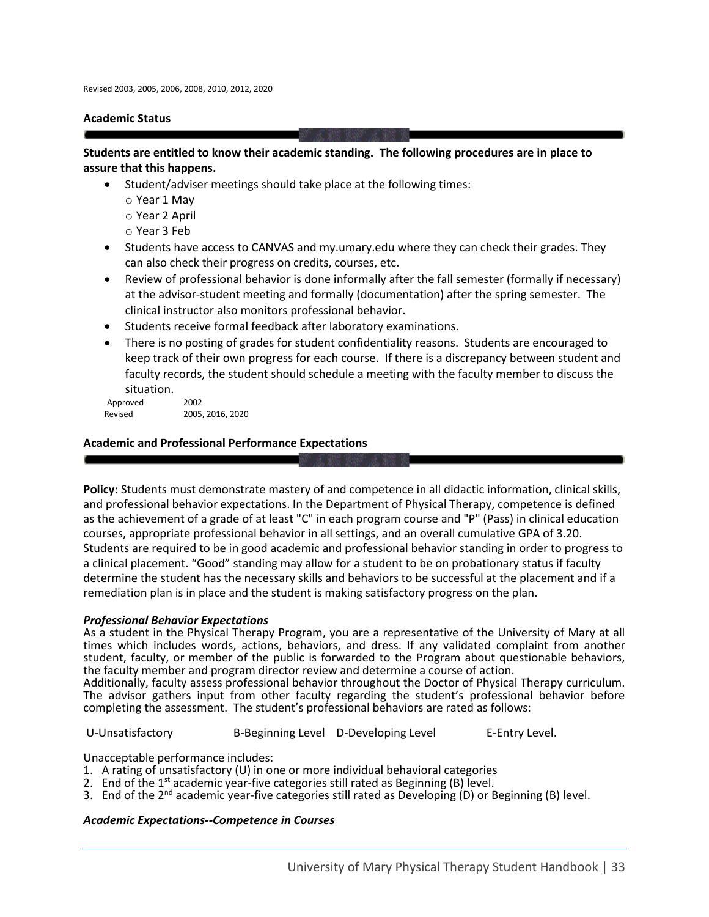Revised 2003, 2005, 2006, 2008, 2010, 2012, 2020

## Academic Status

**Students are entitled to know their academic standing. The following procedures are in place to assure that this happens.**

- Student/adviser meetings should take place at the following times:
  - Year 1 May
  - Year 2 April
  - Year 3 Feb
- Students have access to CANVAS and my.umary.edu where they can check their grades. They can also check their progress on credits, courses, etc.
- Review of professional behavior is done informally after the fall semester (formally if necessary) at the advisor-student meeting and formally (documentation) after the spring semester. The clinical instructor also monitors professional behavior.
- Students receive formal feedback after laboratory examinations.
- There is no posting of grades for student confidentiality reasons. Students are encouraged to keep track of their own progress for each course. If there is a discrepancy between student and faculty records, the student should schedule a meeting with the faculty member to discuss the situation.

Approved 2002
Revised 2005, 2016, 2020

## Academic and Professional Performance Expectations

**Policy:** Students must demonstrate mastery of and competence in all didactic information, clinical skills, and professional behavior expectations. In the Department of Physical Therapy, competence is defined as the achievement of a grade of at least "C" in each program course and "P" (Pass) in clinical education courses, appropriate professional behavior in all settings, and an overall cumulative GPA of 3.20. Students are required to be in good academic and professional behavior standing in order to progress to a clinical placement. “Good” standing may allow for a student to be on probationary status if faculty determine the student has the necessary skills and behaviors to be successful at the placement and if a remediation plan is in place and the student is making satisfactory progress on the plan.

### *Professional Behavior Expectations*

As a student in the Physical Therapy Program, you are a representative of the University of Mary at all times which includes words, actions, behaviors, and dress. If any validated complaint from another student, faculty, or member of the public is forwarded to the Program about questionable behaviors, the faculty member and program director review and determine a course of action.
Additionally, faculty assess professional behavior throughout the Doctor of Physical Therapy curriculum. The advisor gathers input from other faculty regarding the student’s professional behavior before completing the assessment. The student’s professional behaviors are rated as follows:

U-Unsatisfactory B-Beginning Level D-Developing Level E-Entry Level.

Unacceptable performance includes:

1. A rating of unsatisfactory (U) in one or more individual behavioral categories
2. End of the 1st academic year-five categories still rated as Beginning (B) level.
3. End of the 2nd academic year-five categories still rated as Developing (D) or Beginning (B) level.

### *Academic Expectations--Competence in Courses*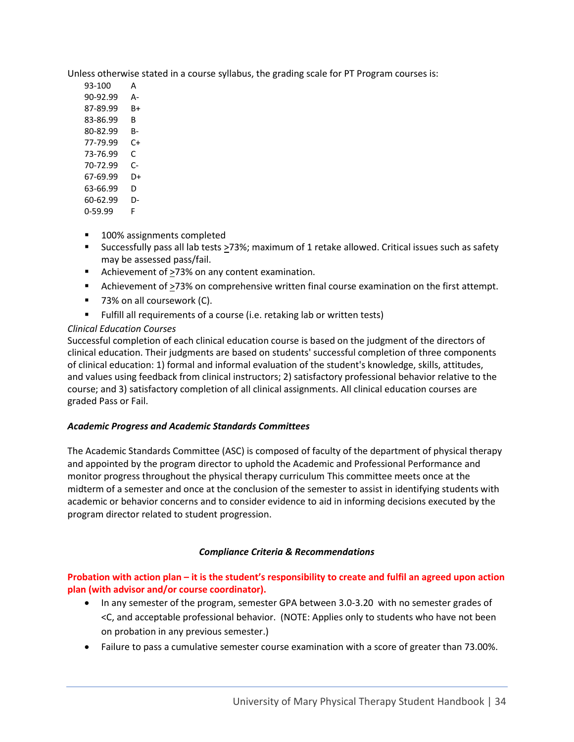Unless otherwise stated in a course syllabus, the grading scale for PT Program courses is:

| | |
|---|---|
| 93-100 | A |
| 90-92.99 | A- |
| 87-89.99 | B+ |
| 83-86.99 | B |
| 80-82.99 | B- |
| 77-79.99 | C+ |
| 73-76.99 | C |
| 70-72.99 | C- |
| 67-69.99 | D+ |
| 63-66.99 | D |
| 60-62.99 | D- |
| 0-59.99 | F |

- 100% assignments completed
- Successfully pass all lab tests ≥73%; maximum of 1 retake allowed. Critical issues such as safety may be assessed pass/fail.
- Achievement of ≥73% on any content examination.
- Achievement of ≥73% on comprehensive written final course examination on the first attempt.
- 73% on all coursework (C).
- Fulfill all requirements of a course (i.e. retaking lab or written tests)

*Clinical Education Courses*

Successful completion of each clinical education course is based on the judgment of the directors of clinical education. Their judgments are based on students' successful completion of three components of clinical education: 1) formal and informal evaluation of the student's knowledge, skills, attitudes, and values using feedback from clinical instructors; 2) satisfactory professional behavior relative to the course; and 3) satisfactory completion of all clinical assignments. All clinical education courses are graded Pass or Fail.

***Academic Progress and Academic Standards Committees***

The Academic Standards Committee (ASC) is composed of faculty of the department of physical therapy and appointed by the program director to uphold the Academic and Professional Performance and monitor progress throughout the physical therapy curriculum This committee meets once at the midterm of a semester and once at the conclusion of the semester to assist in identifying students with academic or behavior concerns and to consider evidence to aid in informing decisions executed by the program director related to student progression.

***Compliance Criteria & Recommendations***

**Probation with action plan – it is the student's responsibility to create and fulfil an agreed upon action plan (with advisor and/or course coordinator).**

- In any semester of the program, semester GPA between 3.0-3.20 with no semester grades of <C, and acceptable professional behavior. (NOTE: Applies only to students who have not been on probation in any previous semester.)
- Failure to pass a cumulative semester course examination with a score of greater than 73.00%.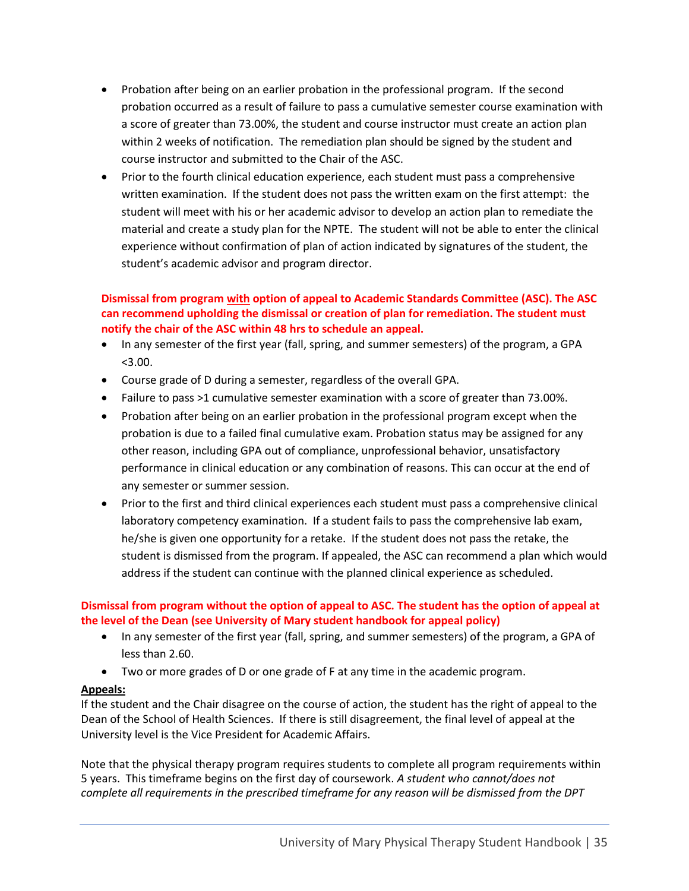- Probation after being on an earlier probation in the professional program. If the second probation occurred as a result of failure to pass a cumulative semester course examination with a score of greater than 73.00%, the student and course instructor must create an action plan within 2 weeks of notification. The remediation plan should be signed by the student and course instructor and submitted to the Chair of the ASC.
- Prior to the fourth clinical education experience, each student must pass a comprehensive written examination. If the student does not pass the written exam on the first attempt: the student will meet with his or her academic advisor to develop an action plan to remediate the material and create a study plan for the NPTE. The student will not be able to enter the clinical experience without confirmation of plan of action indicated by signatures of the student, the student's academic advisor and program director.

**Dismissal from program <u>with</u> option of appeal to Academic Standards Committee (ASC). The ASC can recommend upholding the dismissal or creation of plan for remediation. The student must notify the chair of the ASC within 48 hrs to schedule an appeal.**

- In any semester of the first year (fall, spring, and summer semesters) of the program, a GPA <3.00.
- Course grade of D during a semester, regardless of the overall GPA.
- Failure to pass >1 cumulative semester examination with a score of greater than 73.00%.
- Probation after being on an earlier probation in the professional program except when the probation is due to a failed final cumulative exam. Probation status may be assigned for any other reason, including GPA out of compliance, unprofessional behavior, unsatisfactory performance in clinical education or any combination of reasons. This can occur at the end of any semester or summer session.
- Prior to the first and third clinical experiences each student must pass a comprehensive clinical laboratory competency examination. If a student fails to pass the comprehensive lab exam, he/she is given one opportunity for a retake. If the student does not pass the retake, the student is dismissed from the program. If appealed, the ASC can recommend a plan which would address if the student can continue with the planned clinical experience as scheduled.

**Dismissal from program without the option of appeal to ASC. The student has the option of appeal at the level of the Dean (see University of Mary student handbook for appeal policy)**

- In any semester of the first year (fall, spring, and summer semesters) of the program, a GPA of less than 2.60.
- Two or more grades of D or one grade of F at any time in the academic program.

**<u>Appeals:</u>**

If the student and the Chair disagree on the course of action, the student has the right of appeal to the Dean of the School of Health Sciences. If there is still disagreement, the final level of appeal at the University level is the Vice President for Academic Affairs.

Note that the physical therapy program requires students to complete all program requirements within 5 years. This timeframe begins on the first day of coursework. *A student who cannot/does not complete all requirements in the prescribed timeframe for any reason will be dismissed from the DPT*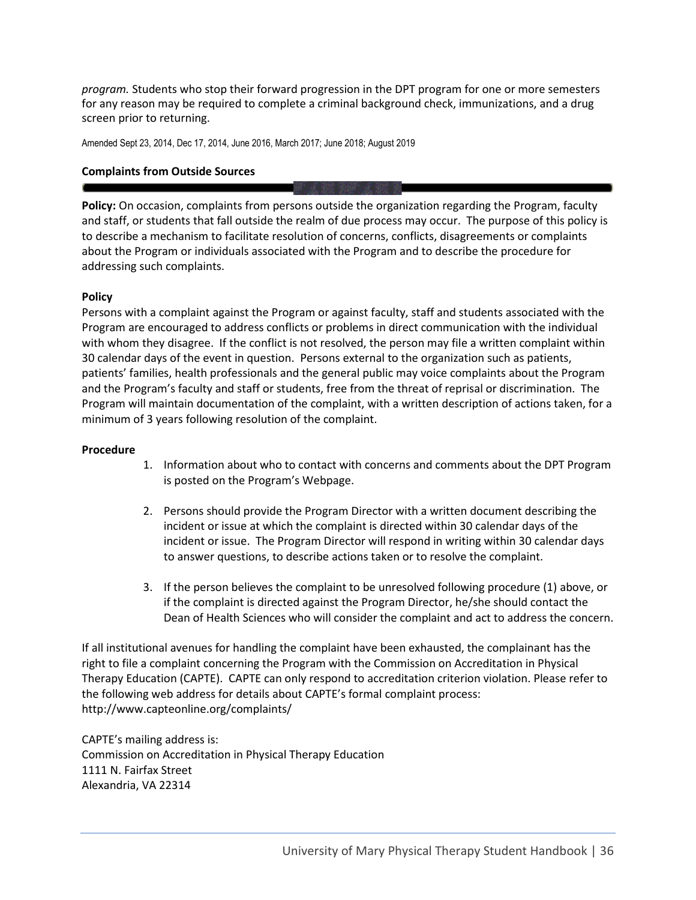*program.* Students who stop their forward progression in the DPT program for one or more semesters for any reason may be required to complete a criminal background check, immunizations, and a drug screen prior to returning.

Amended Sept 23, 2014, Dec 17, 2014, June 2016, March 2017; June 2018; August 2019

**Complaints from Outside Sources**

**Policy:** On occasion, complaints from persons outside the organization regarding the Program, faculty and staff, or students that fall outside the realm of due process may occur. The purpose of this policy is to describe a mechanism to facilitate resolution of concerns, conflicts, disagreements or complaints about the Program or individuals associated with the Program and to describe the procedure for addressing such complaints.

**Policy**

Persons with a complaint against the Program or against faculty, staff and students associated with the Program are encouraged to address conflicts or problems in direct communication with the individual with whom they disagree. If the conflict is not resolved, the person may file a written complaint within 30 calendar days of the event in question. Persons external to the organization such as patients, patients' families, health professionals and the general public may voice complaints about the Program and the Program's faculty and staff or students, free from the threat of reprisal or discrimination. The Program will maintain documentation of the complaint, with a written description of actions taken, for a minimum of 3 years following resolution of the complaint.

**Procedure**

1. Information about who to contact with concerns and comments about the DPT Program is posted on the Program's Webpage.

2. Persons should provide the Program Director with a written document describing the incident or issue at which the complaint is directed within 30 calendar days of the incident or issue. The Program Director will respond in writing within 30 calendar days to answer questions, to describe actions taken or to resolve the complaint.

3. If the person believes the complaint to be unresolved following procedure (1) above, or if the complaint is directed against the Program Director, he/she should contact the Dean of Health Sciences who will consider the complaint and act to address the concern.

If all institutional avenues for handling the complaint have been exhausted, the complainant has the right to file a complaint concerning the Program with the Commission on Accreditation in Physical Therapy Education (CAPTE). CAPTE can only respond to accreditation criterion violation. Please refer to the following web address for details about CAPTE's formal complaint process: http://www.capteonline.org/complaints/

CAPTE's mailing address is:
Commission on Accreditation in Physical Therapy Education
1111 N. Fairfax Street
Alexandria, VA 22314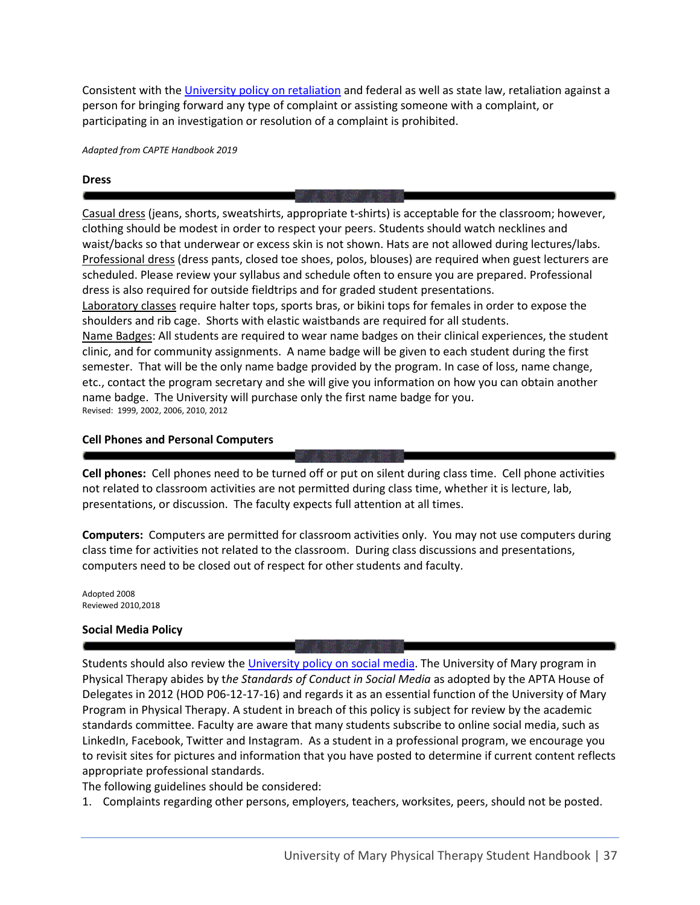Consistent with the University policy on retaliation and federal as well as state law, retaliation against a person for bringing forward any type of complaint or assisting someone with a complaint, or participating in an investigation or resolution of a complaint is prohibited.

*Adapted from CAPTE Handbook 2019*

**Dress**

Casual dress (jeans, shorts, sweatshirts, appropriate t-shirts) is acceptable for the classroom; however, clothing should be modest in order to respect your peers. Students should watch necklines and waist/backs so that underwear or excess skin is not shown. Hats are not allowed during lectures/labs. Professional dress (dress pants, closed toe shoes, polos, blouses) are required when guest lecturers are scheduled. Please review your syllabus and schedule often to ensure you are prepared. Professional dress is also required for outside fieldtrips and for graded student presentations.
Laboratory classes require halter tops, sports bras, or bikini tops for females in order to expose the shoulders and rib cage. Shorts with elastic waistbands are required for all students.
Name Badges: All students are required to wear name badges on their clinical experiences, the student clinic, and for community assignments. A name badge will be given to each student during the first semester. That will be the only name badge provided by the program. In case of loss, name change, etc., contact the program secretary and she will give you information on how you can obtain another name badge. The University will purchase only the first name badge for you.
Revised: 1999, 2002, 2006, 2010, 2012

**Cell Phones and Personal Computers**

**Cell phones:** Cell phones need to be turned off or put on silent during class time. Cell phone activities not related to classroom activities are not permitted during class time, whether it is lecture, lab, presentations, or discussion. The faculty expects full attention at all times.

**Computers:** Computers are permitted for classroom activities only. You may not use computers during class time for activities not related to the classroom. During class discussions and presentations, computers need to be closed out of respect for other students and faculty.

Adopted 2008
Reviewed 2010,2018

**Social Media Policy**

Students should also review the University policy on social media. The University of Mary program in Physical Therapy abides by t*he Standards of Conduct in Social Media* as adopted by the APTA House of Delegates in 2012 (HOD P06-12-17-16) and regards it as an essential function of the University of Mary Program in Physical Therapy. A student in breach of this policy is subject for review by the academic standards committee. Faculty are aware that many students subscribe to online social media, such as LinkedIn, Facebook, Twitter and Instagram. As a student in a professional program, we encourage you to revisit sites for pictures and information that you have posted to determine if current content reflects appropriate professional standards.
The following guidelines should be considered:

1. Complaints regarding other persons, employers, teachers, worksites, peers, should not be posted.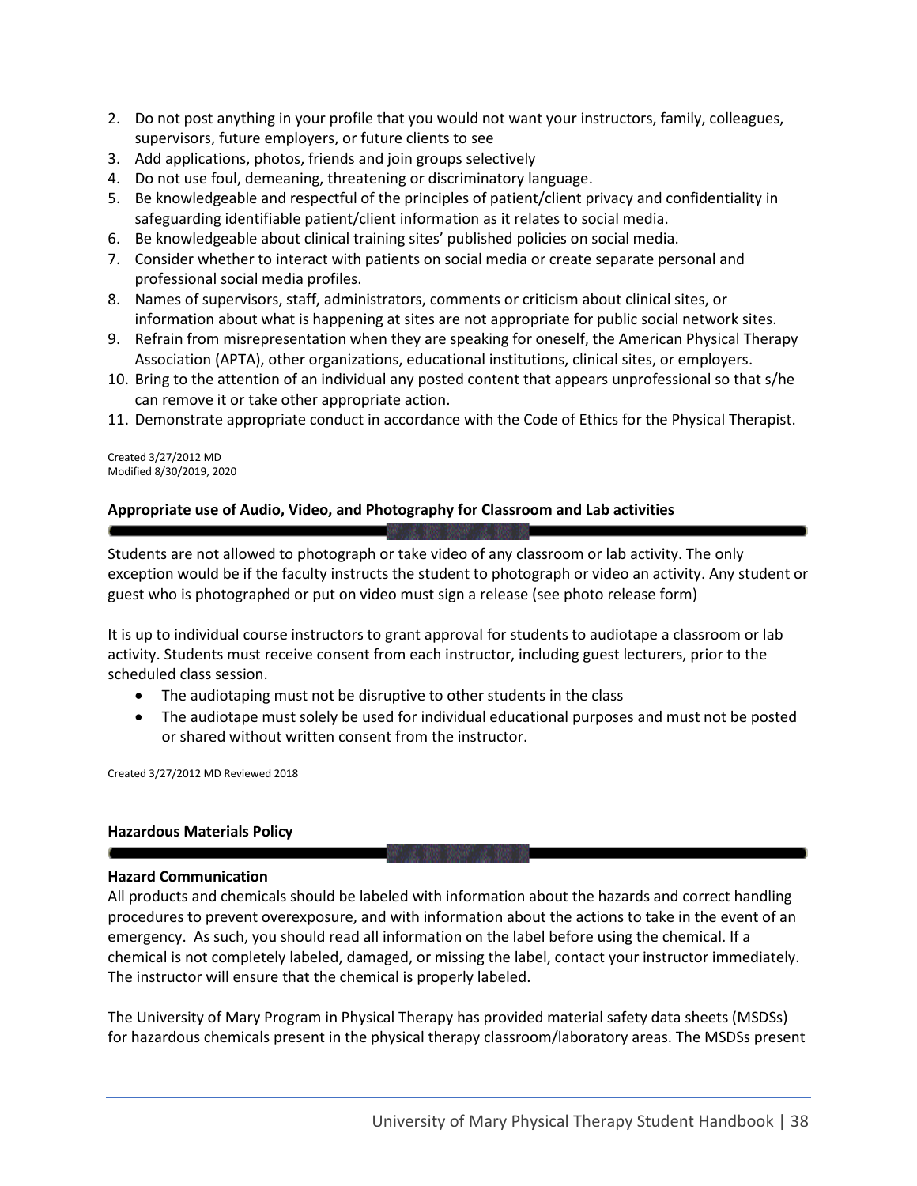2. Do not post anything in your profile that you would not want your instructors, family, colleagues, supervisors, future employers, or future clients to see
3. Add applications, photos, friends and join groups selectively
4. Do not use foul, demeaning, threatening or discriminatory language.
5. Be knowledgeable and respectful of the principles of patient/client privacy and confidentiality in safeguarding identifiable patient/client information as it relates to social media.
6. Be knowledgeable about clinical training sites' published policies on social media.
7. Consider whether to interact with patients on social media or create separate personal and professional social media profiles.
8. Names of supervisors, staff, administrators, comments or criticism about clinical sites, or information about what is happening at sites are not appropriate for public social network sites.
9. Refrain from misrepresentation when they are speaking for oneself, the American Physical Therapy Association (APTA), other organizations, educational institutions, clinical sites, or employers.
10. Bring to the attention of an individual any posted content that appears unprofessional so that s/he can remove it or take other appropriate action.
11. Demonstrate appropriate conduct in accordance with the Code of Ethics for the Physical Therapist.

Created 3/27/2012 MD
Modified 8/30/2019, 2020

## Appropriate use of Audio, Video, and Photography for Classroom and Lab activities

Students are not allowed to photograph or take video of any classroom or lab activity. The only exception would be if the faculty instructs the student to photograph or video an activity. Any student or guest who is photographed or put on video must sign a release (see photo release form)

It is up to individual course instructors to grant approval for students to audiotape a classroom or lab activity. Students must receive consent from each instructor, including guest lecturers, prior to the scheduled class session.

- The audiotaping must not be disruptive to other students in the class
- The audiotape must solely be used for individual educational purposes and must not be posted or shared without written consent from the instructor.

Created 3/27/2012 MD Reviewed 2018

## Hazardous Materials Policy

### Hazard Communication

All products and chemicals should be labeled with information about the hazards and correct handling procedures to prevent overexposure, and with information about the actions to take in the event of an emergency. As such, you should read all information on the label before using the chemical. If a chemical is not completely labeled, damaged, or missing the label, contact your instructor immediately. The instructor will ensure that the chemical is properly labeled.

The University of Mary Program in Physical Therapy has provided material safety data sheets (MSDSs) for hazardous chemicals present in the physical therapy classroom/laboratory areas. The MSDSs present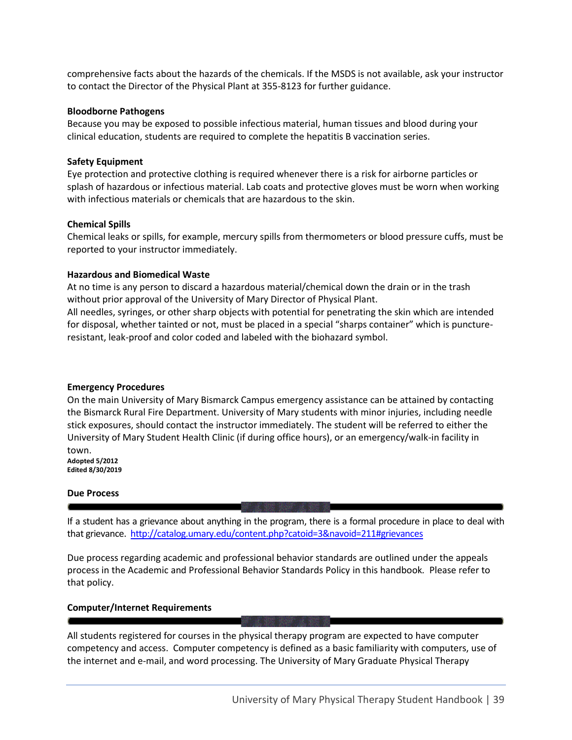comprehensive facts about the hazards of the chemicals. If the MSDS is not available, ask your instructor to contact the Director of the Physical Plant at 355-8123 for further guidance.

**Bloodborne Pathogens**

Because you may be exposed to possible infectious material, human tissues and blood during your clinical education, students are required to complete the hepatitis B vaccination series.

**Safety Equipment**

Eye protection and protective clothing is required whenever there is a risk for airborne particles or splash of hazardous or infectious material. Lab coats and protective gloves must be worn when working with infectious materials or chemicals that are hazardous to the skin.

**Chemical Spills**

Chemical leaks or spills, for example, mercury spills from thermometers or blood pressure cuffs, must be reported to your instructor immediately.

**Hazardous and Biomedical Waste**

At no time is any person to discard a hazardous material/chemical down the drain or in the trash without prior approval of the University of Mary Director of Physical Plant.

All needles, syringes, or other sharp objects with potential for penetrating the skin which are intended for disposal, whether tainted or not, must be placed in a special "sharps container" which is puncture-resistant, leak-proof and color coded and labeled with the biohazard symbol.

**Emergency Procedures**

On the main University of Mary Bismarck Campus emergency assistance can be attained by contacting the Bismarck Rural Fire Department. University of Mary students with minor injuries, including needle stick exposures, should contact the instructor immediately. The student will be referred to either the University of Mary Student Health Clinic (if during office hours), or an emergency/walk-in facility in town.

**Adopted 5/2012**
**Edited 8/30/2019**

## Due Process

If a student has a grievance about anything in the program, there is a formal procedure in place to deal with that grievance. http://catalog.umary.edu/content.php?catoid=3&navoid=211#grievances

Due process regarding academic and professional behavior standards are outlined under the appeals process in the Academic and Professional Behavior Standards Policy in this handbook. Please refer to that policy.

## Computer/Internet Requirements

All students registered for courses in the physical therapy program are expected to have computer competency and access. Computer competency is defined as a basic familiarity with computers, use of the internet and e-mail, and word processing. The University of Mary Graduate Physical Therapy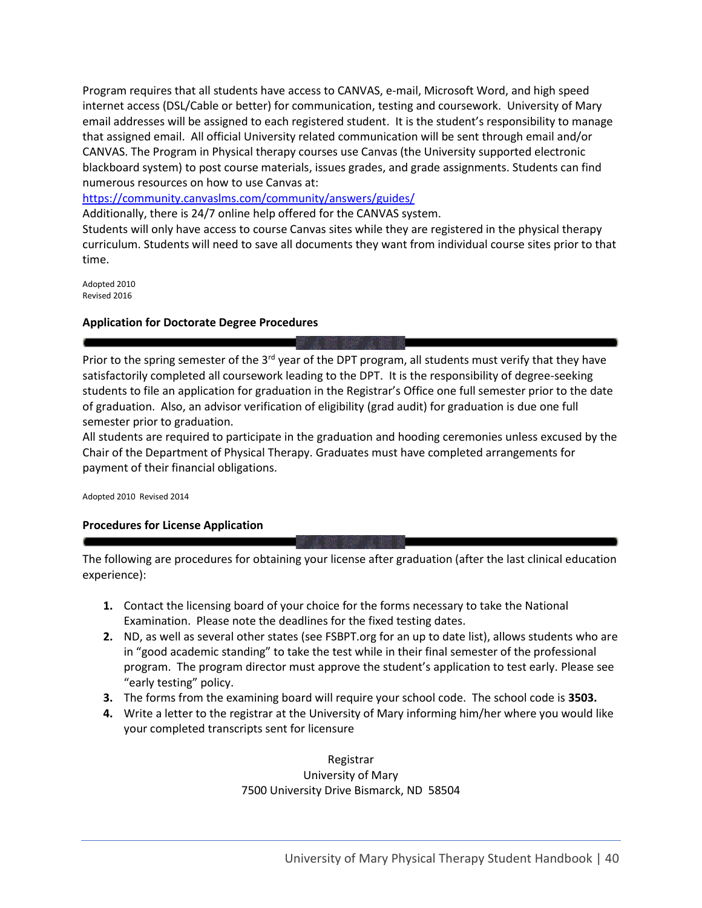Program requires that all students have access to CANVAS, e-mail, Microsoft Word, and high speed internet access (DSL/Cable or better) for communication, testing and coursework. University of Mary email addresses will be assigned to each registered student. It is the student's responsibility to manage that assigned email. All official University related communication will be sent through email and/or CANVAS. The Program in Physical therapy courses use Canvas (the University supported electronic blackboard system) to post course materials, issues grades, and grade assignments. Students can find numerous resources on how to use Canvas at:
https://community.canvaslms.com/community/answers/guides/
Additionally, there is 24/7 online help offered for the CANVAS system.
Students will only have access to course Canvas sites while they are registered in the physical therapy curriculum. Students will need to save all documents they want from individual course sites prior to that time.

Adopted 2010
Revised 2016

### Application for Doctorate Degree Procedures

Prior to the spring semester of the 3rd year of the DPT program, all students must verify that they have satisfactorily completed all coursework leading to the DPT. It is the responsibility of degree-seeking students to file an application for graduation in the Registrar's Office one full semester prior to the date of graduation. Also, an advisor verification of eligibility (grad audit) for graduation is due one full semester prior to graduation.
All students are required to participate in the graduation and hooding ceremonies unless excused by the Chair of the Department of Physical Therapy. Graduates must have completed arrangements for payment of their financial obligations.

Adopted 2010 Revised 2014

### Procedures for License Application

The following are procedures for obtaining your license after graduation (after the last clinical education experience):

1. Contact the licensing board of your choice for the forms necessary to take the National Examination. Please note the deadlines for the fixed testing dates.
2. ND, as well as several other states (see FSBPT.org for an up to date list), allows students who are in "good academic standing" to take the test while in their final semester of the professional program. The program director must approve the student's application to test early. Please see "early testing" policy.
3. The forms from the examining board will require your school code. The school code is **3503.**
4. Write a letter to the registrar at the University of Mary informing him/her where you would like your completed transcripts sent for licensure

Registrar
University of Mary
7500 University Drive Bismarck, ND 58504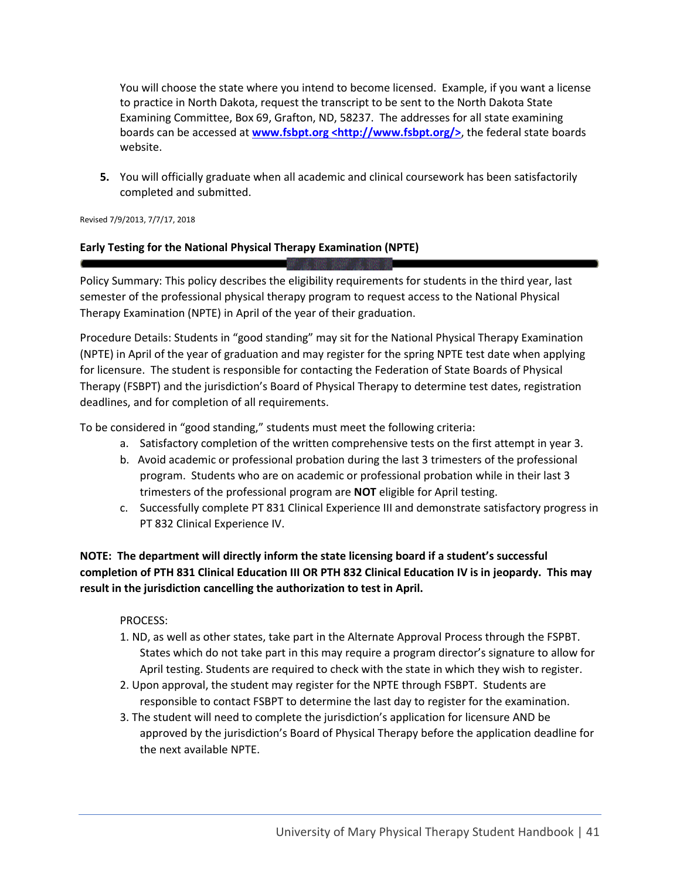You will choose the state where you intend to become licensed. Example, if you want a license to practice in North Dakota, request the transcript to be sent to the North Dakota State Examining Committee, Box 69, Grafton, ND, 58237. The addresses for all state examining boards can be accessed at **www.fsbpt.org <http://www.fsbpt.org/>**, the federal state boards website.

5. You will officially graduate when all academic and clinical coursework has been satisfactorily completed and submitted.

Revised 7/9/2013, 7/7/17, 2018

**Early Testing for the National Physical Therapy Examination (NPTE)**

Policy Summary: This policy describes the eligibility requirements for students in the third year, last semester of the professional physical therapy program to request access to the National Physical Therapy Examination (NPTE) in April of the year of their graduation.

Procedure Details: Students in "good standing" may sit for the National Physical Therapy Examination (NPTE) in April of the year of graduation and may register for the spring NPTE test date when applying for licensure. The student is responsible for contacting the Federation of State Boards of Physical Therapy (FSBPT) and the jurisdiction's Board of Physical Therapy to determine test dates, registration deadlines, and for completion of all requirements.

To be considered in "good standing," students must meet the following criteria:

a. Satisfactory completion of the written comprehensive tests on the first attempt in year 3.
b. Avoid academic or professional probation during the last 3 trimesters of the professional program. Students who are on academic or professional probation while in their last 3 trimesters of the professional program are **NOT** eligible for April testing.
c. Successfully complete PT 831 Clinical Experience III and demonstrate satisfactory progress in PT 832 Clinical Experience IV.

**NOTE: The department will directly inform the state licensing board if a student's successful completion of PTH 831 Clinical Education III OR PTH 832 Clinical Education IV is in jeopardy. This may result in the jurisdiction cancelling the authorization to test in April.**

PROCESS:

1. ND, as well as other states, take part in the Alternate Approval Process through the FSPBT. States which do not take part in this may require a program director's signature to allow for April testing. Students are required to check with the state in which they wish to register.
2. Upon approval, the student may register for the NPTE through FSBPT. Students are responsible to contact FSBPT to determine the last day to register for the examination.
3. The student will need to complete the jurisdiction's application for licensure AND be approved by the jurisdiction's Board of Physical Therapy before the application deadline for the next available NPTE.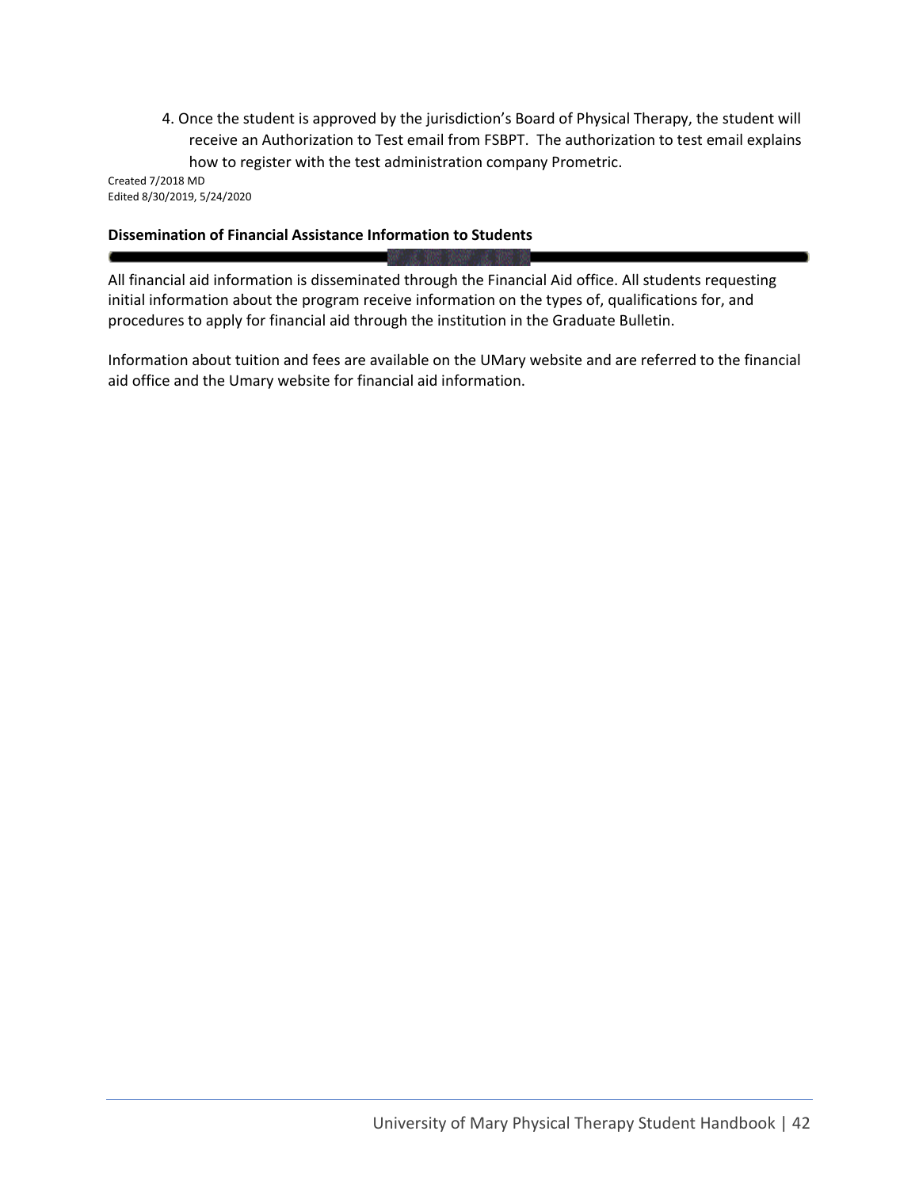4. Once the student is approved by the jurisdiction's Board of Physical Therapy, the student will receive an Authorization to Test email from FSBPT. The authorization to test email explains how to register with the test administration company Prometric.

Created 7/2018 MD
Edited 8/30/2019, 5/24/2020

**Dissemination of Financial Assistance Information to Students**

All financial aid information is disseminated through the Financial Aid office. All students requesting initial information about the program receive information on the types of, qualifications for, and procedures to apply for financial aid through the institution in the Graduate Bulletin.

Information about tuition and fees are available on the UMary website and are referred to the financial aid office and the Umary website for financial aid information.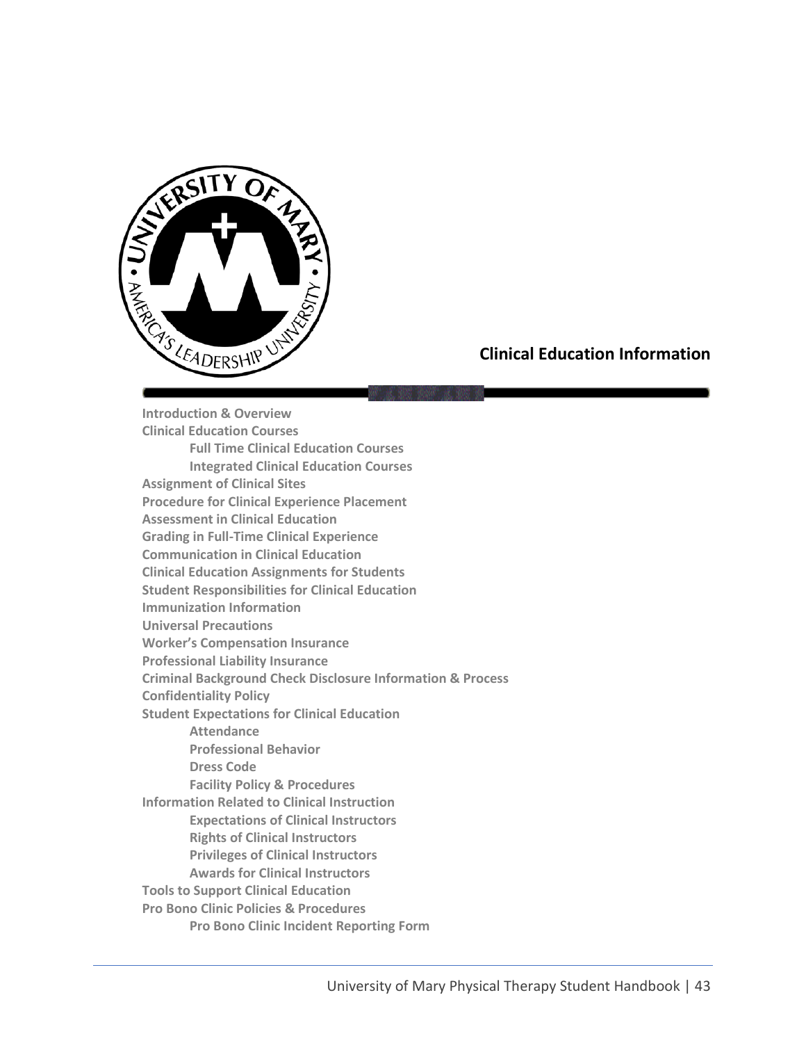# Clinical Education Information

- **Introduction & Overview**
- **Clinical Education Courses**
  - **Full Time Clinical Education Courses**
  - **Integrated Clinical Education Courses**
- **Assignment of Clinical Sites**
- **Procedure for Clinical Experience Placement**
- **Assessment in Clinical Education**
- **Grading in Full-Time Clinical Experience**
- **Communication in Clinical Education**
- **Clinical Education Assignments for Students**
- **Student Responsibilities for Clinical Education**
- **Immunization Information**
- **Universal Precautions**
- **Worker's Compensation Insurance**
- **Professional Liability Insurance**
- **Criminal Background Check Disclosure Information & Process**
- **Confidentiality Policy**
- **Student Expectations for Clinical Education**
  - **Attendance**
  - **Professional Behavior**
  - **Dress Code**
  - **Facility Policy & Procedures**
- **Information Related to Clinical Instruction**
  - **Expectations of Clinical Instructors**
  - **Rights of Clinical Instructors**
  - **Privileges of Clinical Instructors**
  - **Awards for Clinical Instructors**
- **Tools to Support Clinical Education**
- **Pro Bono Clinic Policies & Procedures**
  - **Pro Bono Clinic Incident Reporting Form**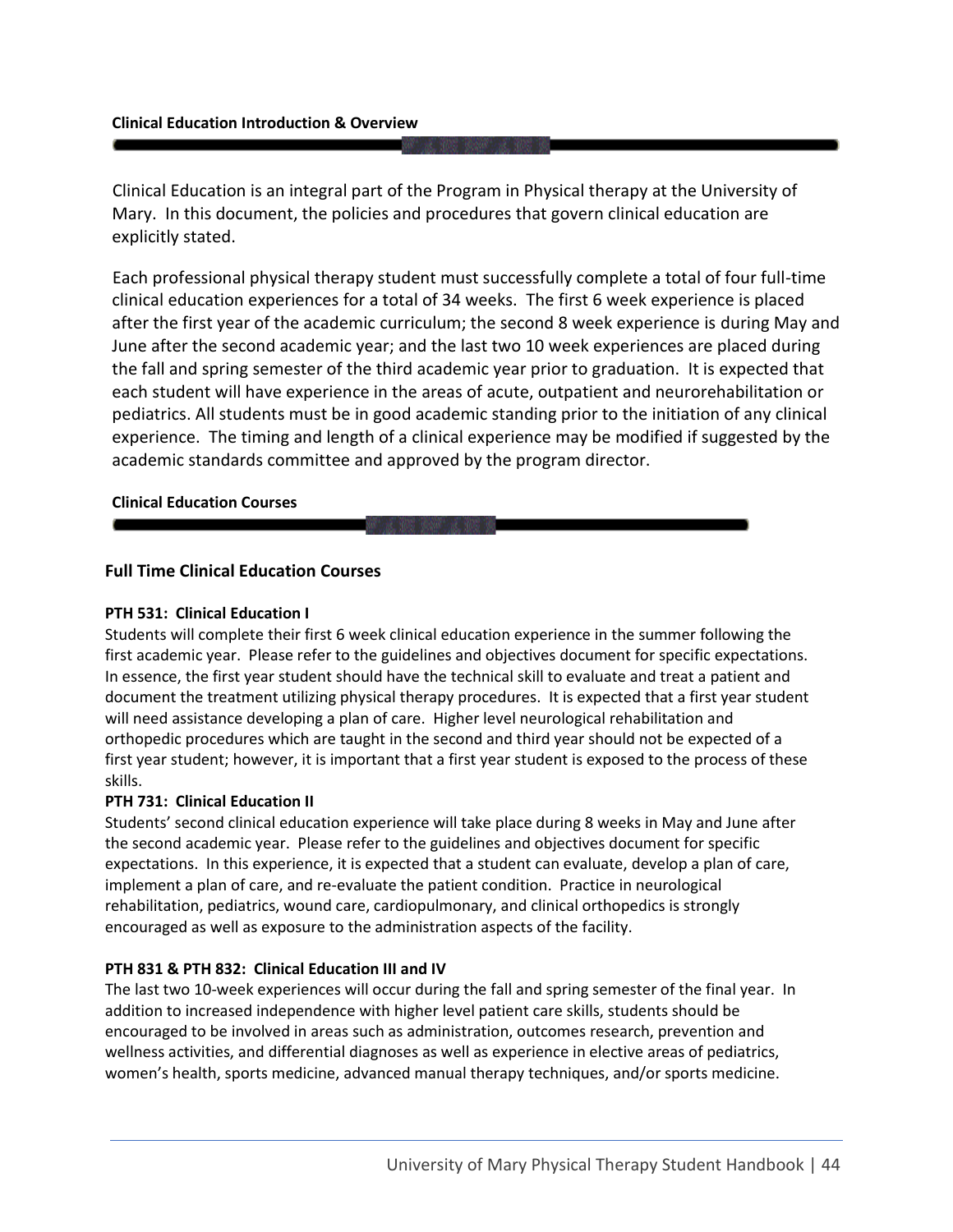## Clinical Education Introduction & Overview

Clinical Education is an integral part of the Program in Physical therapy at the University of Mary. In this document, the policies and procedures that govern clinical education are explicitly stated.

Each professional physical therapy student must successfully complete a total of four full-time clinical education experiences for a total of 34 weeks. The first 6 week experience is placed after the first year of the academic curriculum; the second 8 week experience is during May and June after the second academic year; and the last two 10 week experiences are placed during the fall and spring semester of the third academic year prior to graduation. It is expected that each student will have experience in the areas of acute, outpatient and neurorehabilitation or pediatrics. All students must be in good academic standing prior to the initiation of any clinical experience. The timing and length of a clinical experience may be modified if suggested by the academic standards committee and approved by the program director.

## Clinical Education Courses

### Full Time Clinical Education Courses

**PTH 531: Clinical Education I**

Students will complete their first 6 week clinical education experience in the summer following the first academic year. Please refer to the guidelines and objectives document for specific expectations. In essence, the first year student should have the technical skill to evaluate and treat a patient and document the treatment utilizing physical therapy procedures. It is expected that a first year student will need assistance developing a plan of care. Higher level neurological rehabilitation and orthopedic procedures which are taught in the second and third year should not be expected of a first year student; however, it is important that a first year student is exposed to the process of these skills.

**PTH 731: Clinical Education II**

Students' second clinical education experience will take place during 8 weeks in May and June after the second academic year. Please refer to the guidelines and objectives document for specific expectations. In this experience, it is expected that a student can evaluate, develop a plan of care, implement a plan of care, and re-evaluate the patient condition. Practice in neurological rehabilitation, pediatrics, wound care, cardiopulmonary, and clinical orthopedics is strongly encouraged as well as exposure to the administration aspects of the facility.

**PTH 831 & PTH 832: Clinical Education III and IV**

The last two 10-week experiences will occur during the fall and spring semester of the final year. In addition to increased independence with higher level patient care skills, students should be encouraged to be involved in areas such as administration, outcomes research, prevention and wellness activities, and differential diagnoses as well as experience in elective areas of pediatrics, women's health, sports medicine, advanced manual therapy techniques, and/or sports medicine.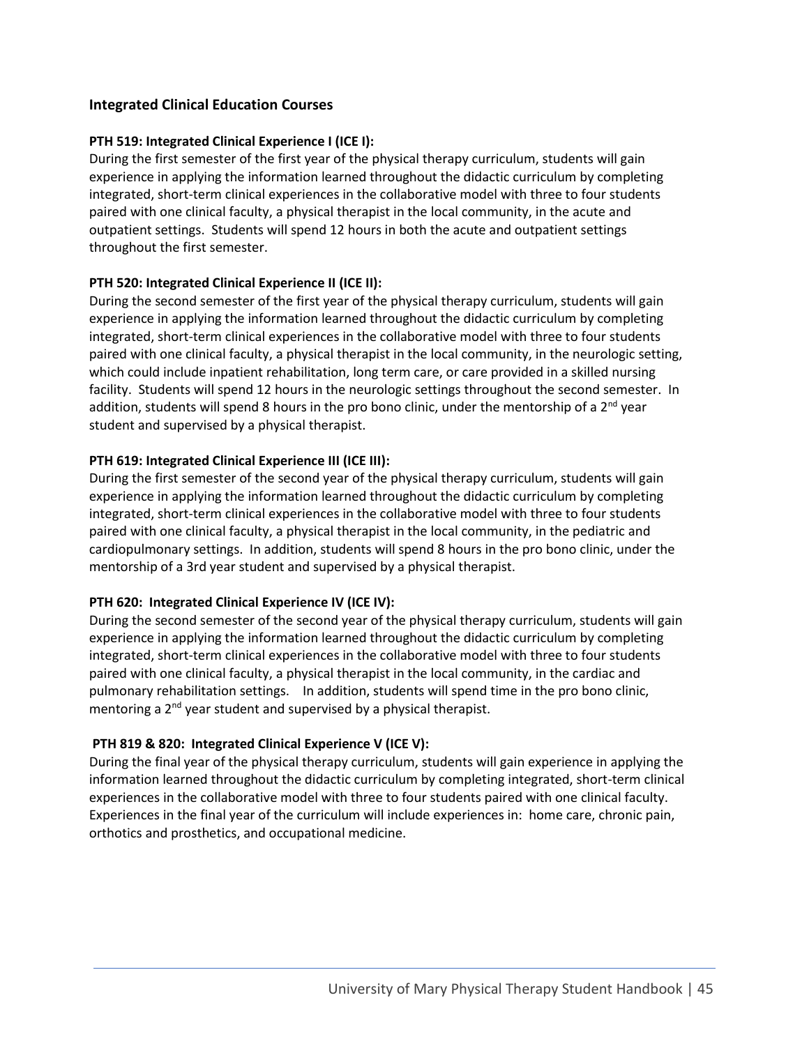## Integrated Clinical Education Courses

**PTH 519: Integrated Clinical Experience I (ICE I):**

During the first semester of the first year of the physical therapy curriculum, students will gain experience in applying the information learned throughout the didactic curriculum by completing integrated, short-term clinical experiences in the collaborative model with three to four students paired with one clinical faculty, a physical therapist in the local community, in the acute and outpatient settings. Students will spend 12 hours in both the acute and outpatient settings throughout the first semester.

**PTH 520: Integrated Clinical Experience II (ICE II):**

During the second semester of the first year of the physical therapy curriculum, students will gain experience in applying the information learned throughout the didactic curriculum by completing integrated, short-term clinical experiences in the collaborative model with three to four students paired with one clinical faculty, a physical therapist in the local community, in the neurologic setting, which could include inpatient rehabilitation, long term care, or care provided in a skilled nursing facility. Students will spend 12 hours in the neurologic settings throughout the second semester. In addition, students will spend 8 hours in the pro bono clinic, under the mentorship of a 2nd year student and supervised by a physical therapist.

**PTH 619: Integrated Clinical Experience III (ICE III):**

During the first semester of the second year of the physical therapy curriculum, students will gain experience in applying the information learned throughout the didactic curriculum by completing integrated, short-term clinical experiences in the collaborative model with three to four students paired with one clinical faculty, a physical therapist in the local community, in the pediatric and cardiopulmonary settings. In addition, students will spend 8 hours in the pro bono clinic, under the mentorship of a 3rd year student and supervised by a physical therapist.

**PTH 620: Integrated Clinical Experience IV (ICE IV):**

During the second semester of the second year of the physical therapy curriculum, students will gain experience in applying the information learned throughout the didactic curriculum by completing integrated, short-term clinical experiences in the collaborative model with three to four students paired with one clinical faculty, a physical therapist in the local community, in the cardiac and pulmonary rehabilitation settings. In addition, students will spend time in the pro bono clinic, mentoring a 2nd year student and supervised by a physical therapist.

**PTH 819 & 820: Integrated Clinical Experience V (ICE V):**

During the final year of the physical therapy curriculum, students will gain experience in applying the information learned throughout the didactic curriculum by completing integrated, short-term clinical experiences in the collaborative model with three to four students paired with one clinical faculty. Experiences in the final year of the curriculum will include experiences in: home care, chronic pain, orthotics and prosthetics, and occupational medicine.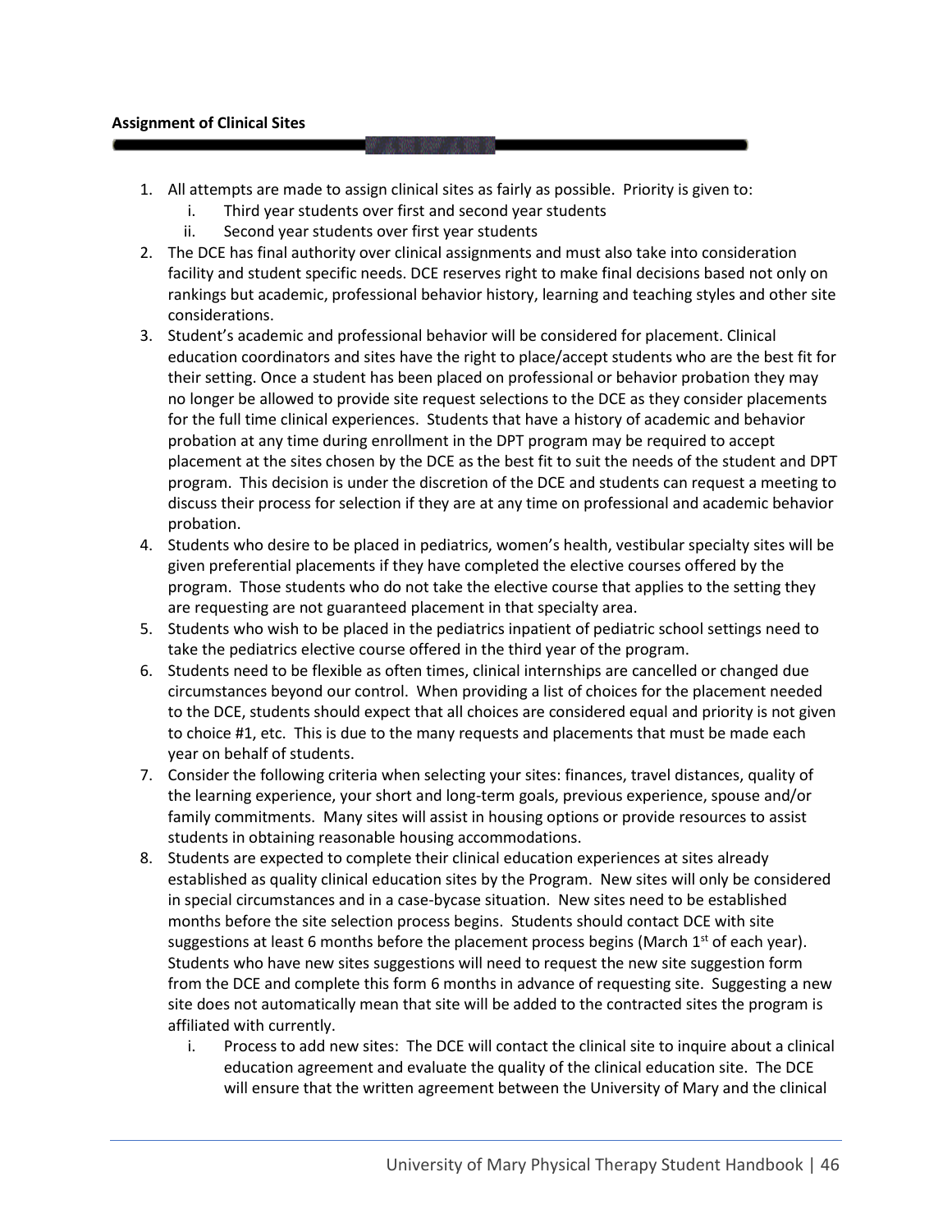**Assignment of Clinical Sites**

1. All attempts are made to assign clinical sites as fairly as possible. Priority is given to:
   i. Third year students over first and second year students
   ii. Second year students over first year students
2. The DCE has final authority over clinical assignments and must also take into consideration facility and student specific needs. DCE reserves right to make final decisions based not only on rankings but academic, professional behavior history, learning and teaching styles and other site considerations.
3. Student's academic and professional behavior will be considered for placement. Clinical education coordinators and sites have the right to place/accept students who are the best fit for their setting. Once a student has been placed on professional or behavior probation they may no longer be allowed to provide site request selections to the DCE as they consider placements for the full time clinical experiences. Students that have a history of academic and behavior probation at any time during enrollment in the DPT program may be required to accept placement at the sites chosen by the DCE as the best fit to suit the needs of the student and DPT program. This decision is under the discretion of the DCE and students can request a meeting to discuss their process for selection if they are at any time on professional and academic behavior probation.
4. Students who desire to be placed in pediatrics, women's health, vestibular specialty sites will be given preferential placements if they have completed the elective courses offered by the program. Those students who do not take the elective course that applies to the setting they are requesting are not guaranteed placement in that specialty area.
5. Students who wish to be placed in the pediatrics inpatient of pediatric school settings need to take the pediatrics elective course offered in the third year of the program.
6. Students need to be flexible as often times, clinical internships are cancelled or changed due circumstances beyond our control. When providing a list of choices for the placement needed to the DCE, students should expect that all choices are considered equal and priority is not given to choice #1, etc. This is due to the many requests and placements that must be made each year on behalf of students.
7. Consider the following criteria when selecting your sites: finances, travel distances, quality of the learning experience, your short and long-term goals, previous experience, spouse and/or family commitments. Many sites will assist in housing options or provide resources to assist students in obtaining reasonable housing accommodations.
8. Students are expected to complete their clinical education experiences at sites already established as quality clinical education sites by the Program. New sites will only be considered in special circumstances and in a case-bycase situation. New sites need to be established months before the site selection process begins. Students should contact DCE with site suggestions at least 6 months before the placement process begins (March 1st of each year). Students who have new sites suggestions will need to request the new site suggestion form from the DCE and complete this form 6 months in advance of requesting site. Suggesting a new site does not automatically mean that site will be added to the contracted sites the program is affiliated with currently.
   i. Process to add new sites: The DCE will contact the clinical site to inquire about a clinical education agreement and evaluate the quality of the clinical education site. The DCE will ensure that the written agreement between the University of Mary and the clinical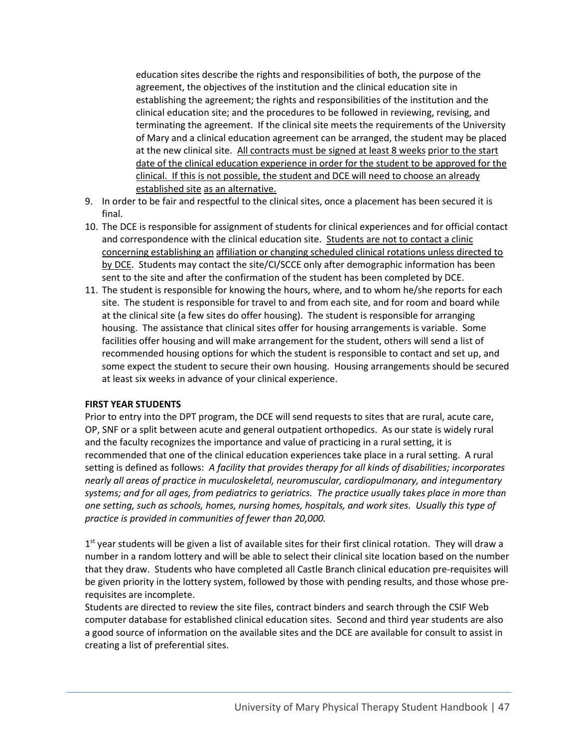education sites describe the rights and responsibilities of both, the purpose of the agreement, the objectives of the institution and the clinical education site in establishing the agreement; the rights and responsibilities of the institution and the clinical education site; and the procedures to be followed in reviewing, revising, and terminating the agreement. If the clinical site meets the requirements of the University of Mary and a clinical education agreement can be arranged, the student may be placed at the new clinical site. <u>All contracts must be signed at least 8 weeks prior to the start date of the clinical education experience in order for the student to be approved for the clinical. If this is not possible, the student and DCE will need to choose an already established site as an alternative.</u>

9. In order to be fair and respectful to the clinical sites, once a placement has been secured it is final.
10. The DCE is responsible for assignment of students for clinical experiences and for official contact and correspondence with the clinical education site. <u>Students are not to contact a clinic concerning establishing an affiliation or changing scheduled clinical rotations unless directed to by DCE</u>. Students may contact the site/CI/SCCE only after demographic information has been sent to the site and after the confirmation of the student has been completed by DCE.
11. The student is responsible for knowing the hours, where, and to whom he/she reports for each site. The student is responsible for travel to and from each site, and for room and board while at the clinical site (a few sites do offer housing). The student is responsible for arranging housing. The assistance that clinical sites offer for housing arrangements is variable. Some facilities offer housing and will make arrangement for the student, others will send a list of recommended housing options for which the student is responsible to contact and set up, and some expect the student to secure their own housing. Housing arrangements should be secured at least six weeks in advance of your clinical experience.

**FIRST YEAR STUDENTS**

Prior to entry into the DPT program, the DCE will send requests to sites that are rural, acute care, OP, SNF or a split between acute and general outpatient orthopedics. As our state is widely rural and the faculty recognizes the importance and value of practicing in a rural setting, it is recommended that one of the clinical education experiences take place in a rural setting. A rural setting is defined as follows: *A facility that provides therapy for all kinds of disabilities; incorporates nearly all areas of practice in muculoskeletal, neuromuscular, cardiopulmonary, and integumentary systems; and for all ages, from pediatrics to geriatrics. The practice usually takes place in more than one setting, such as schools, homes, nursing homes, hospitals, and work sites. Usually this type of practice is provided in communities of fewer than 20,000.*

1st year students will be given a list of available sites for their first clinical rotation. They will draw a number in a random lottery and will be able to select their clinical site location based on the number that they draw. Students who have completed all Castle Branch clinical education pre-requisites will be given priority in the lottery system, followed by those with pending results, and those whose pre-requisites are incomplete.

Students are directed to review the site files, contract binders and search through the CSIF Web computer database for established clinical education sites. Second and third year students are also a good source of information on the available sites and the DCE are available for consult to assist in creating a list of preferential sites.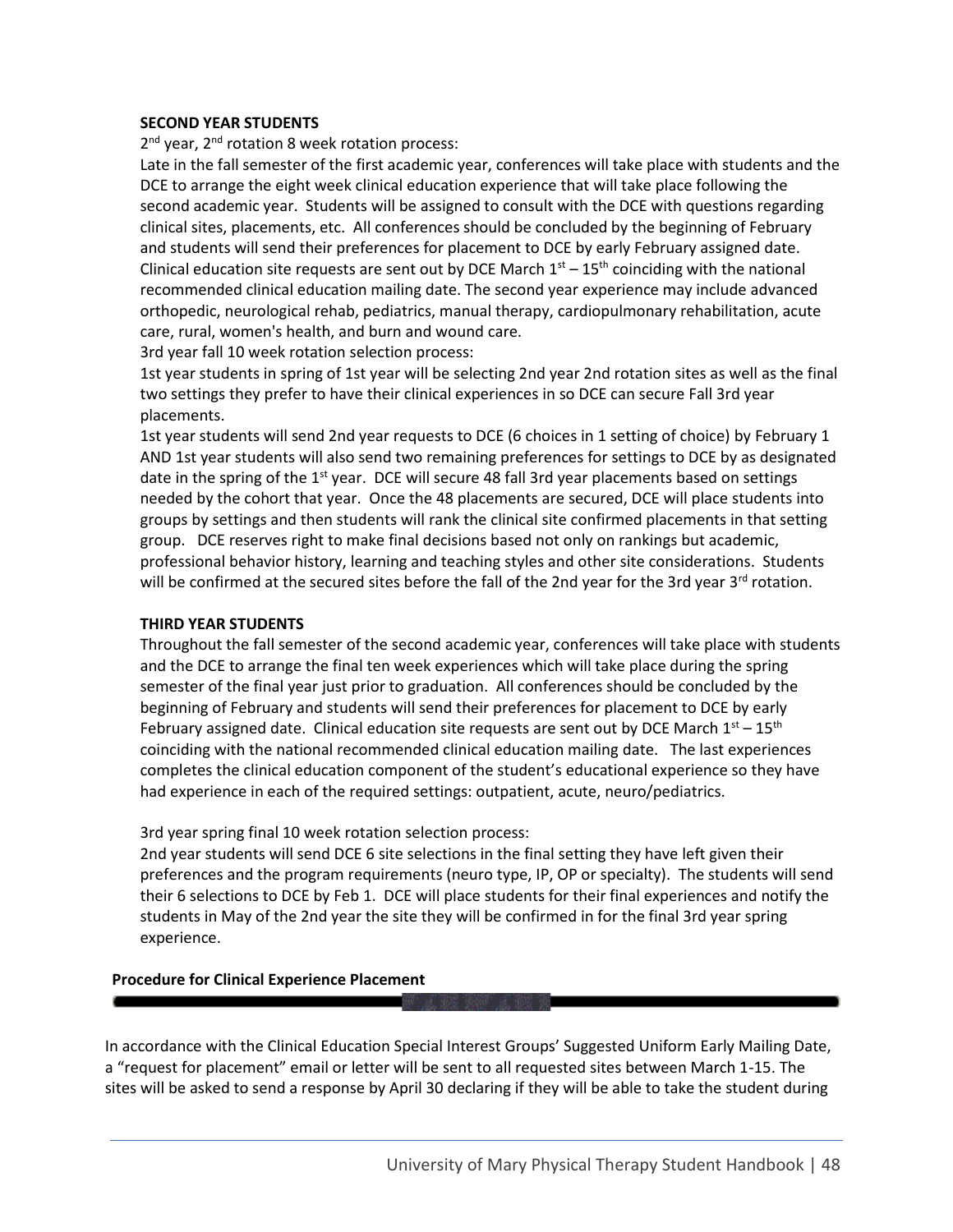**SECOND YEAR STUDENTS**

2nd year, 2nd rotation 8 week rotation process:

Late in the fall semester of the first academic year, conferences will take place with students and the DCE to arrange the eight week clinical education experience that will take place following the second academic year. Students will be assigned to consult with the DCE with questions regarding clinical sites, placements, etc. All conferences should be concluded by the beginning of February and students will send their preferences for placement to DCE by early February assigned date. Clinical education site requests are sent out by DCE March 1st – 15th coinciding with the national recommended clinical education mailing date. The second year experience may include advanced orthopedic, neurological rehab, pediatrics, manual therapy, cardiopulmonary rehabilitation, acute care, rural, women's health, and burn and wound care.

3rd year fall 10 week rotation selection process:

1st year students in spring of 1st year will be selecting 2nd year 2nd rotation sites as well as the final two settings they prefer to have their clinical experiences in so DCE can secure Fall 3rd year placements.

1st year students will send 2nd year requests to DCE (6 choices in 1 setting of choice) by February 1 AND 1st year students will also send two remaining preferences for settings to DCE by as designated date in the spring of the 1st year. DCE will secure 48 fall 3rd year placements based on settings needed by the cohort that year. Once the 48 placements are secured, DCE will place students into groups by settings and then students will rank the clinical site confirmed placements in that setting group. DCE reserves right to make final decisions based not only on rankings but academic, professional behavior history, learning and teaching styles and other site considerations. Students will be confirmed at the secured sites before the fall of the 2nd year for the 3rd year 3rd rotation.

**THIRD YEAR STUDENTS**

Throughout the fall semester of the second academic year, conferences will take place with students and the DCE to arrange the final ten week experiences which will take place during the spring semester of the final year just prior to graduation. All conferences should be concluded by the beginning of February and students will send their preferences for placement to DCE by early February assigned date. Clinical education site requests are sent out by DCE March 1st – 15th coinciding with the national recommended clinical education mailing date. The last experiences completes the clinical education component of the student's educational experience so they have had experience in each of the required settings: outpatient, acute, neuro/pediatrics.

3rd year spring final 10 week rotation selection process:

2nd year students will send DCE 6 site selections in the final setting they have left given their preferences and the program requirements (neuro type, IP, OP or specialty). The students will send their 6 selections to DCE by Feb 1. DCE will place students for their final experiences and notify the students in May of the 2nd year the site they will be confirmed in for the final 3rd year spring experience.

## Procedure for Clinical Experience Placement

In accordance with the Clinical Education Special Interest Groups' Suggested Uniform Early Mailing Date, a "request for placement" email or letter will be sent to all requested sites between March 1-15. The sites will be asked to send a response by April 30 declaring if they will be able to take the student during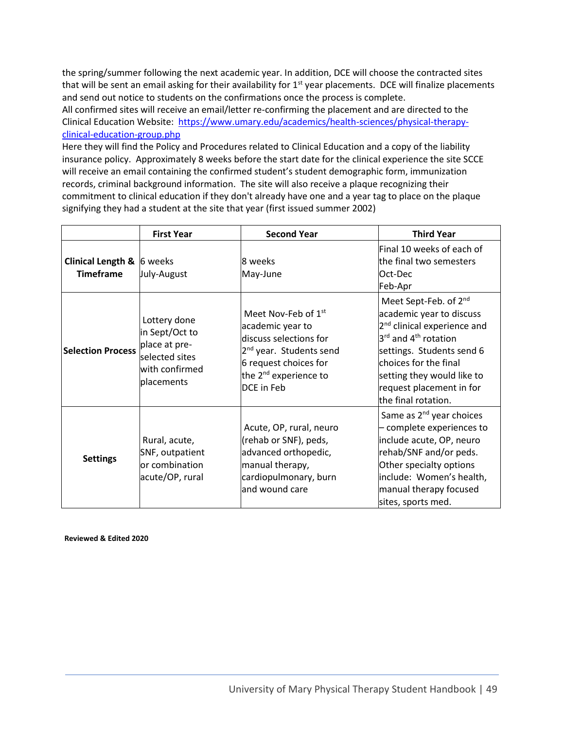the spring/summer following the next academic year. In addition, DCE will choose the contracted sites that will be sent an email asking for their availability for 1st year placements. DCE will finalize placements and send out notice to students on the confirmations once the process is complete.
All confirmed sites will receive an email/letter re-confirming the placement and are directed to the Clinical Education Website: [https://www.umary.edu/academics/health-sciences/physical-therapy-clinical-education-group.php](https://www.umary.edu/academics/health-sciences/physical-therapy-clinical-education-group.php)
Here they will find the Policy and Procedures related to Clinical Education and a copy of the liability insurance policy. Approximately 8 weeks before the start date for the clinical experience the site SCCE will receive an email containing the confirmed student's student demographic form, immunization records, criminal background information. The site will also receive a plaque recognizing their commitment to clinical education if they don't already have one and a year tag to place on the plaque signifying they had a student at the site that year (first issued summer 2002)

| | **First Year** | **Second Year** | **Third Year** |
|---|---|---|---|
| **Clinical Length & Timeframe** | 6 weeks<br>July-August | 8 weeks<br>May-June | Final 10 weeks of each of the final two semesters<br>Oct-Dec<br>Feb-Apr |
| **Selection Process** | Lottery done in Sept/Oct to place at pre-selected sites with confirmed placements | Meet Nov-Feb of 1st academic year to discuss selections for 2nd year. Students send 6 request choices for the 2nd experience to DCE in Feb | Meet Sept-Feb. of 2nd academic year to discuss 2nd clinical experience and 3rd and 4th rotation settings. Students send 6 choices for the final setting they would like to request placement in for the final rotation. |
| **Settings** | Rural, acute, SNF, outpatient or combination acute/OP, rural | Acute, OP, rural, neuro (rehab or SNF), peds, advanced orthopedic, manual therapy, cardiopulmonary, burn and wound care | Same as 2nd year choices – complete experiences to include acute, OP, neuro rehab/SNF and/or peds. Other specialty options include: Women's health, manual therapy focused sites, sports med. |

**Reviewed & Edited 2020**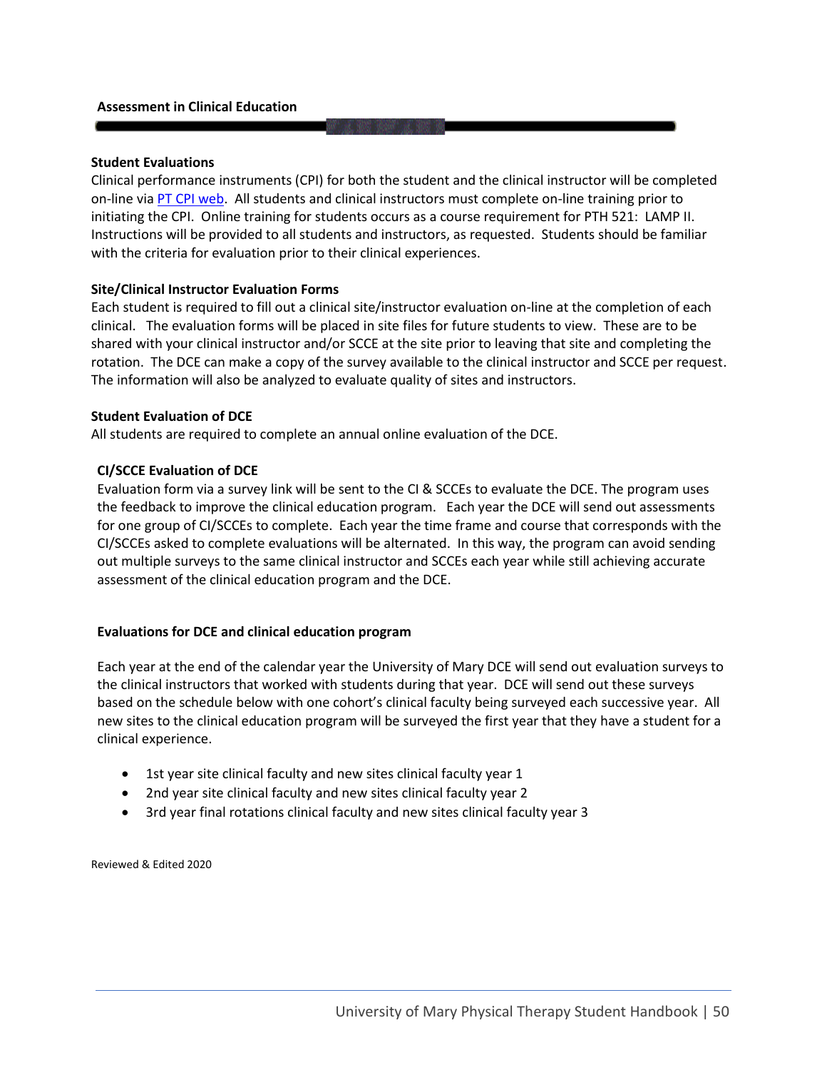## Assessment in Clinical Education

### Student Evaluations

Clinical performance instruments (CPI) for both the student and the clinical instructor will be completed on-line via PT CPI web. All students and clinical instructors must complete on-line training prior to initiating the CPI. Online training for students occurs as a course requirement for PTH 521: LAMP II. Instructions will be provided to all students and instructors, as requested. Students should be familiar with the criteria for evaluation prior to their clinical experiences.

### Site/Clinical Instructor Evaluation Forms

Each student is required to fill out a clinical site/instructor evaluation on-line at the completion of each clinical. The evaluation forms will be placed in site files for future students to view. These are to be shared with your clinical instructor and/or SCCE at the site prior to leaving that site and completing the rotation. The DCE can make a copy of the survey available to the clinical instructor and SCCE per request. The information will also be analyzed to evaluate quality of sites and instructors.

### Student Evaluation of DCE

All students are required to complete an annual online evaluation of the DCE.

### CI/SCCE Evaluation of DCE

Evaluation form via a survey link will be sent to the CI & SCCEs to evaluate the DCE. The program uses the feedback to improve the clinical education program. Each year the DCE will send out assessments for one group of CI/SCCEs to complete. Each year the time frame and course that corresponds with the CI/SCCEs asked to complete evaluations will be alternated. In this way, the program can avoid sending out multiple surveys to the same clinical instructor and SCCEs each year while still achieving accurate assessment of the clinical education program and the DCE.

### Evaluations for DCE and clinical education program

Each year at the end of the calendar year the University of Mary DCE will send out evaluation surveys to the clinical instructors that worked with students during that year. DCE will send out these surveys based on the schedule below with one cohort's clinical faculty being surveyed each successive year. All new sites to the clinical education program will be surveyed the first year that they have a student for a clinical experience.

- 1st year site clinical faculty and new sites clinical faculty year 1
- 2nd year site clinical faculty and new sites clinical faculty year 2
- 3rd year final rotations clinical faculty and new sites clinical faculty year 3

Reviewed & Edited 2020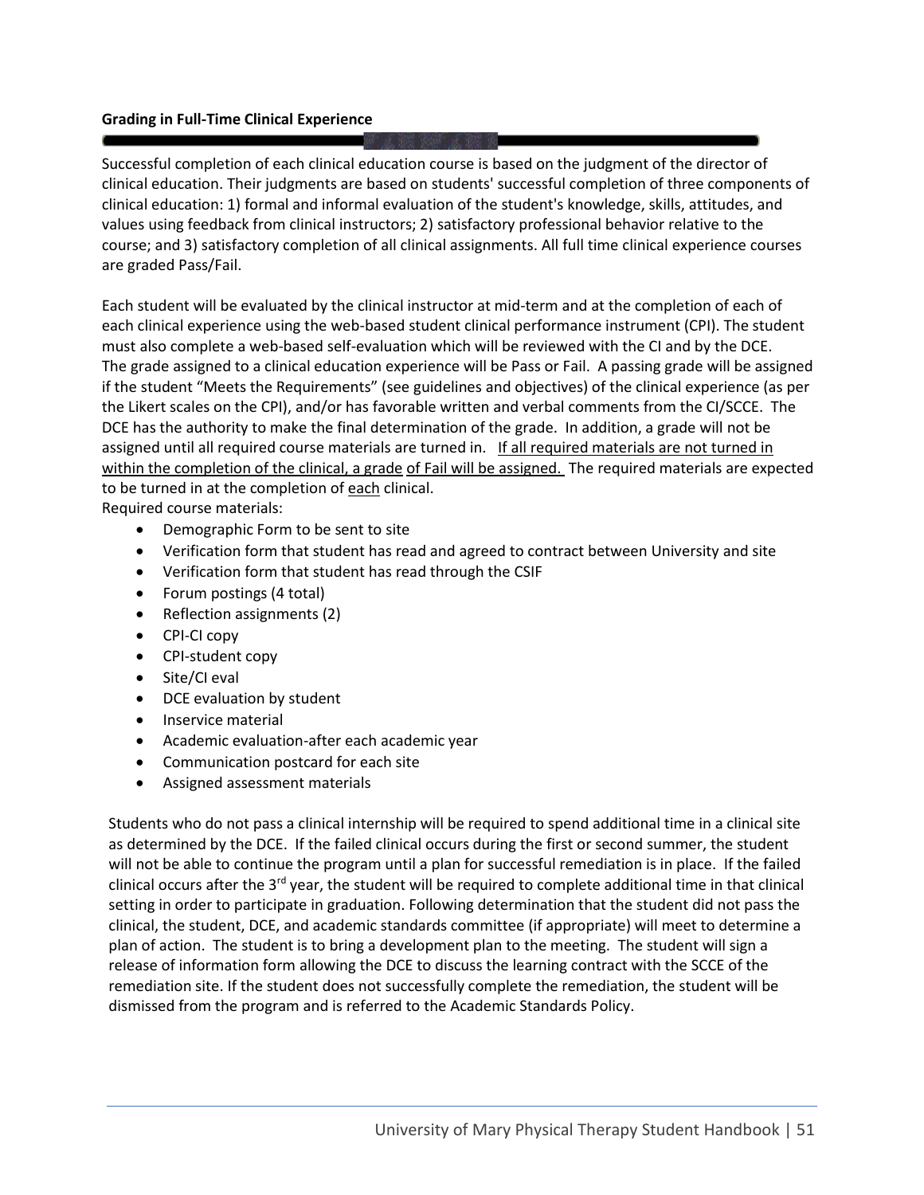**Grading in Full-Time Clinical Experience**

Successful completion of each clinical education course is based on the judgment of the director of clinical education. Their judgments are based on students' successful completion of three components of clinical education: 1) formal and informal evaluation of the student's knowledge, skills, attitudes, and values using feedback from clinical instructors; 2) satisfactory professional behavior relative to the course; and 3) satisfactory completion of all clinical assignments. All full time clinical experience courses are graded Pass/Fail.

Each student will be evaluated by the clinical instructor at mid-term and at the completion of each of each clinical experience using the web-based student clinical performance instrument (CPI). The student must also complete a web-based self-evaluation which will be reviewed with the CI and by the DCE. The grade assigned to a clinical education experience will be Pass or Fail. A passing grade will be assigned if the student "Meets the Requirements" (see guidelines and objectives) of the clinical experience (as per the Likert scales on the CPI), and/or has favorable written and verbal comments from the CI/SCCE. The DCE has the authority to make the final determination of the grade. In addition, a grade will not be assigned until all required course materials are turned in. <u>If all required materials are not turned in within the completion of the clinical, a grade of Fail will be assigned.</u> The required materials are expected to be turned in at the completion of <u>each</u> clinical.

Required course materials:

- Demographic Form to be sent to site
- Verification form that student has read and agreed to contract between University and site
- Verification form that student has read through the CSIF
- Forum postings (4 total)
- Reflection assignments (2)
- CPI-CI copy
- CPI-student copy
- Site/CI eval
- DCE evaluation by student
- Inservice material
- Academic evaluation-after each academic year
- Communication postcard for each site
- Assigned assessment materials

Students who do not pass a clinical internship will be required to spend additional time in a clinical site as determined by the DCE. If the failed clinical occurs during the first or second summer, the student will not be able to continue the program until a plan for successful remediation is in place. If the failed clinical occurs after the 3rd year, the student will be required to complete additional time in that clinical setting in order to participate in graduation. Following determination that the student did not pass the clinical, the student, DCE, and academic standards committee (if appropriate) will meet to determine a plan of action. The student is to bring a development plan to the meeting. The student will sign a release of information form allowing the DCE to discuss the learning contract with the SCCE of the remediation site. If the student does not successfully complete the remediation, the student will be dismissed from the program and is referred to the Academic Standards Policy.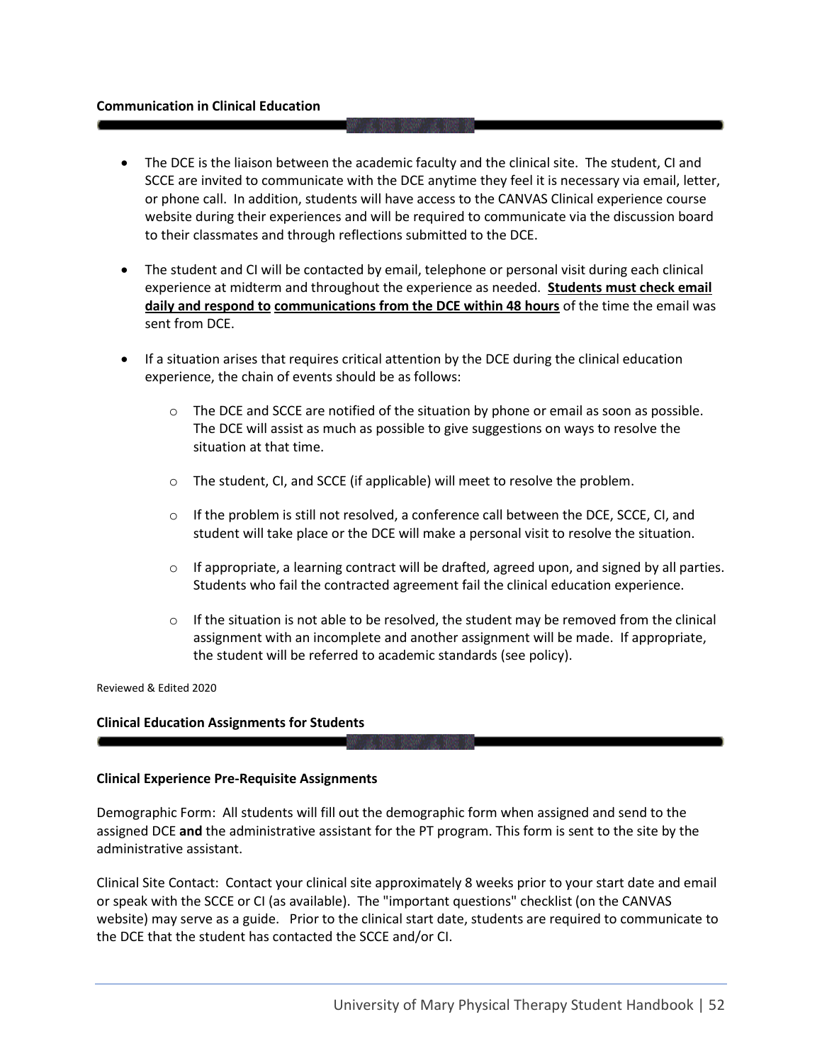## Communication in Clinical Education

- The DCE is the liaison between the academic faculty and the clinical site. The student, CI and SCCE are invited to communicate with the DCE anytime they feel it is necessary via email, letter, or phone call. In addition, students will have access to the CANVAS Clinical experience course website during their experiences and will be required to communicate via the discussion board to their classmates and through reflections submitted to the DCE.

- The student and CI will be contacted by email, telephone or personal visit during each clinical experience at midterm and throughout the experience as needed. **Students must check email daily and respond to communications from the DCE within 48 hours** of the time the email was sent from DCE.

- If a situation arises that requires critical attention by the DCE during the clinical education experience, the chain of events should be as follows:

    - The DCE and SCCE are notified of the situation by phone or email as soon as possible. The DCE will assist as much as possible to give suggestions on ways to resolve the situation at that time.

    - The student, CI, and SCCE (if applicable) will meet to resolve the problem.

    - If the problem is still not resolved, a conference call between the DCE, SCCE, CI, and student will take place or the DCE will make a personal visit to resolve the situation.

    - If appropriate, a learning contract will be drafted, agreed upon, and signed by all parties. Students who fail the contracted agreement fail the clinical education experience.

    - If the situation is not able to be resolved, the student may be removed from the clinical assignment with an incomplete and another assignment will be made. If appropriate, the student will be referred to academic standards (see policy).

Reviewed & Edited 2020

## Clinical Education Assignments for Students

### Clinical Experience Pre-Requisite Assignments

Demographic Form: All students will fill out the demographic form when assigned and send to the assigned DCE **and** the administrative assistant for the PT program. This form is sent to the site by the administrative assistant.

Clinical Site Contact: Contact your clinical site approximately 8 weeks prior to your start date and email or speak with the SCCE or CI (as available). The "important questions" checklist (on the CANVAS website) may serve as a guide. Prior to the clinical start date, students are required to communicate to the DCE that the student has contacted the SCCE and/or CI.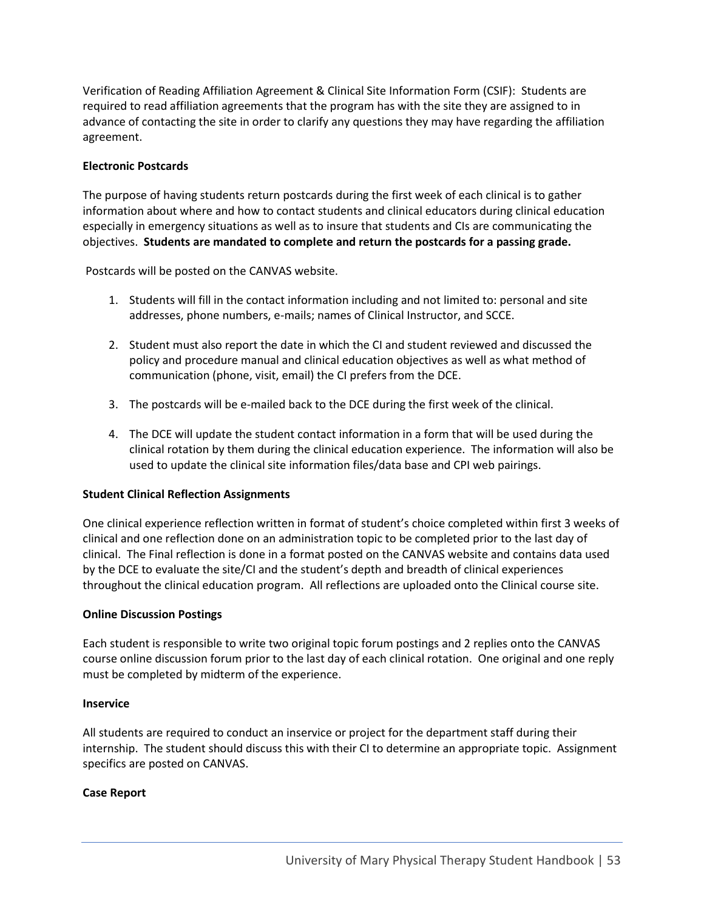Verification of Reading Affiliation Agreement & Clinical Site Information Form (CSIF): Students are required to read affiliation agreements that the program has with the site they are assigned to in advance of contacting the site in order to clarify any questions they may have regarding the affiliation agreement.

**Electronic Postcards**

The purpose of having students return postcards during the first week of each clinical is to gather information about where and how to contact students and clinical educators during clinical education especially in emergency situations as well as to insure that students and CIs are communicating the objectives. **Students are mandated to complete and return the postcards for a passing grade.**

Postcards will be posted on the CANVAS website.

1. Students will fill in the contact information including and not limited to: personal and site addresses, phone numbers, e-mails; names of Clinical Instructor, and SCCE.
2. Student must also report the date in which the CI and student reviewed and discussed the policy and procedure manual and clinical education objectives as well as what method of communication (phone, visit, email) the CI prefers from the DCE.
3. The postcards will be e-mailed back to the DCE during the first week of the clinical.
4. The DCE will update the student contact information in a form that will be used during the clinical rotation by them during the clinical education experience. The information will also be used to update the clinical site information files/data base and CPI web pairings.

**Student Clinical Reflection Assignments**

One clinical experience reflection written in format of student's choice completed within first 3 weeks of clinical and one reflection done on an administration topic to be completed prior to the last day of clinical. The Final reflection is done in a format posted on the CANVAS website and contains data used by the DCE to evaluate the site/CI and the student's depth and breadth of clinical experiences throughout the clinical education program. All reflections are uploaded onto the Clinical course site.

**Online Discussion Postings**

Each student is responsible to write two original topic forum postings and 2 replies onto the CANVAS course online discussion forum prior to the last day of each clinical rotation. One original and one reply must be completed by midterm of the experience.

**Inservice**

All students are required to conduct an inservice or project for the department staff during their internship. The student should discuss this with their CI to determine an appropriate topic. Assignment specifics are posted on CANVAS.

**Case Report**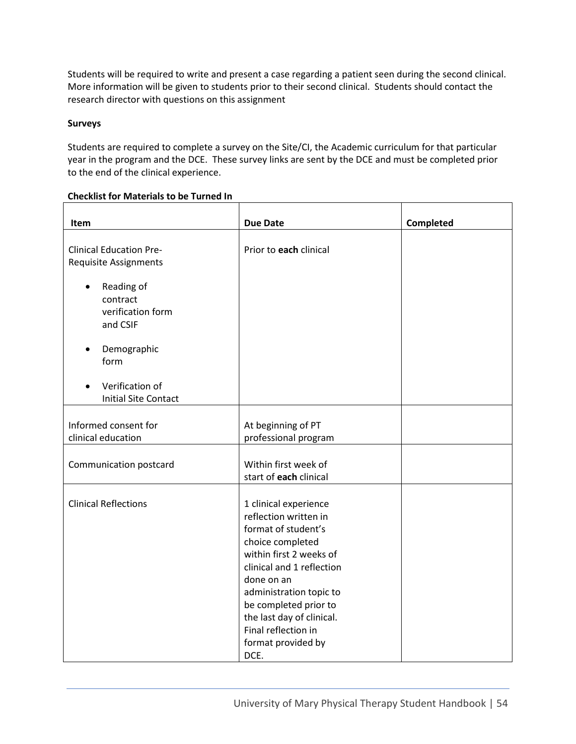Students will be required to write and present a case regarding a patient seen during the second clinical. More information will be given to students prior to their second clinical. Students should contact the research director with questions on this assignment

**Surveys**

Students are required to complete a survey on the Site/CI, the Academic curriculum for that particular year in the program and the DCE. These survey links are sent by the DCE and must be completed prior to the end of the clinical experience.

**Checklist for Materials to be Turned In**

| Item | Due Date | Completed |
|---|---|---|
| Clinical Education Pre-Requisite Assignments<br>• Reading of contract verification form and CSIF<br>• Demographic form<br>• Verification of Initial Site Contact | Prior to **each** clinical | |
| Informed consent for clinical education | At beginning of PT professional program | |
| Communication postcard | Within first week of start of **each** clinical | |
| Clinical Reflections | 1 clinical experience reflection written in format of student's choice completed within first 2 weeks of clinical and 1 reflection done on an administration topic to be completed prior to the last day of clinical. Final reflection in format provided by DCE. | |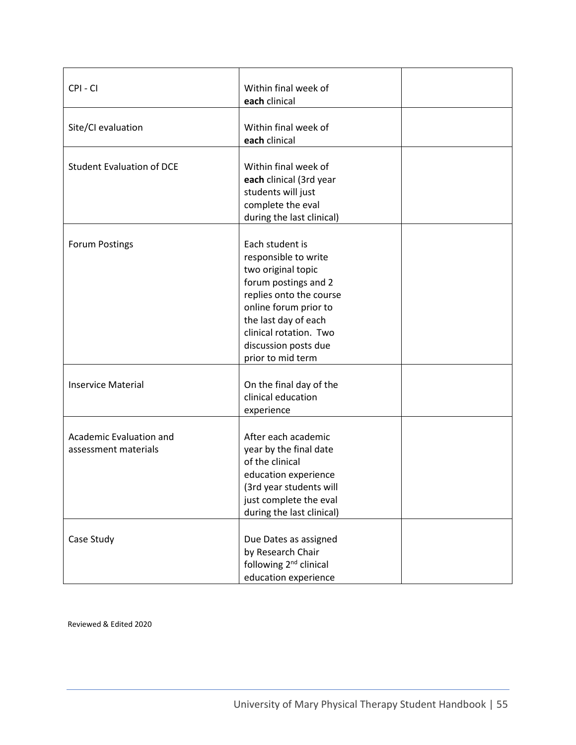| | | |
|---|---|---|
| CPI - CI | Within final week of **each** clinical | |
| Site/CI evaluation | Within final week of **each** clinical | |
| Student Evaluation of DCE | Within final week of **each** clinical (3rd year students will just complete the eval during the last clinical) | |
| Forum Postings | Each student is responsible to write two original topic forum postings and 2 replies onto the course online forum prior to the last day of each clinical rotation. Two discussion posts due prior to mid term | |
| Inservice Material | On the final day of the clinical education experience | |
| Academic Evaluation and assessment materials | After each academic year by the final date of the clinical education experience (3rd year students will just complete the eval during the last clinical) | |
| Case Study | Due Dates as assigned by Research Chair following 2nd clinical education experience | |

Reviewed & Edited 2020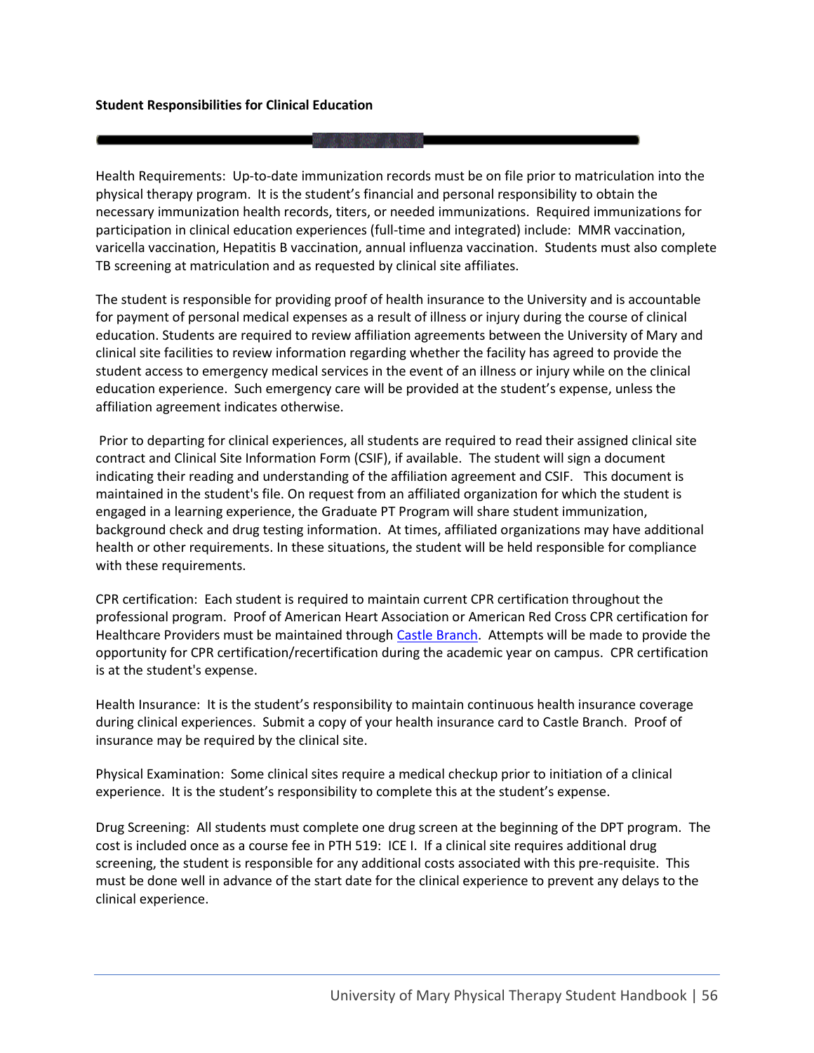**Student Responsibilities for Clinical Education**

Health Requirements: Up-to-date immunization records must be on file prior to matriculation into the physical therapy program. It is the student's financial and personal responsibility to obtain the necessary immunization health records, titers, or needed immunizations. Required immunizations for participation in clinical education experiences (full-time and integrated) include: MMR vaccination, varicella vaccination, Hepatitis B vaccination, annual influenza vaccination. Students must also complete TB screening at matriculation and as requested by clinical site affiliates.

The student is responsible for providing proof of health insurance to the University and is accountable for payment of personal medical expenses as a result of illness or injury during the course of clinical education. Students are required to review affiliation agreements between the University of Mary and clinical site facilities to review information regarding whether the facility has agreed to provide the student access to emergency medical services in the event of an illness or injury while on the clinical education experience. Such emergency care will be provided at the student's expense, unless the affiliation agreement indicates otherwise.

Prior to departing for clinical experiences, all students are required to read their assigned clinical site contract and Clinical Site Information Form (CSIF), if available. The student will sign a document indicating their reading and understanding of the affiliation agreement and CSIF. This document is maintained in the student's file. On request from an affiliated organization for which the student is engaged in a learning experience, the Graduate PT Program will share student immunization, background check and drug testing information. At times, affiliated organizations may have additional health or other requirements. In these situations, the student will be held responsible for compliance with these requirements.

CPR certification: Each student is required to maintain current CPR certification throughout the professional program. Proof of American Heart Association or American Red Cross CPR certification for Healthcare Providers must be maintained through Castle Branch. Attempts will be made to provide the opportunity for CPR certification/recertification during the academic year on campus. CPR certification is at the student's expense.

Health Insurance: It is the student's responsibility to maintain continuous health insurance coverage during clinical experiences. Submit a copy of your health insurance card to Castle Branch. Proof of insurance may be required by the clinical site.

Physical Examination: Some clinical sites require a medical checkup prior to initiation of a clinical experience. It is the student's responsibility to complete this at the student's expense.

Drug Screening: All students must complete one drug screen at the beginning of the DPT program. The cost is included once as a course fee in PTH 519: ICE I. If a clinical site requires additional drug screening, the student is responsible for any additional costs associated with this pre-requisite. This must be done well in advance of the start date for the clinical experience to prevent any delays to the clinical experience.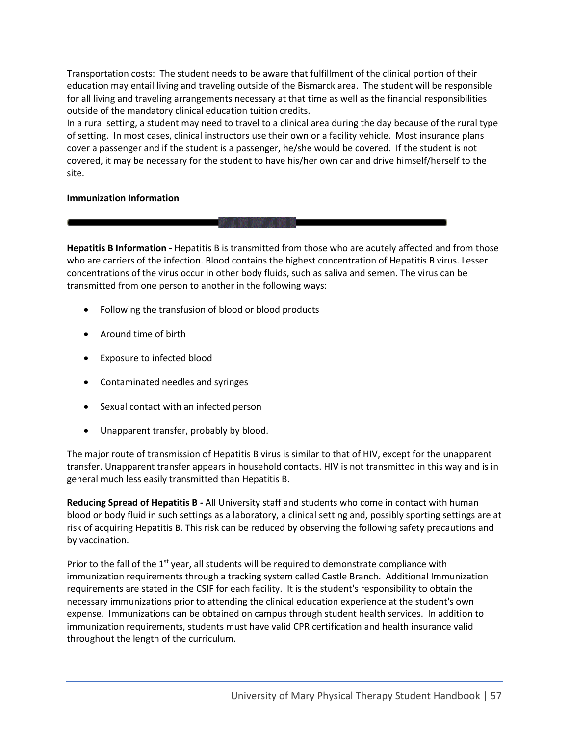Transportation costs: The student needs to be aware that fulfillment of the clinical portion of their education may entail living and traveling outside of the Bismarck area. The student will be responsible for all living and traveling arrangements necessary at that time as well as the financial responsibilities outside of the mandatory clinical education tuition credits.
In a rural setting, a student may need to travel to a clinical area during the day because of the rural type of setting. In most cases, clinical instructors use their own or a facility vehicle. Most insurance plans cover a passenger and if the student is a passenger, he/she would be covered. If the student is not covered, it may be necessary for the student to have his/her own car and drive himself/herself to the site.

**Immunization Information**

---

**Hepatitis B Information -** Hepatitis B is transmitted from those who are acutely affected and from those who are carriers of the infection. Blood contains the highest concentration of Hepatitis B virus. Lesser concentrations of the virus occur in other body fluids, such as saliva and semen. The virus can be transmitted from one person to another in the following ways:

- Following the transfusion of blood or blood products
- Around time of birth
- Exposure to infected blood
- Contaminated needles and syringes
- Sexual contact with an infected person
- Unapparent transfer, probably by blood.

The major route of transmission of Hepatitis B virus is similar to that of HIV, except for the unapparent transfer. Unapparent transfer appears in household contacts. HIV is not transmitted in this way and is in general much less easily transmitted than Hepatitis B.

**Reducing Spread of Hepatitis B -** All University staff and students who come in contact with human blood or body fluid in such settings as a laboratory, a clinical setting and, possibly sporting settings are at risk of acquiring Hepatitis B. This risk can be reduced by observing the following safety precautions and by vaccination.

Prior to the fall of the 1st year, all students will be required to demonstrate compliance with immunization requirements through a tracking system called Castle Branch. Additional Immunization requirements are stated in the CSIF for each facility. It is the student's responsibility to obtain the necessary immunizations prior to attending the clinical education experience at the student's own expense. Immunizations can be obtained on campus through student health services. In addition to immunization requirements, students must have valid CPR certification and health insurance valid throughout the length of the curriculum.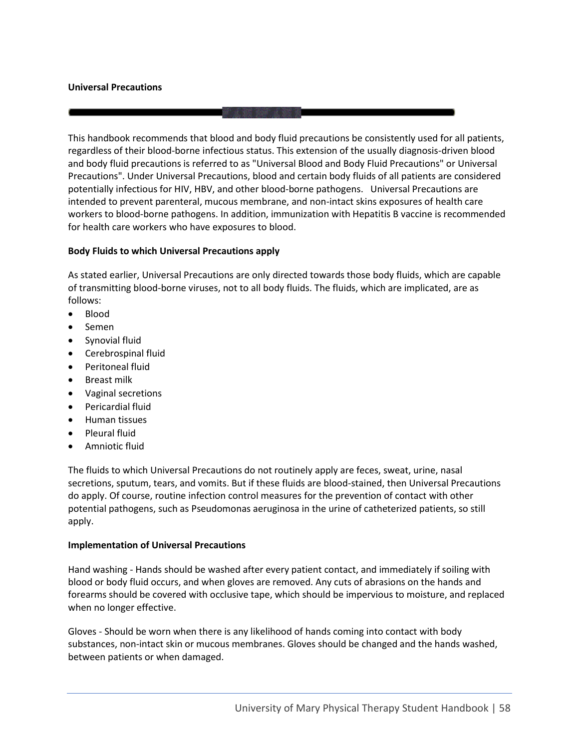## Universal Precautions

This handbook recommends that blood and body fluid precautions be consistently used for all patients, regardless of their blood-borne infectious status. This extension of the usually diagnosis-driven blood and body fluid precautions is referred to as "Universal Blood and Body Fluid Precautions" or Universal Precautions". Under Universal Precautions, blood and certain body fluids of all patients are considered potentially infectious for HIV, HBV, and other blood-borne pathogens. Universal Precautions are intended to prevent parenteral, mucous membrane, and non-intact skins exposures of health care workers to blood-borne pathogens. In addition, immunization with Hepatitis B vaccine is recommended for health care workers who have exposures to blood.

### Body Fluids to which Universal Precautions apply

As stated earlier, Universal Precautions are only directed towards those body fluids, which are capable of transmitting blood-borne viruses, not to all body fluids. The fluids, which are implicated, are as follows:

- Blood
- Semen
- Synovial fluid
- Cerebrospinal fluid
- Peritoneal fluid
- Breast milk
- Vaginal secretions
- Pericardial fluid
- Human tissues
- Pleural fluid
- Amniotic fluid

The fluids to which Universal Precautions do not routinely apply are feces, sweat, urine, nasal secretions, sputum, tears, and vomits. But if these fluids are blood-stained, then Universal Precautions do apply. Of course, routine infection control measures for the prevention of contact with other potential pathogens, such as Pseudomonas aeruginosa in the urine of catheterized patients, so still apply.

### Implementation of Universal Precautions

Hand washing - Hands should be washed after every patient contact, and immediately if soiling with blood or body fluid occurs, and when gloves are removed. Any cuts of abrasions on the hands and forearms should be covered with occlusive tape, which should be impervious to moisture, and replaced when no longer effective.

Gloves - Should be worn when there is any likelihood of hands coming into contact with body substances, non-intact skin or mucous membranes. Gloves should be changed and the hands washed, between patients or when damaged.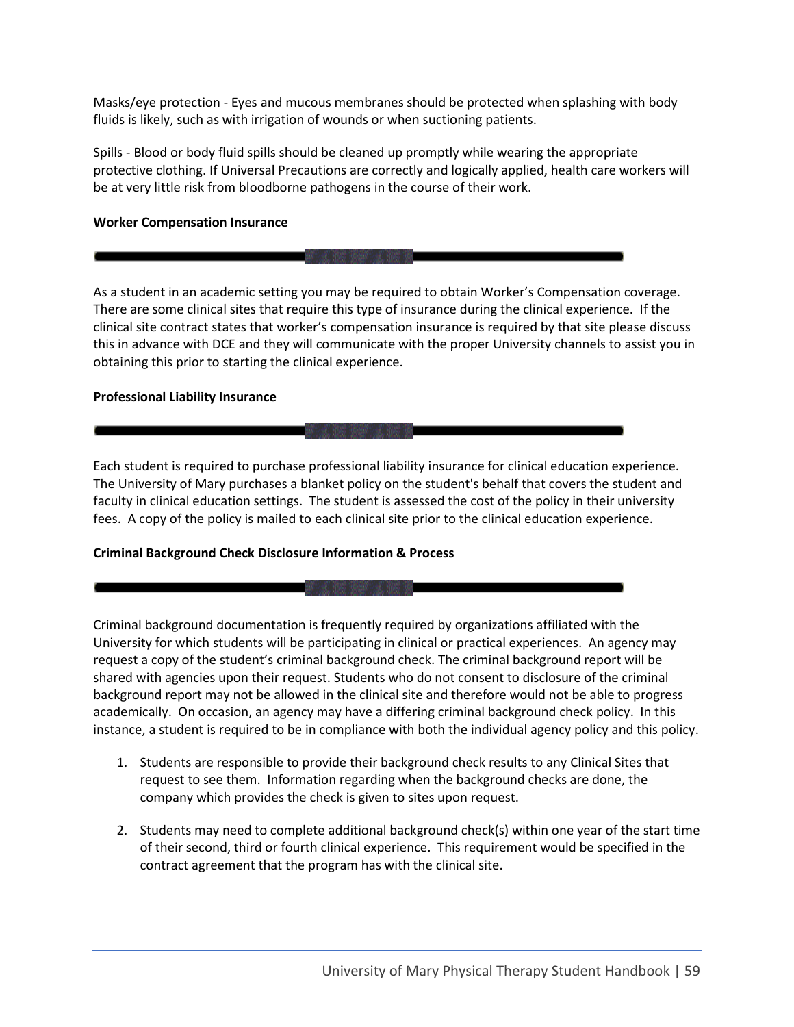Masks/eye protection - Eyes and mucous membranes should be protected when splashing with body fluids is likely, such as with irrigation of wounds or when suctioning patients.

Spills - Blood or body fluid spills should be cleaned up promptly while wearing the appropriate protective clothing. If Universal Precautions are correctly and logically applied, health care workers will be at very little risk from bloodborne pathogens in the course of their work.

**Worker Compensation Insurance**

As a student in an academic setting you may be required to obtain Worker's Compensation coverage. There are some clinical sites that require this type of insurance during the clinical experience. If the clinical site contract states that worker's compensation insurance is required by that site please discuss this in advance with DCE and they will communicate with the proper University channels to assist you in obtaining this prior to starting the clinical experience.

**Professional Liability Insurance**

Each student is required to purchase professional liability insurance for clinical education experience. The University of Mary purchases a blanket policy on the student's behalf that covers the student and faculty in clinical education settings. The student is assessed the cost of the policy in their university fees. A copy of the policy is mailed to each clinical site prior to the clinical education experience.

**Criminal Background Check Disclosure Information & Process**

Criminal background documentation is frequently required by organizations affiliated with the University for which students will be participating in clinical or practical experiences. An agency may request a copy of the student's criminal background check. The criminal background report will be shared with agencies upon their request. Students who do not consent to disclosure of the criminal background report may not be allowed in the clinical site and therefore would not be able to progress academically. On occasion, an agency may have a differing criminal background check policy. In this instance, a student is required to be in compliance with both the individual agency policy and this policy.

1. Students are responsible to provide their background check results to any Clinical Sites that request to see them. Information regarding when the background checks are done, the company which provides the check is given to sites upon request.

2. Students may need to complete additional background check(s) within one year of the start time of their second, third or fourth clinical experience. This requirement would be specified in the contract agreement that the program has with the clinical site.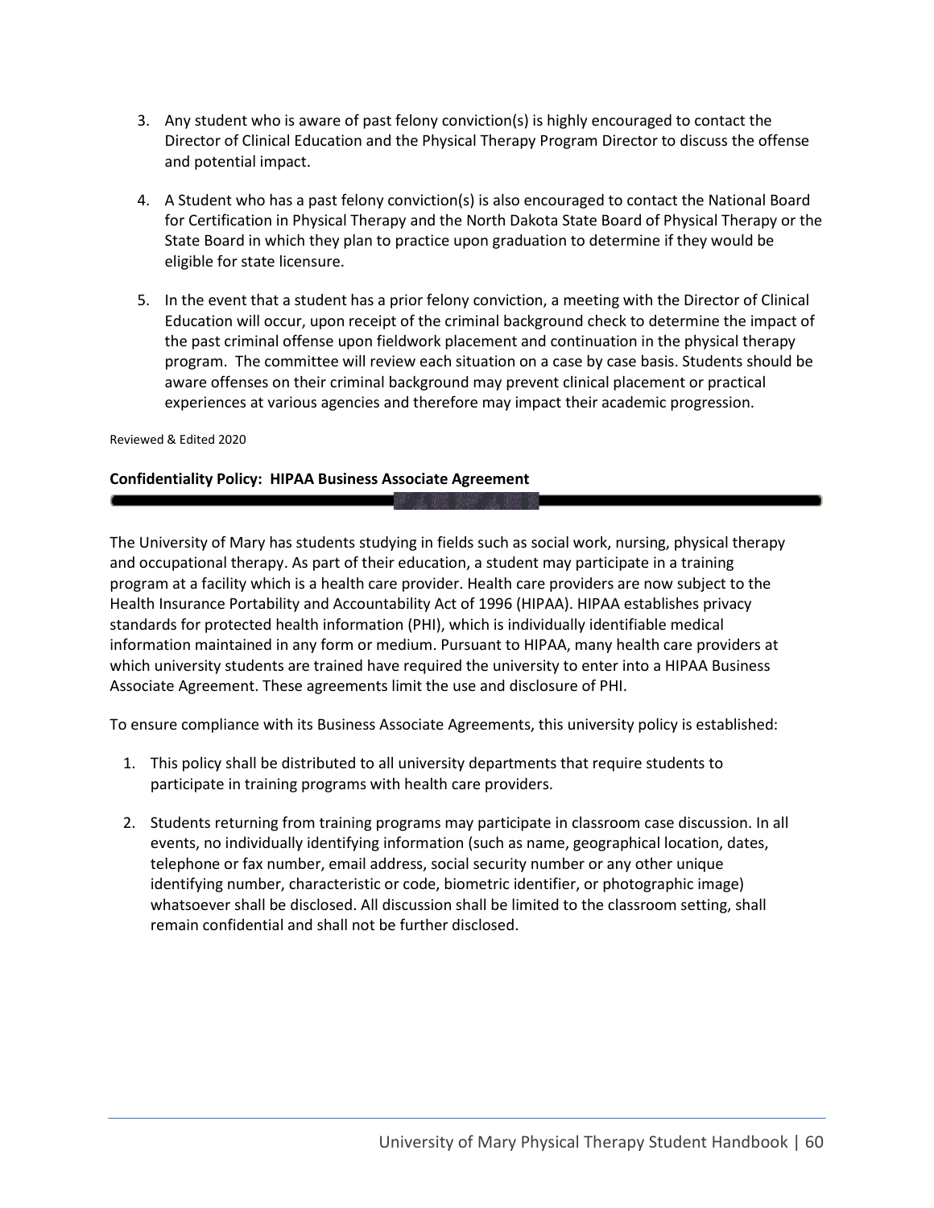3. Any student who is aware of past felony conviction(s) is highly encouraged to contact the Director of Clinical Education and the Physical Therapy Program Director to discuss the offense and potential impact.

4. A Student who has a past felony conviction(s) is also encouraged to contact the National Board for Certification in Physical Therapy and the North Dakota State Board of Physical Therapy or the State Board in which they plan to practice upon graduation to determine if they would be eligible for state licensure.

5. In the event that a student has a prior felony conviction, a meeting with the Director of Clinical Education will occur, upon receipt of the criminal background check to determine the impact of the past criminal offense upon fieldwork placement and continuation in the physical therapy program. The committee will review each situation on a case by case basis. Students should be aware offenses on their criminal background may prevent clinical placement or practical experiences at various agencies and therefore may impact their academic progression.

Reviewed & Edited 2020

**Confidentiality Policy: HIPAA Business Associate Agreement**

The University of Mary has students studying in fields such as social work, nursing, physical therapy and occupational therapy. As part of their education, a student may participate in a training program at a facility which is a health care provider. Health care providers are now subject to the Health Insurance Portability and Accountability Act of 1996 (HIPAA). HIPAA establishes privacy standards for protected health information (PHI), which is individually identifiable medical information maintained in any form or medium. Pursuant to HIPAA, many health care providers at which university students are trained have required the university to enter into a HIPAA Business Associate Agreement. These agreements limit the use and disclosure of PHI.

To ensure compliance with its Business Associate Agreements, this university policy is established:

1. This policy shall be distributed to all university departments that require students to participate in training programs with health care providers.

2. Students returning from training programs may participate in classroom case discussion. In all events, no individually identifying information (such as name, geographical location, dates, telephone or fax number, email address, social security number or any other unique identifying number, characteristic or code, biometric identifier, or photographic image) whatsoever shall be disclosed. All discussion shall be limited to the classroom setting, shall remain confidential and shall not be further disclosed.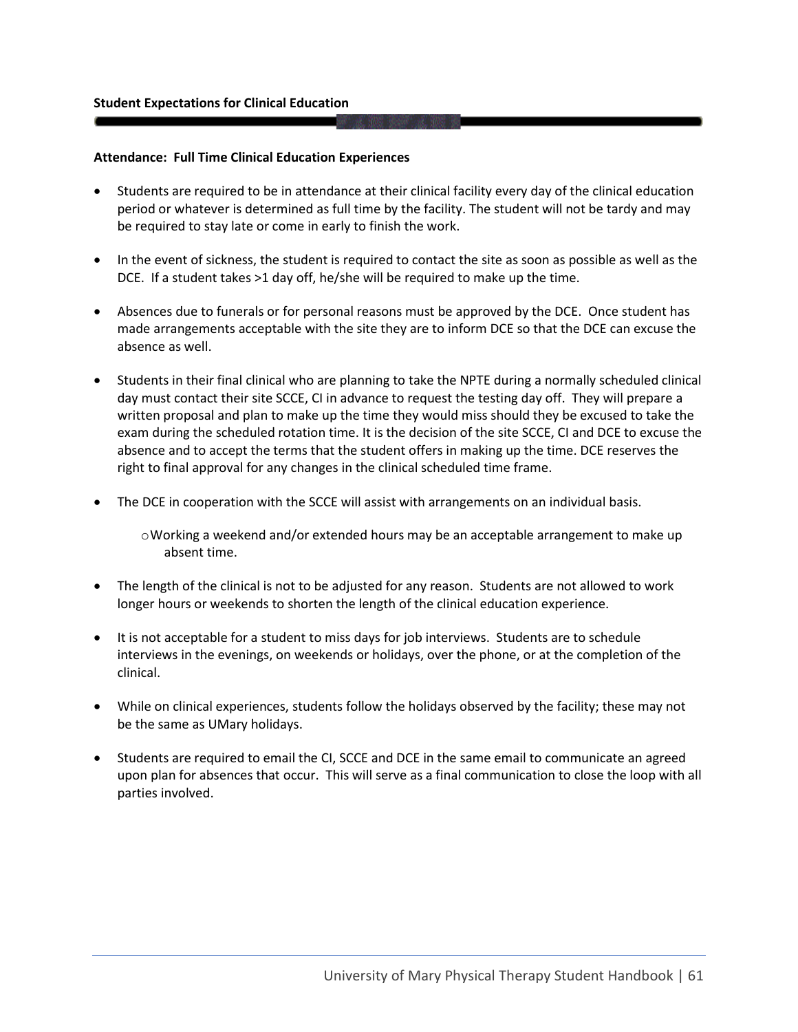**Student Expectations for Clinical Education**

**Attendance: Full Time Clinical Education Experiences**

- Students are required to be in attendance at their clinical facility every day of the clinical education period or whatever is determined as full time by the facility. The student will not be tardy and may be required to stay late or come in early to finish the work.

- In the event of sickness, the student is required to contact the site as soon as possible as well as the DCE. If a student takes >1 day off, he/she will be required to make up the time.

- Absences due to funerals or for personal reasons must be approved by the DCE. Once student has made arrangements acceptable with the site they are to inform DCE so that the DCE can excuse the absence as well.

- Students in their final clinical who are planning to take the NPTE during a normally scheduled clinical day must contact their site SCCE, CI in advance to request the testing day off. They will prepare a written proposal and plan to make up the time they would miss should they be excused to take the exam during the scheduled rotation time. It is the decision of the site SCCE, CI and DCE to excuse the absence and to accept the terms that the student offers in making up the time. DCE reserves the right to final approval for any changes in the clinical scheduled time frame.

- The DCE in cooperation with the SCCE will assist with arrangements on an individual basis.
    - Working a weekend and/or extended hours may be an acceptable arrangement to make up absent time.

- The length of the clinical is not to be adjusted for any reason. Students are not allowed to work longer hours or weekends to shorten the length of the clinical education experience.

- It is not acceptable for a student to miss days for job interviews. Students are to schedule interviews in the evenings, on weekends or holidays, over the phone, or at the completion of the clinical.

- While on clinical experiences, students follow the holidays observed by the facility; these may not be the same as UMary holidays.

- Students are required to email the CI, SCCE and DCE in the same email to communicate an agreed upon plan for absences that occur. This will serve as a final communication to close the loop with all parties involved.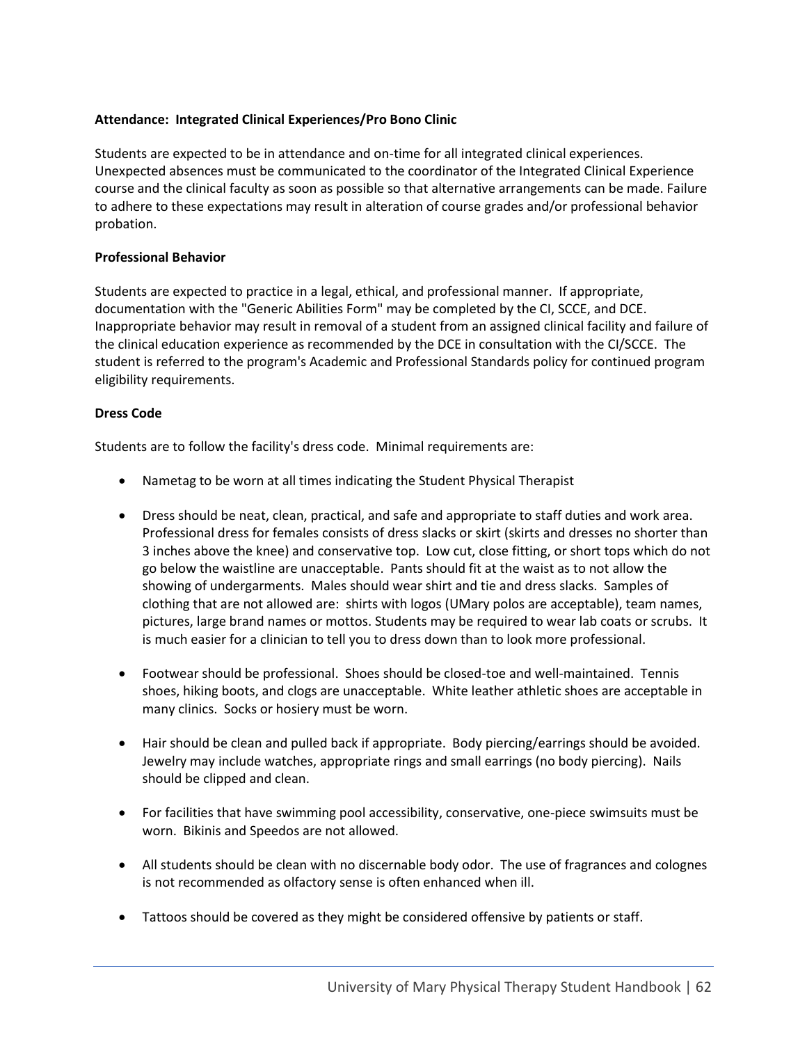**Attendance: Integrated Clinical Experiences/Pro Bono Clinic**

Students are expected to be in attendance and on-time for all integrated clinical experiences. Unexpected absences must be communicated to the coordinator of the Integrated Clinical Experience course and the clinical faculty as soon as possible so that alternative arrangements can be made. Failure to adhere to these expectations may result in alteration of course grades and/or professional behavior probation.

**Professional Behavior**

Students are expected to practice in a legal, ethical, and professional manner. If appropriate, documentation with the "Generic Abilities Form" may be completed by the CI, SCCE, and DCE. Inappropriate behavior may result in removal of a student from an assigned clinical facility and failure of the clinical education experience as recommended by the DCE in consultation with the CI/SCCE. The student is referred to the program's Academic and Professional Standards policy for continued program eligibility requirements.

**Dress Code**

Students are to follow the facility's dress code. Minimal requirements are:

- Nametag to be worn at all times indicating the Student Physical Therapist
- Dress should be neat, clean, practical, and safe and appropriate to staff duties and work area. Professional dress for females consists of dress slacks or skirt (skirts and dresses no shorter than 3 inches above the knee) and conservative top. Low cut, close fitting, or short tops which do not go below the waistline are unacceptable. Pants should fit at the waist as to not allow the showing of undergarments. Males should wear shirt and tie and dress slacks. Samples of clothing that are not allowed are: shirts with logos (UMary polos are acceptable), team names, pictures, large brand names or mottos. Students may be required to wear lab coats or scrubs. It is much easier for a clinician to tell you to dress down than to look more professional.
- Footwear should be professional. Shoes should be closed-toe and well-maintained. Tennis shoes, hiking boots, and clogs are unacceptable. White leather athletic shoes are acceptable in many clinics. Socks or hosiery must be worn.
- Hair should be clean and pulled back if appropriate. Body piercing/earrings should be avoided. Jewelry may include watches, appropriate rings and small earrings (no body piercing). Nails should be clipped and clean.
- For facilities that have swimming pool accessibility, conservative, one-piece swimsuits must be worn. Bikinis and Speedos are not allowed.
- All students should be clean with no discernable body odor. The use of fragrances and colognes is not recommended as olfactory sense is often enhanced when ill.
- Tattoos should be covered as they might be considered offensive by patients or staff.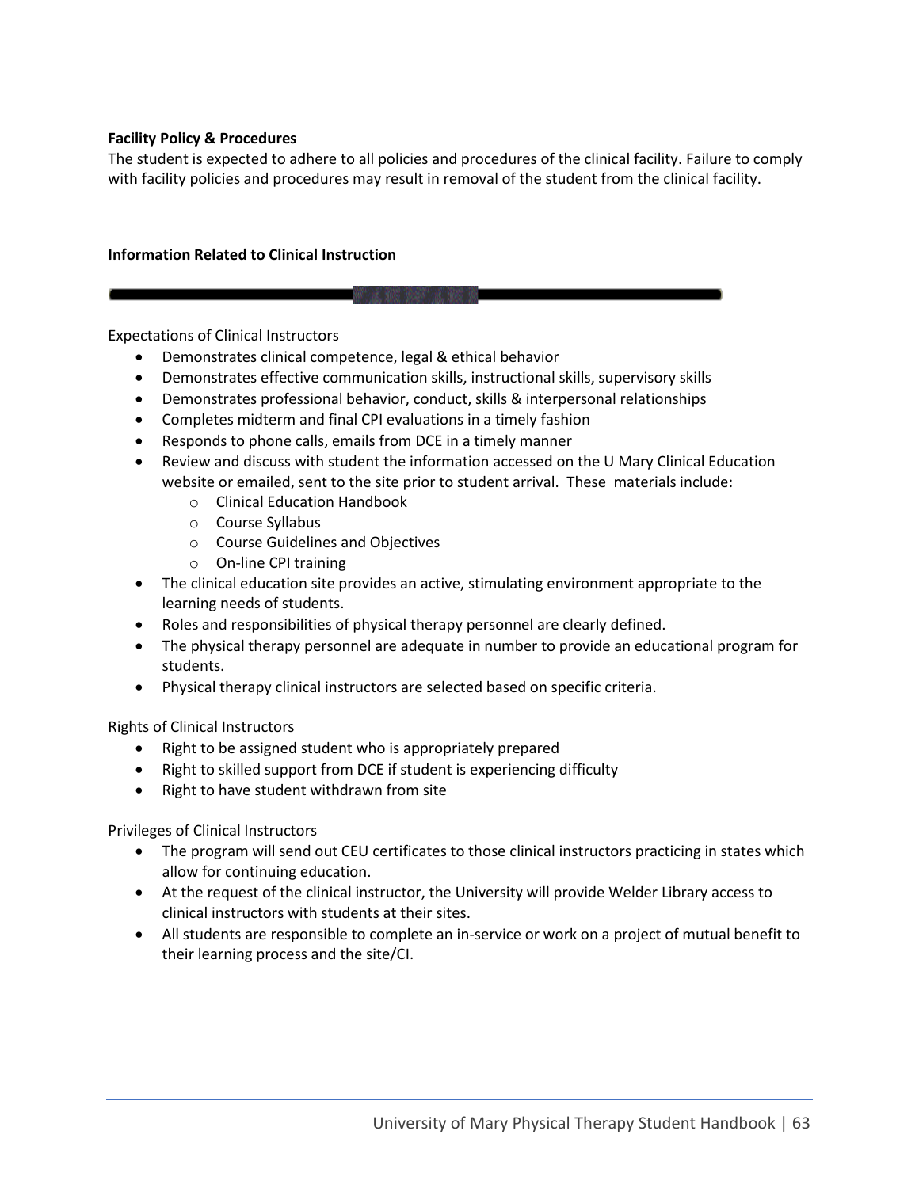**Facility Policy & Procedures**

The student is expected to adhere to all policies and procedures of the clinical facility. Failure to comply with facility policies and procedures may result in removal of the student from the clinical facility.

**Information Related to Clinical Instruction**

Expectations of Clinical Instructors

- Demonstrates clinical competence, legal & ethical behavior
- Demonstrates effective communication skills, instructional skills, supervisory skills
- Demonstrates professional behavior, conduct, skills & interpersonal relationships
- Completes midterm and final CPI evaluations in a timely fashion
- Responds to phone calls, emails from DCE in a timely manner
- Review and discuss with student the information accessed on the U Mary Clinical Education website or emailed, sent to the site prior to student arrival. These materials include:
  - Clinical Education Handbook
  - Course Syllabus
  - Course Guidelines and Objectives
  - On-line CPI training
- The clinical education site provides an active, stimulating environment appropriate to the learning needs of students.
- Roles and responsibilities of physical therapy personnel are clearly defined.
- The physical therapy personnel are adequate in number to provide an educational program for students.
- Physical therapy clinical instructors are selected based on specific criteria.

Rights of Clinical Instructors

- Right to be assigned student who is appropriately prepared
- Right to skilled support from DCE if student is experiencing difficulty
- Right to have student withdrawn from site

Privileges of Clinical Instructors

- The program will send out CEU certificates to those clinical instructors practicing in states which allow for continuing education.
- At the request of the clinical instructor, the University will provide Welder Library access to clinical instructors with students at their sites.
- All students are responsible to complete an in-service or work on a project of mutual benefit to their learning process and the site/CI.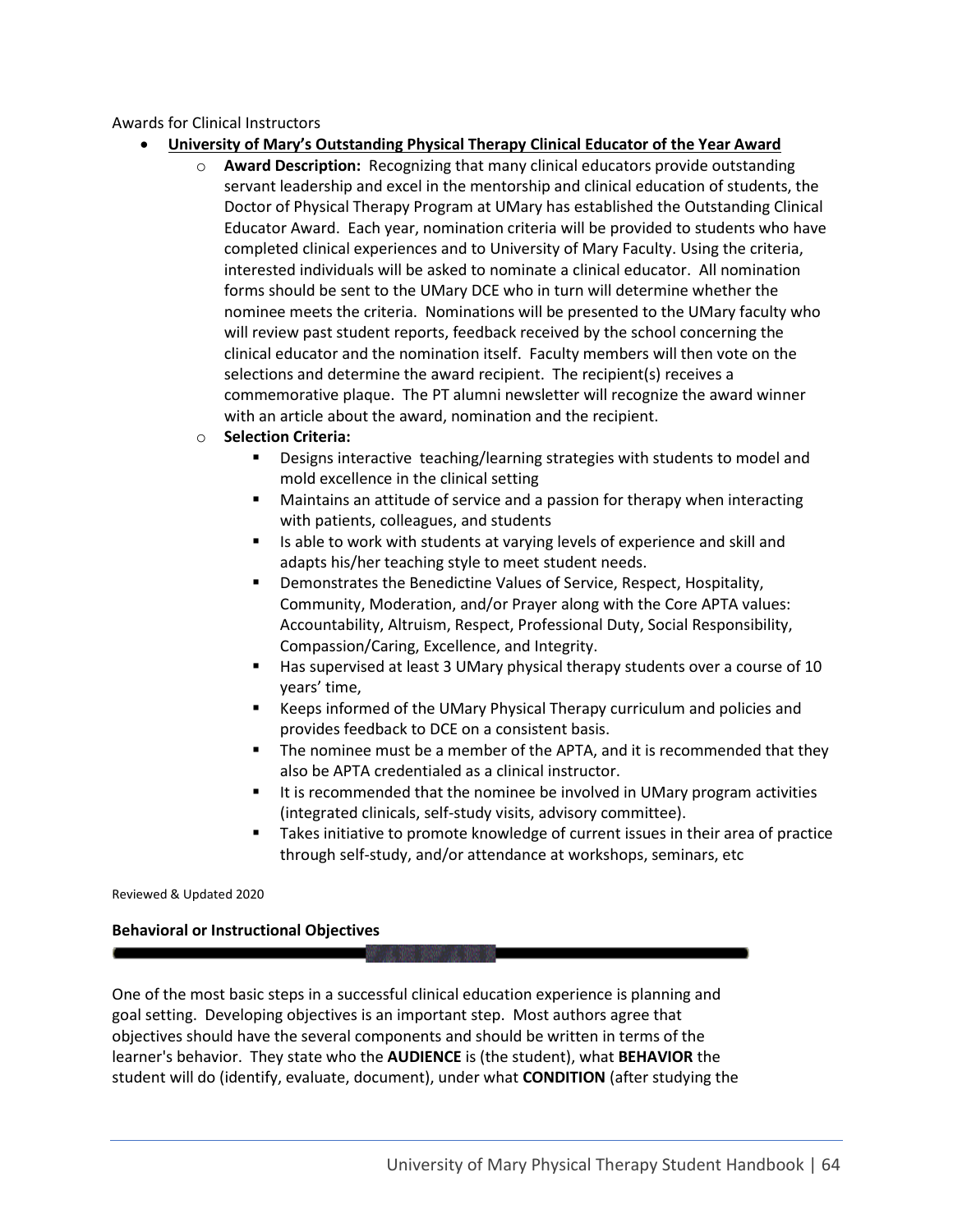Awards for Clinical Instructors

- **University of Mary's Outstanding Physical Therapy Clinical Educator of the Year Award**
  - **Award Description:** Recognizing that many clinical educators provide outstanding servant leadership and excel in the mentorship and clinical education of students, the Doctor of Physical Therapy Program at UMary has established the Outstanding Clinical Educator Award. Each year, nomination criteria will be provided to students who have completed clinical experiences and to University of Mary Faculty. Using the criteria, interested individuals will be asked to nominate a clinical educator. All nomination forms should be sent to the UMary DCE who in turn will determine whether the nominee meets the criteria. Nominations will be presented to the UMary faculty who will review past student reports, feedback received by the school concerning the clinical educator and the nomination itself. Faculty members will then vote on the selections and determine the award recipient. The recipient(s) receives a commemorative plaque. The PT alumni newsletter will recognize the award winner with an article about the award, nomination and the recipient.
  - **Selection Criteria:**
    - Designs interactive teaching/learning strategies with students to model and mold excellence in the clinical setting
    - Maintains an attitude of service and a passion for therapy when interacting with patients, colleagues, and students
    - Is able to work with students at varying levels of experience and skill and adapts his/her teaching style to meet student needs.
    - Demonstrates the Benedictine Values of Service, Respect, Hospitality, Community, Moderation, and/or Prayer along with the Core APTA values: Accountability, Altruism, Respect, Professional Duty, Social Responsibility, Compassion/Caring, Excellence, and Integrity.
    - Has supervised at least 3 UMary physical therapy students over a course of 10 years' time,
    - Keeps informed of the UMary Physical Therapy curriculum and policies and provides feedback to DCE on a consistent basis.
    - The nominee must be a member of the APTA, and it is recommended that they also be APTA credentialed as a clinical instructor.
    - It is recommended that the nominee be involved in UMary program activities (integrated clinicals, self-study visits, advisory committee).
    - Takes initiative to promote knowledge of current issues in their area of practice through self-study, and/or attendance at workshops, seminars, etc

Reviewed & Updated 2020

### Behavioral or Instructional Objectives

One of the most basic steps in a successful clinical education experience is planning and goal setting. Developing objectives is an important step. Most authors agree that objectives should have the several components and should be written in terms of the learner's behavior. They state who the **AUDIENCE** is (the student), what **BEHAVIOR** the student will do (identify, evaluate, document), under what **CONDITION** (after studying the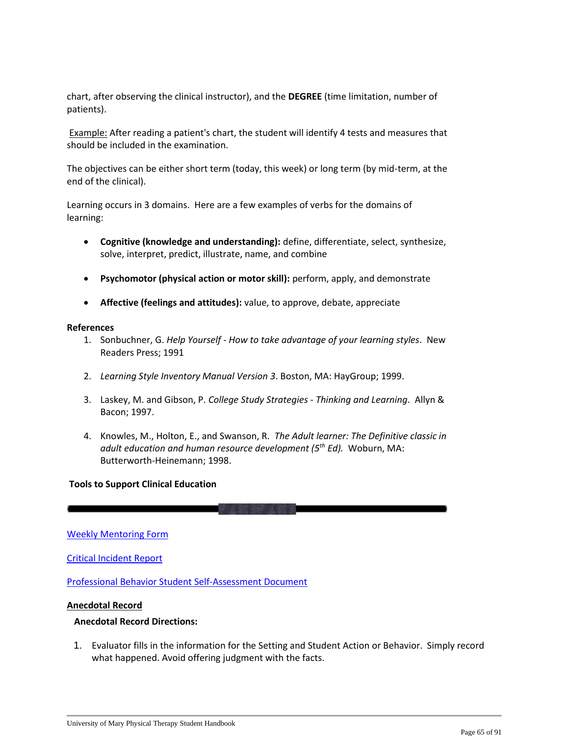chart, after observing the clinical instructor), and the **DEGREE** (time limitation, number of patients).

Example: After reading a patient's chart, the student will identify 4 tests and measures that should be included in the examination.

The objectives can be either short term (today, this week) or long term (by mid-term, at the end of the clinical).

Learning occurs in 3 domains. Here are a few examples of verbs for the domains of learning:

- **Cognitive (knowledge and understanding):** define, differentiate, select, synthesize, solve, interpret, predict, illustrate, name, and combine
- **Psychomotor (physical action or motor skill):** perform, apply, and demonstrate
- **Affective (feelings and attitudes):** value, to approve, debate, appreciate

**References**

1. Sonbuchner, G. *Help Yourself - How to take advantage of your learning styles*. New Readers Press; 1991
2. *Learning Style Inventory Manual Version 3*. Boston, MA: HayGroup; 1999.
3. Laskey, M. and Gibson, P. *College Study Strategies - Thinking and Learning*. Allyn & Bacon; 1997.
4. Knowles, M., Holton, E., and Swanson, R. *The Adult learner: The Definitive classic in adult education and human resource development (5th Ed).* Woburn, MA: Butterworth-Heinemann; 1998.

**Tools to Support Clinical Education**

Weekly Mentoring Form

Critical Incident Report

Professional Behavior Student Self-Assessment Document

**Anecdotal Record**

**Anecdotal Record Directions:**

1. Evaluator fills in the information for the Setting and Student Action or Behavior. Simply record what happened. Avoid offering judgment with the facts.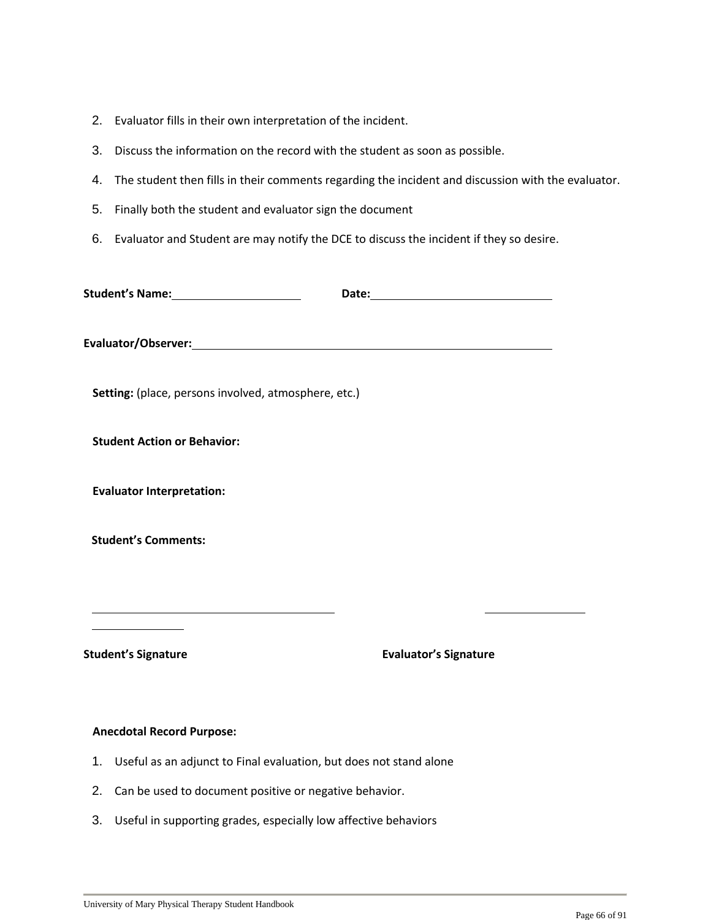2. Evaluator fills in their own interpretation of the incident.
3. Discuss the information on the record with the student as soon as possible.
4. The student then fills in their comments regarding the incident and discussion with the evaluator.
5. Finally both the student and evaluator sign the document
6. Evaluator and Student are may notify the DCE to discuss the incident if they so desire.

**Student's Name:**\_\_\_\_\_\_\_\_\_\_\_\_\_\_\_\_\_\_\_\_ **Date:**\_\_\_\_\_\_\_\_\_\_\_\_\_\_\_\_\_\_\_\_\_\_\_\_\_\_\_\_

**Evaluator/Observer:**\_\_\_\_\_\_\_\_\_\_\_\_\_\_\_\_\_\_\_\_\_\_\_\_\_\_\_\_\_\_\_\_\_\_\_\_\_\_\_\_\_\_\_\_\_\_\_\_\_\_\_\_\_\_

**Setting:** (place, persons involved, atmosphere, etc.)

**Student Action or Behavior:**

**Evaluator Interpretation:**

**Student's Comments:**

\_\_\_\_\_\_\_\_\_\_\_\_\_\_\_\_\_\_\_\_\_\_\_\_\_\_\_\_\_\_\_\_\_\_\_\_\_\_ \_\_\_\_\_\_\_\_\_\_\_\_\_\_\_\_\_\_\_\_\_\_\_\_\_\_\_\_\_\_\_\_

**Student's Signature** **Evaluator's Signature**

**Anecdotal Record Purpose:**

1. Useful as an adjunct to Final evaluation, but does not stand alone
2. Can be used to document positive or negative behavior.
3. Useful in supporting grades, especially low affective behaviors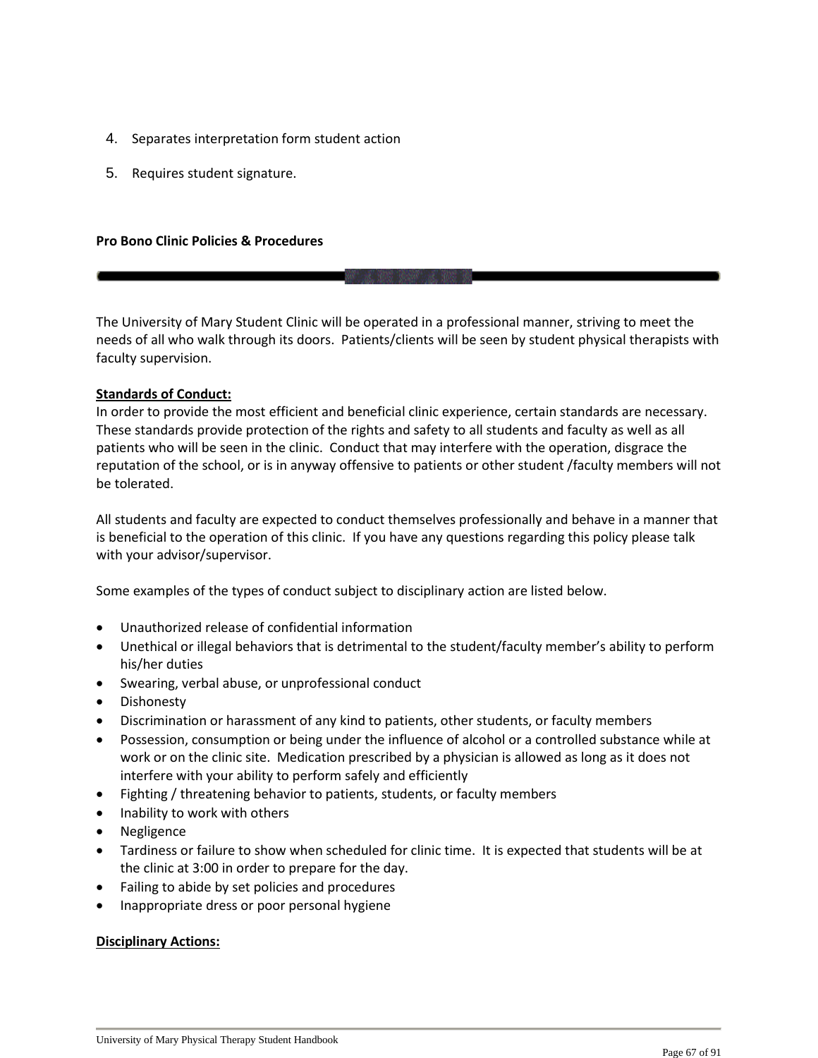4. Separates interpretation form student action

5. Requires student signature.

**Pro Bono Clinic Policies & Procedures**

The University of Mary Student Clinic will be operated in a professional manner, striving to meet the needs of all who walk through its doors. Patients/clients will be seen by student physical therapists with faculty supervision.

**Standards of Conduct:**

In order to provide the most efficient and beneficial clinic experience, certain standards are necessary. These standards provide protection of the rights and safety to all students and faculty as well as all patients who will be seen in the clinic. Conduct that may interfere with the operation, disgrace the reputation of the school, or is in anyway offensive to patients or other student /faculty members will not be tolerated.

All students and faculty are expected to conduct themselves professionally and behave in a manner that is beneficial to the operation of this clinic. If you have any questions regarding this policy please talk with your advisor/supervisor.

Some examples of the types of conduct subject to disciplinary action are listed below.

- Unauthorized release of confidential information
- Unethical or illegal behaviors that is detrimental to the student/faculty member's ability to perform his/her duties
- Swearing, verbal abuse, or unprofessional conduct
- Dishonesty
- Discrimination or harassment of any kind to patients, other students, or faculty members
- Possession, consumption or being under the influence of alcohol or a controlled substance while at work or on the clinic site. Medication prescribed by a physician is allowed as long as it does not interfere with your ability to perform safely and efficiently
- Fighting / threatening behavior to patients, students, or faculty members
- Inability to work with others
- Negligence
- Tardiness or failure to show when scheduled for clinic time. It is expected that students will be at the clinic at 3:00 in order to prepare for the day.
- Failing to abide by set policies and procedures
- Inappropriate dress or poor personal hygiene

**Disciplinary Actions:**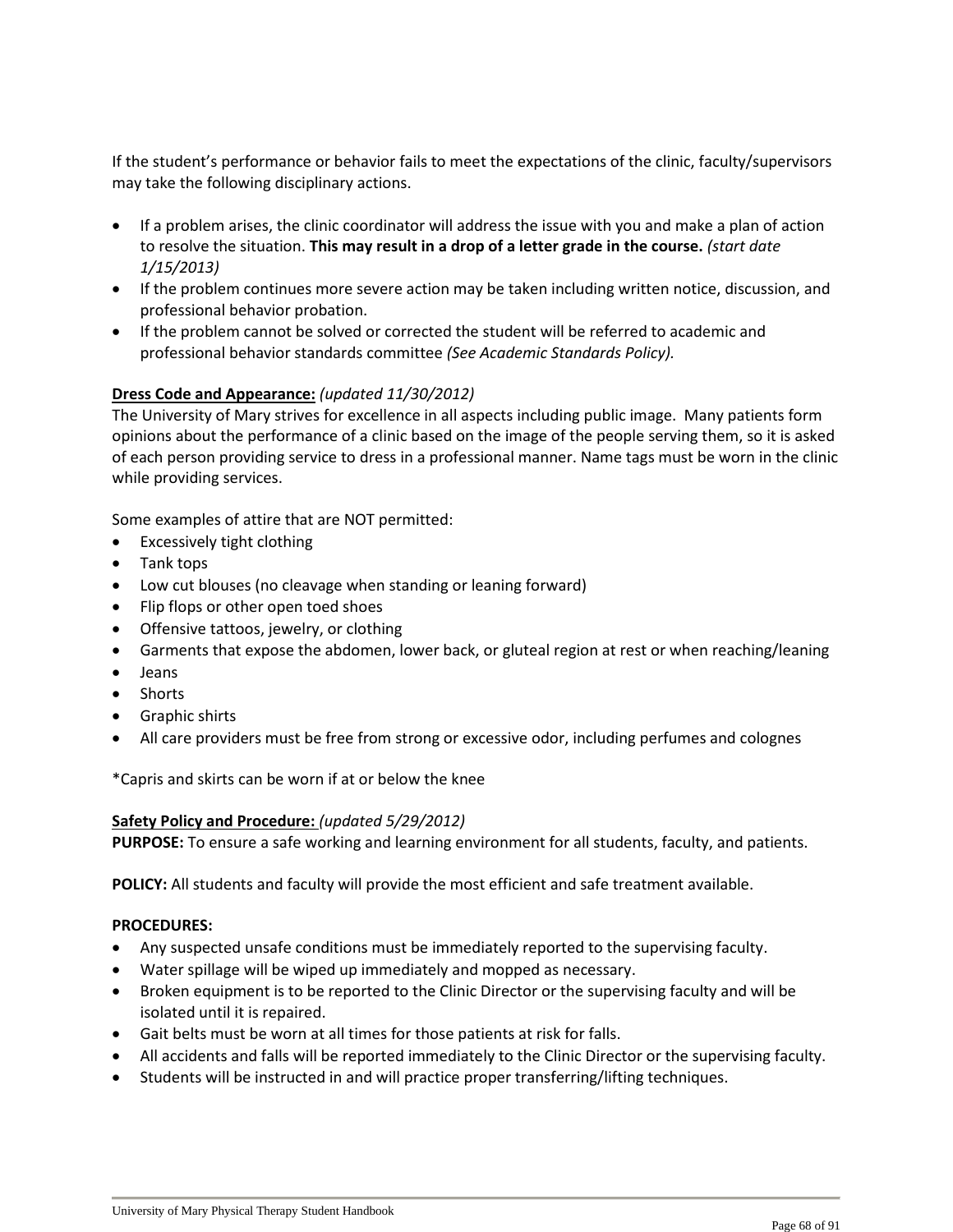If the student's performance or behavior fails to meet the expectations of the clinic, faculty/supervisors may take the following disciplinary actions.

- If a problem arises, the clinic coordinator will address the issue with you and make a plan of action to resolve the situation. **This may result in a drop of a letter grade in the course.** *(start date 1/15/2013)*
- If the problem continues more severe action may be taken including written notice, discussion, and professional behavior probation.
- If the problem cannot be solved or corrected the student will be referred to academic and professional behavior standards committee *(See Academic Standards Policy).*

**Dress Code and Appearance:** *(updated 11/30/2012)*

The University of Mary strives for excellence in all aspects including public image. Many patients form opinions about the performance of a clinic based on the image of the people serving them, so it is asked of each person providing service to dress in a professional manner. Name tags must be worn in the clinic while providing services.

Some examples of attire that are NOT permitted:

- Excessively tight clothing
- Tank tops
- Low cut blouses (no cleavage when standing or leaning forward)
- Flip flops or other open toed shoes
- Offensive tattoos, jewelry, or clothing
- Garments that expose the abdomen, lower back, or gluteal region at rest or when reaching/leaning
- Jeans
- Shorts
- Graphic shirts
- All care providers must be free from strong or excessive odor, including perfumes and colognes

*Capris and skirts can be worn if at or below the knee

**Safety Policy and Procedure:** *(updated 5/29/2012)*

**PURPOSE:** To ensure a safe working and learning environment for all students, faculty, and patients.

**POLICY:** All students and faculty will provide the most efficient and safe treatment available.

**PROCEDURES:**

- Any suspected unsafe conditions must be immediately reported to the supervising faculty.
- Water spillage will be wiped up immediately and mopped as necessary.
- Broken equipment is to be reported to the Clinic Director or the supervising faculty and will be isolated until it is repaired.
- Gait belts must be worn at all times for those patients at risk for falls.
- All accidents and falls will be reported immediately to the Clinic Director or the supervising faculty.
- Students will be instructed in and will practice proper transferring/lifting techniques.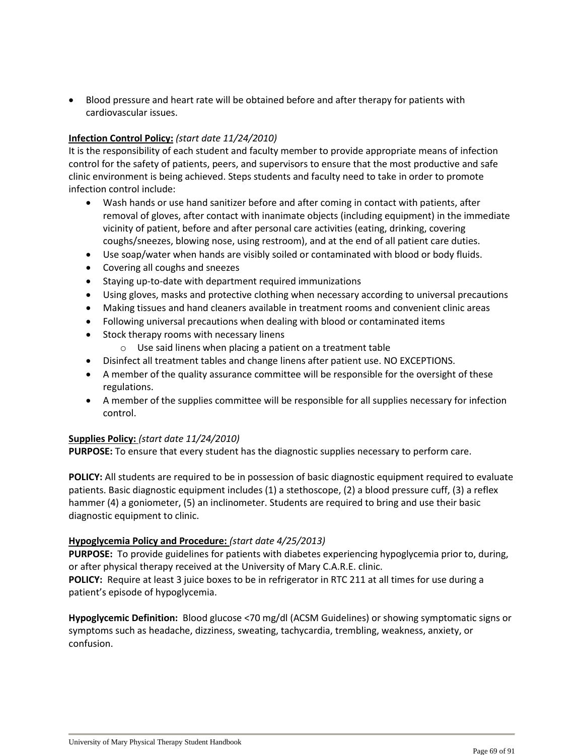- Blood pressure and heart rate will be obtained before and after therapy for patients with cardiovascular issues.

**<u>Infection Control Policy:</u>** *(start date 11/24/2010)*
It is the responsibility of each student and faculty member to provide appropriate means of infection control for the safety of patients, peers, and supervisors to ensure that the most productive and safe clinic environment is being achieved. Steps students and faculty need to take in order to promote infection control include:

- Wash hands or use hand sanitizer before and after coming in contact with patients, after removal of gloves, after contact with inanimate objects (including equipment) in the immediate vicinity of patient, before and after personal care activities (eating, drinking, covering coughs/sneezes, blowing nose, using restroom), and at the end of all patient care duties.
- Use soap/water when hands are visibly soiled or contaminated with blood or body fluids.
- Covering all coughs and sneezes
- Staying up-to-date with department required immunizations
- Using gloves, masks and protective clothing when necessary according to universal precautions
- Making tissues and hand cleaners available in treatment rooms and convenient clinic areas
- Following universal precautions when dealing with blood or contaminated items
- Stock therapy rooms with necessary linens
    - Use said linens when placing a patient on a treatment table
- Disinfect all treatment tables and change linens after patient use. NO EXCEPTIONS.
- A member of the quality assurance committee will be responsible for the oversight of these regulations.
- A member of the supplies committee will be responsible for all supplies necessary for infection control.

**<u>Supplies Policy:</u>** *(start date 11/24/2010)*
**PURPOSE:** To ensure that every student has the diagnostic supplies necessary to perform care.

**POLICY:** All students are required to be in possession of basic diagnostic equipment required to evaluate patients. Basic diagnostic equipment includes (1) a stethoscope, (2) a blood pressure cuff, (3) a reflex hammer (4) a goniometer, (5) an inclinometer. Students are required to bring and use their basic diagnostic equipment to clinic.

**<u>Hypoglycemia Policy and Procedure:</u>** *(start date 4/25/2013)*
**PURPOSE:** To provide guidelines for patients with diabetes experiencing hypoglycemia prior to, during, or after physical therapy received at the University of Mary C.A.R.E. clinic.
**POLICY:** Require at least 3 juice boxes to be in refrigerator in RTC 211 at all times for use during a patient's episode of hypoglycemia.

**Hypoglycemic Definition:** Blood glucose <70 mg/dl (ACSM Guidelines) or showing symptomatic signs or symptoms such as headache, dizziness, sweating, tachycardia, trembling, weakness, anxiety, or confusion.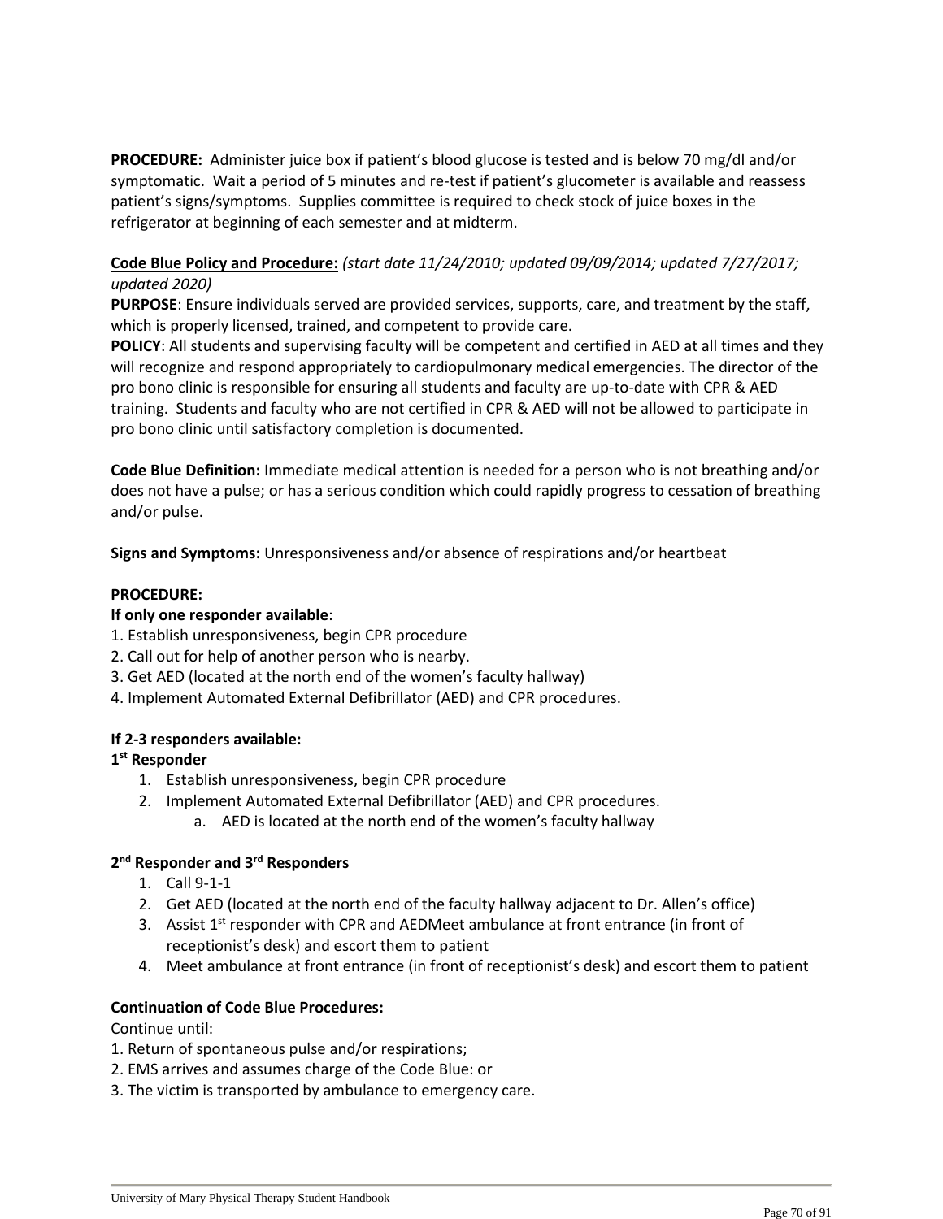**PROCEDURE:** Administer juice box if patient's blood glucose is tested and is below 70 mg/dl and/or symptomatic. Wait a period of 5 minutes and re-test if patient's glucometer is available and reassess patient's signs/symptoms. Supplies committee is required to check stock of juice boxes in the refrigerator at beginning of each semester and at midterm.

**Code Blue Policy and Procedure:** *(start date 11/24/2010; updated 09/09/2014; updated 7/27/2017; updated 2020)*

**PURPOSE**: Ensure individuals served are provided services, supports, care, and treatment by the staff, which is properly licensed, trained, and competent to provide care.

**POLICY**: All students and supervising faculty will be competent and certified in AED at all times and they will recognize and respond appropriately to cardiopulmonary medical emergencies. The director of the pro bono clinic is responsible for ensuring all students and faculty are up-to-date with CPR & AED training. Students and faculty who are not certified in CPR & AED will not be allowed to participate in pro bono clinic until satisfactory completion is documented.

**Code Blue Definition:** Immediate medical attention is needed for a person who is not breathing and/or does not have a pulse; or has a serious condition which could rapidly progress to cessation of breathing and/or pulse.

**Signs and Symptoms:** Unresponsiveness and/or absence of respirations and/or heartbeat

**PROCEDURE:**

**If only one responder available**:

1. Establish unresponsiveness, begin CPR procedure
2. Call out for help of another person who is nearby.
3. Get AED (located at the north end of the women's faculty hallway)
4. Implement Automated External Defibrillator (AED) and CPR procedures.

**If 2-3 responders available:**

**1st Responder**

1. Establish unresponsiveness, begin CPR procedure
2. Implement Automated External Defibrillator (AED) and CPR procedures.
   a. AED is located at the north end of the women's faculty hallway

**2nd Responder and 3rd Responders**

1. Call 9-1-1
2. Get AED (located at the north end of the faculty hallway adjacent to Dr. Allen's office)
3. Assist 1st responder with CPR and AEDMeet ambulance at front entrance (in front of receptionist's desk) and escort them to patient
4. Meet ambulance at front entrance (in front of receptionist's desk) and escort them to patient

**Continuation of Code Blue Procedures:**

Continue until:

1. Return of spontaneous pulse and/or respirations;
2. EMS arrives and assumes charge of the Code Blue: or
3. The victim is transported by ambulance to emergency care.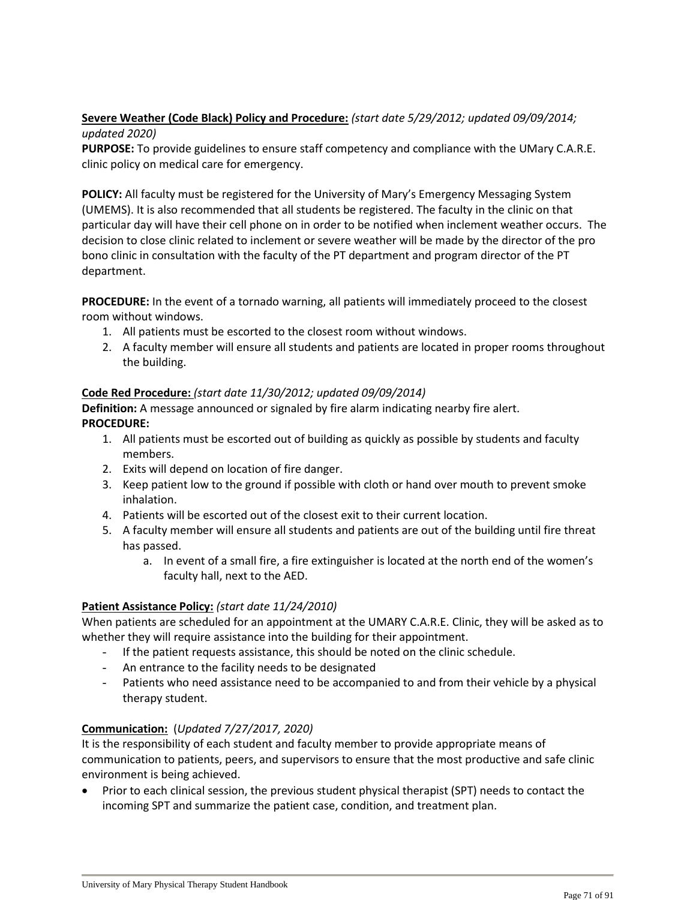**<u>Severe Weather (Code Black) Policy and Procedure:</u>** *(start date 5/29/2012; updated 09/09/2014; updated 2020)*

**PURPOSE:** To provide guidelines to ensure staff competency and compliance with the UMary C.A.R.E. clinic policy on medical care for emergency.

**POLICY:** All faculty must be registered for the University of Mary's Emergency Messaging System (UMEMS). It is also recommended that all students be registered. The faculty in the clinic on that particular day will have their cell phone on in order to be notified when inclement weather occurs. The decision to close clinic related to inclement or severe weather will be made by the director of the pro bono clinic in consultation with the faculty of the PT department and program director of the PT department.

**PROCEDURE:** In the event of a tornado warning, all patients will immediately proceed to the closest room without windows.

1. All patients must be escorted to the closest room without windows.
2. A faculty member will ensure all students and patients are located in proper rooms throughout the building.

**<u>Code Red Procedure:</u>** *(start date 11/30/2012; updated 09/09/2014)*

**Definition:** A message announced or signaled by fire alarm indicating nearby fire alert.

**PROCEDURE:**

1. All patients must be escorted out of building as quickly as possible by students and faculty members.
2. Exits will depend on location of fire danger.
3. Keep patient low to the ground if possible with cloth or hand over mouth to prevent smoke inhalation.
4. Patients will be escorted out of the closest exit to their current location.
5. A faculty member will ensure all students and patients are out of the building until fire threat has passed.
   a. In event of a small fire, a fire extinguisher is located at the north end of the women's faculty hall, next to the AED.

**<u>Patient Assistance Policy:</u>** *(start date 11/24/2010)*

When patients are scheduled for an appointment at the UMARY C.A.R.E. Clinic, they will be asked as to whether they will require assistance into the building for their appointment.

- If the patient requests assistance, this should be noted on the clinic schedule.
- An entrance to the facility needs to be designated
- Patients who need assistance need to be accompanied to and from their vehicle by a physical therapy student.

**<u>Communication:</u>** (*Updated 7/27/2017, 2020)*

It is the responsibility of each student and faculty member to provide appropriate means of communication to patients, peers, and supervisors to ensure that the most productive and safe clinic environment is being achieved.

- Prior to each clinical session, the previous student physical therapist (SPT) needs to contact the incoming SPT and summarize the patient case, condition, and treatment plan.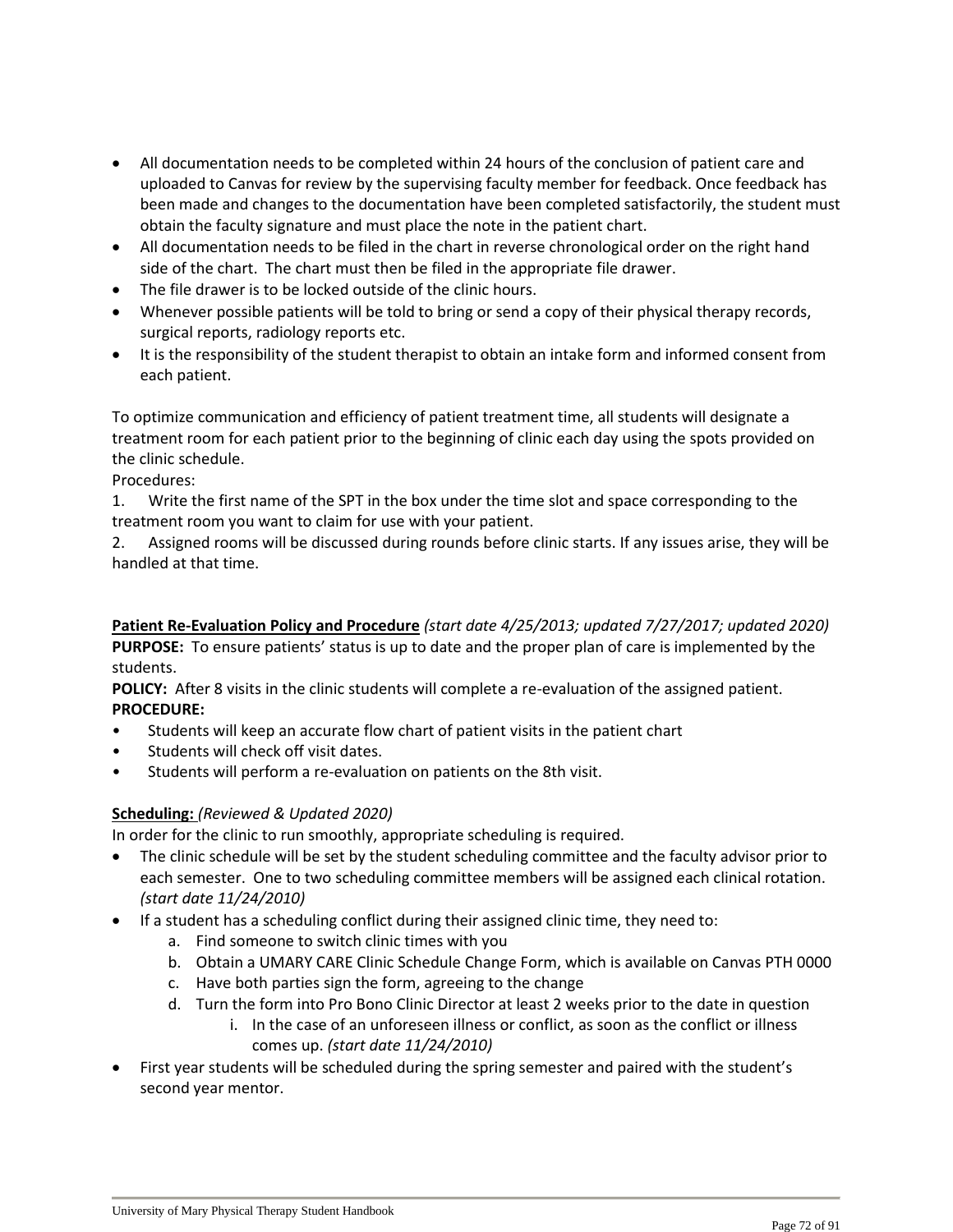- All documentation needs to be completed within 24 hours of the conclusion of patient care and uploaded to Canvas for review by the supervising faculty member for feedback. Once feedback has been made and changes to the documentation have been completed satisfactorily, the student must obtain the faculty signature and must place the note in the patient chart.
- All documentation needs to be filed in the chart in reverse chronological order on the right hand side of the chart. The chart must then be filed in the appropriate file drawer.
- The file drawer is to be locked outside of the clinic hours.
- Whenever possible patients will be told to bring or send a copy of their physical therapy records, surgical reports, radiology reports etc.
- It is the responsibility of the student therapist to obtain an intake form and informed consent from each patient.

To optimize communication and efficiency of patient treatment time, all students will designate a treatment room for each patient prior to the beginning of clinic each day using the spots provided on the clinic schedule.

Procedures:

1. Write the first name of the SPT in the box under the time slot and space corresponding to the treatment room you want to claim for use with your patient.
2. Assigned rooms will be discussed during rounds before clinic starts. If any issues arise, they will be handled at that time.

**<u>Patient Re-Evaluation Policy and Procedure</u>** *(start date 4/25/2013; updated 7/27/2017; updated 2020)*

**PURPOSE:** To ensure patients' status is up to date and the proper plan of care is implemented by the students.

**POLICY:** After 8 visits in the clinic students will complete a re-evaluation of the assigned patient.

**PROCEDURE:**

- Students will keep an accurate flow chart of patient visits in the patient chart
- Students will check off visit dates.
- Students will perform a re-evaluation on patients on the 8th visit.

**<u>Scheduling:</u>** *(Reviewed & Updated 2020)*

In order for the clinic to run smoothly, appropriate scheduling is required.

- The clinic schedule will be set by the student scheduling committee and the faculty advisor prior to each semester. One to two scheduling committee members will be assigned each clinical rotation. *(start date 11/24/2010)*
- If a student has a scheduling conflict during their assigned clinic time, they need to:
  a. Find someone to switch clinic times with you
  b. Obtain a UMARY CARE Clinic Schedule Change Form, which is available on Canvas PTH 0000
  c. Have both parties sign the form, agreeing to the change
  d. Turn the form into Pro Bono Clinic Director at least 2 weeks prior to the date in question
     i. In the case of an unforeseen illness or conflict, as soon as the conflict or illness comes up. *(start date 11/24/2010)*
- First year students will be scheduled during the spring semester and paired with the student's second year mentor.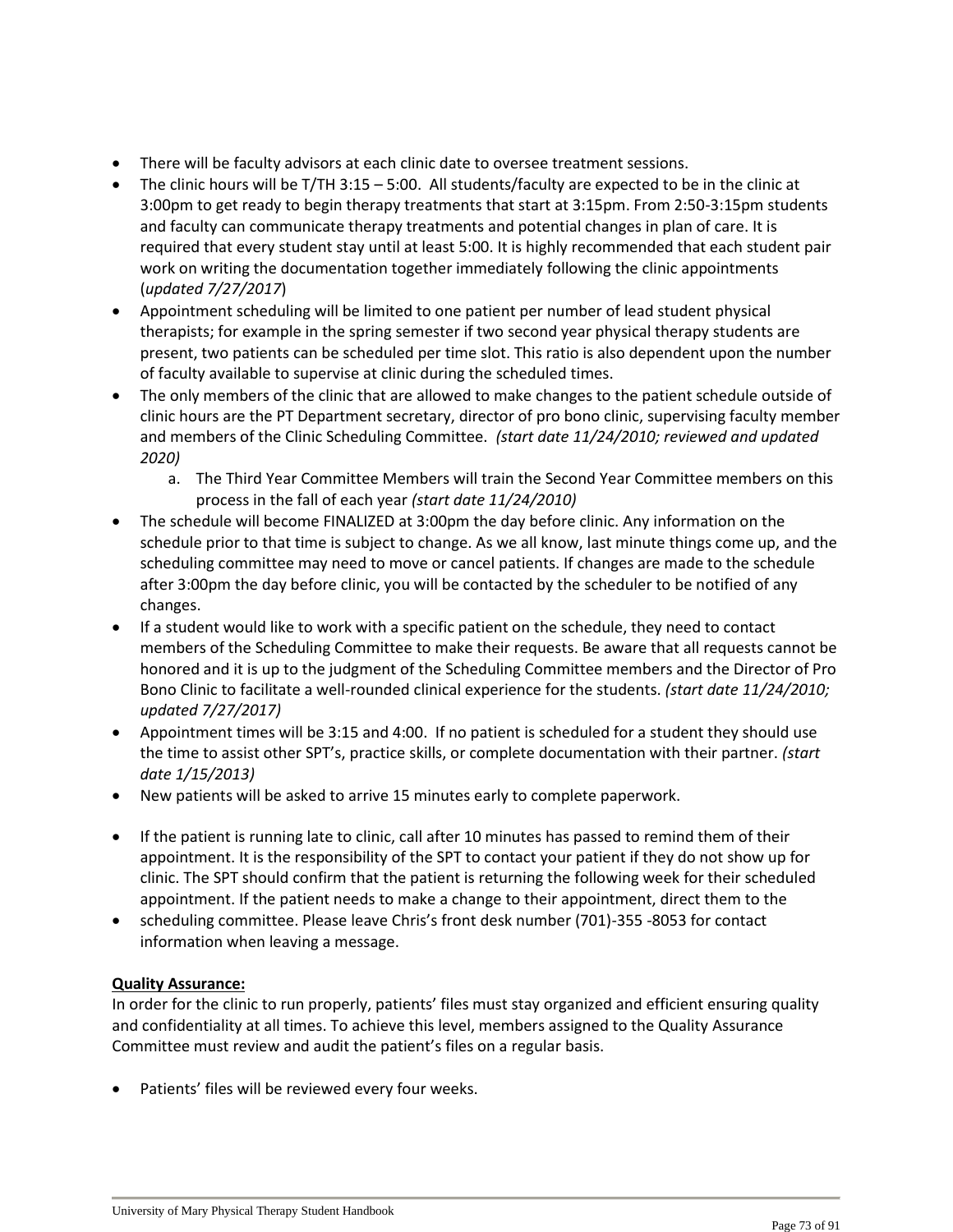- There will be faculty advisors at each clinic date to oversee treatment sessions.
- The clinic hours will be T/TH 3:15 – 5:00. All students/faculty are expected to be in the clinic at 3:00pm to get ready to begin therapy treatments that start at 3:15pm. From 2:50-3:15pm students and faculty can communicate therapy treatments and potential changes in plan of care. It is required that every student stay until at least 5:00. It is highly recommended that each student pair work on writing the documentation together immediately following the clinic appointments (*updated 7/27/2017*)
- Appointment scheduling will be limited to one patient per number of lead student physical therapists; for example in the spring semester if two second year physical therapy students are present, two patients can be scheduled per time slot. This ratio is also dependent upon the number of faculty available to supervise at clinic during the scheduled times.
- The only members of the clinic that are allowed to make changes to the patient schedule outside of clinic hours are the PT Department secretary, director of pro bono clinic, supervising faculty member and members of the Clinic Scheduling Committee. *(start date 11/24/2010; reviewed and updated 2020)*
    a. The Third Year Committee Members will train the Second Year Committee members on this process in the fall of each year *(start date 11/24/2010)*
- The schedule will become FINALIZED at 3:00pm the day before clinic. Any information on the schedule prior to that time is subject to change. As we all know, last minute things come up, and the scheduling committee may need to move or cancel patients. If changes are made to the schedule after 3:00pm the day before clinic, you will be contacted by the scheduler to be notified of any changes.
- If a student would like to work with a specific patient on the schedule, they need to contact members of the Scheduling Committee to make their requests. Be aware that all requests cannot be honored and it is up to the judgment of the Scheduling Committee members and the Director of Pro Bono Clinic to facilitate a well-rounded clinical experience for the students. *(start date 11/24/2010; updated 7/27/2017)*
- Appointment times will be 3:15 and 4:00. If no patient is scheduled for a student they should use the time to assist other SPT's, practice skills, or complete documentation with their partner. *(start date 1/15/2013)*
- New patients will be asked to arrive 15 minutes early to complete paperwork.
- If the patient is running late to clinic, call after 10 minutes has passed to remind them of their appointment. It is the responsibility of the SPT to contact your patient if they do not show up for clinic. The SPT should confirm that the patient is returning the following week for their scheduled appointment. If the patient needs to make a change to their appointment, direct them to the
- scheduling committee. Please leave Chris's front desk number (701)-355 -8053 for contact information when leaving a message.

**Quality Assurance:**

In order for the clinic to run properly, patients' files must stay organized and efficient ensuring quality and confidentiality at all times. To achieve this level, members assigned to the Quality Assurance Committee must review and audit the patient's files on a regular basis.

- Patients' files will be reviewed every four weeks.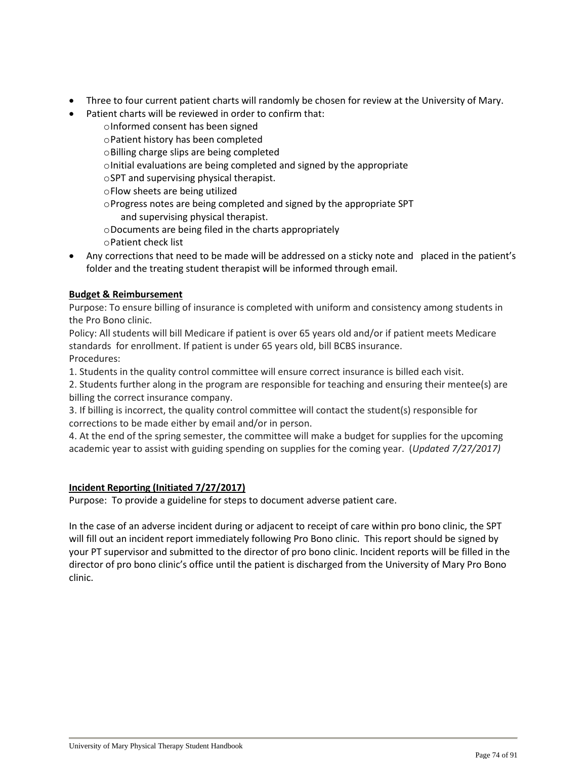- Three to four current patient charts will randomly be chosen for review at the University of Mary.
- Patient charts will be reviewed in order to confirm that:
  - Informed consent has been signed
  - Patient history has been completed
  - Billing charge slips are being completed
  - Initial evaluations are being completed and signed by the appropriate
  - SPT and supervising physical therapist.
  - Flow sheets are being utilized
  - Progress notes are being completed and signed by the appropriate SPT and supervising physical therapist.
  - Documents are being filed in the charts appropriately
  - Patient check list
- Any corrections that need to be made will be addressed on a sticky note and placed in the patient's folder and the treating student therapist will be informed through email.

**Budget & Reimbursement**

Purpose: To ensure billing of insurance is completed with uniform and consistency among students in the Pro Bono clinic.

Policy: All students will bill Medicare if patient is over 65 years old and/or if patient meets Medicare standards for enrollment. If patient is under 65 years old, bill BCBS insurance.

Procedures:

1. Students in the quality control committee will ensure correct insurance is billed each visit.
2. Students further along in the program are responsible for teaching and ensuring their mentee(s) are billing the correct insurance company.
3. If billing is incorrect, the quality control committee will contact the student(s) responsible for corrections to be made either by email and/or in person.
4. At the end of the spring semester, the committee will make a budget for supplies for the upcoming academic year to assist with guiding spending on supplies for the coming year. (*Updated 7/27/2017)*

**Incident Reporting (Initiated 7/27/2017)**

Purpose: To provide a guideline for steps to document adverse patient care.

In the case of an adverse incident during or adjacent to receipt of care within pro bono clinic, the SPT will fill out an incident report immediately following Pro Bono clinic. This report should be signed by your PT supervisor and submitted to the director of pro bono clinic. Incident reports will be filled in the director of pro bono clinic's office until the patient is discharged from the University of Mary Pro Bono clinic.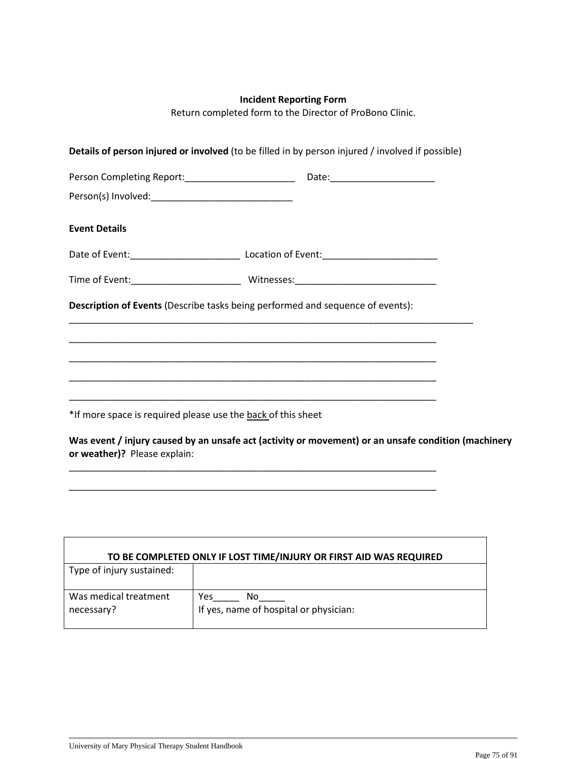**Incident Reporting Form**

Return completed form to the Director of ProBono Clinic.

**Details of person injured or involved** (to be filled in by person injured / involved if possible)

Person Completing Report:_____________________ Date:____________________

Person(s) Involved:___________________________

**Event Details**

Date of Event:_____________________ Location of Event:______________________

Time of Event:_____________________ Witnesses:___________________________

**Description of Events** (Describe tasks being performed and sequence of events):

________________________________________________________________________________

__________________________________________________________________________

__________________________________________________________________________

__________________________________________________________________________

__________________________________________________________________________

*If more space is required please use the back of this sheet

**Was event / injury caused by an unsafe act (activity or movement) or an unsafe condition (machinery or weather)?** Please explain:

__________________________________________________________________________

__________________________________________________________________________

| TO BE COMPLETED ONLY IF LOST TIME/INJURY OR FIRST AID WAS REQUIRED | |
|---|---|
| Type of injury sustained: | |
| Was medical treatment necessary? | Yes_____ No_____<br>If yes, name of hospital or physician: |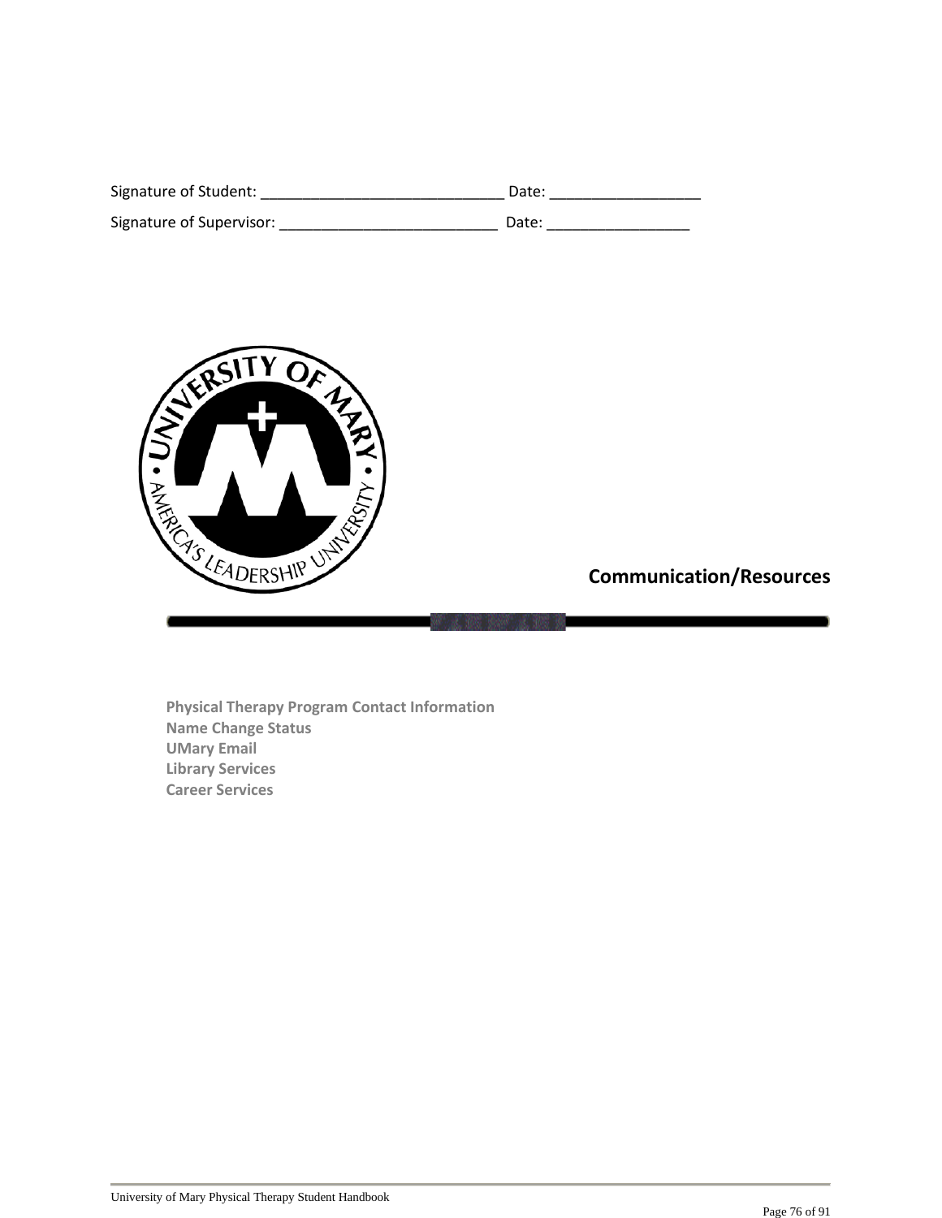Signature of Student: ____________________________ Date: _________________

Signature of Supervisor: _________________________ Date: ________________

## Communication/Resources

**Physical Therapy Program Contact Information**
**Name Change Status**
**UMary Email**
**Library Services**
**Career Services**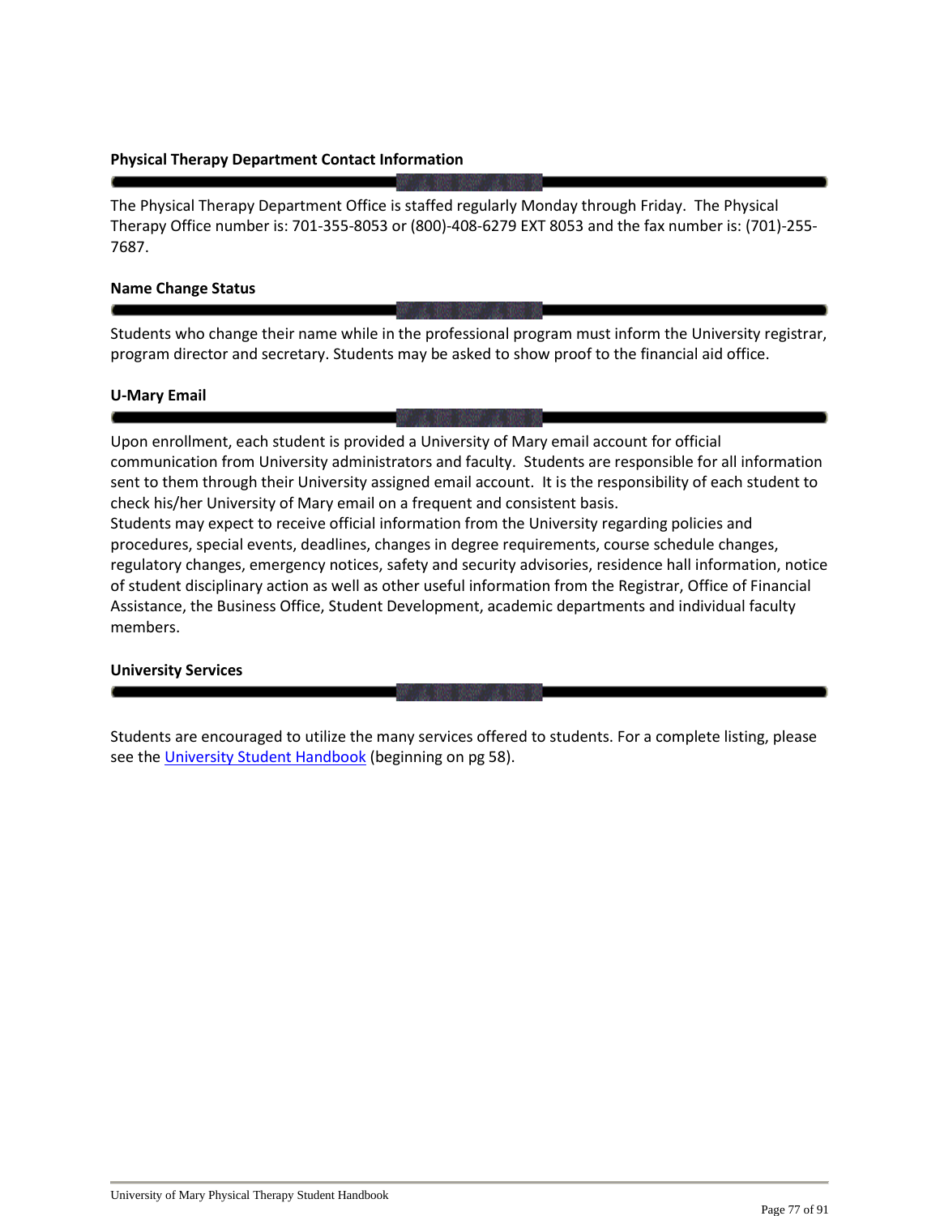### Physical Therapy Department Contact Information

The Physical Therapy Department Office is staffed regularly Monday through Friday. The Physical Therapy Office number is: 701-355-8053 or (800)-408-6279 EXT 8053 and the fax number is: (701)-255-7687.

### Name Change Status

Students who change their name while in the professional program must inform the University registrar, program director and secretary. Students may be asked to show proof to the financial aid office.

### U-Mary Email

Upon enrollment, each student is provided a University of Mary email account for official communication from University administrators and faculty. Students are responsible for all information sent to them through their University assigned email account. It is the responsibility of each student to check his/her University of Mary email on a frequent and consistent basis.
Students may expect to receive official information from the University regarding policies and procedures, special events, deadlines, changes in degree requirements, course schedule changes, regulatory changes, emergency notices, safety and security advisories, residence hall information, notice of student disciplinary action as well as other useful information from the Registrar, Office of Financial Assistance, the Business Office, Student Development, academic departments and individual faculty members.

### University Services

Students are encouraged to utilize the many services offered to students. For a complete listing, please see the University Student Handbook (beginning on pg 58).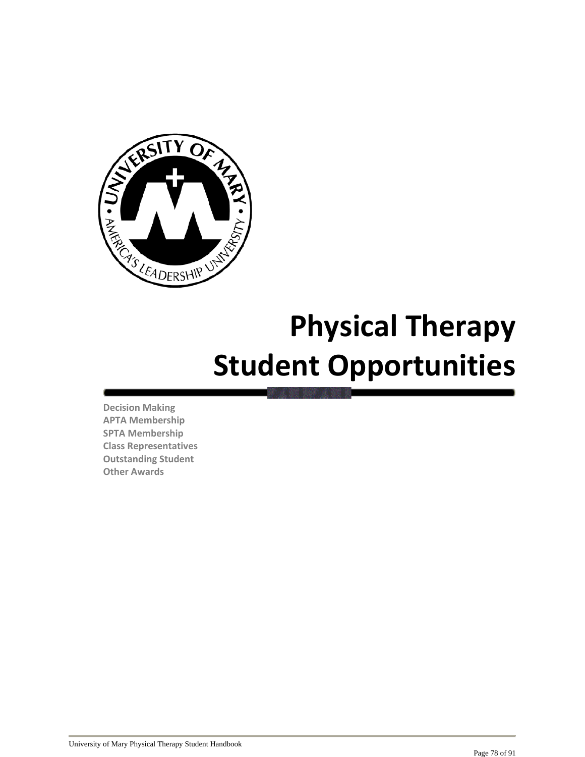# Physical Therapy Student Opportunities

**Decision Making**
**APTA Membership**
**SPTA Membership**
**Class Representatives**
**Outstanding Student**
**Other Awards**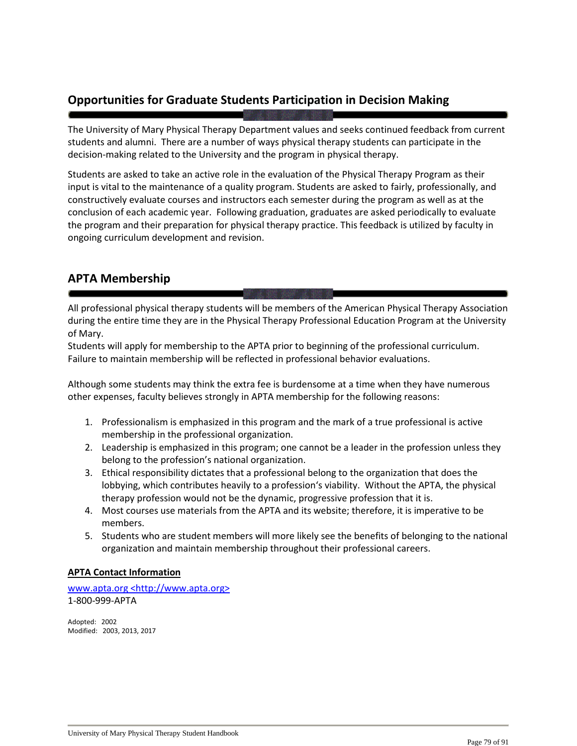## Opportunities for Graduate Students Participation in Decision Making

The University of Mary Physical Therapy Department values and seeks continued feedback from current students and alumni. There are a number of ways physical therapy students can participate in the decision-making related to the University and the program in physical therapy.

Students are asked to take an active role in the evaluation of the Physical Therapy Program as their input is vital to the maintenance of a quality program. Students are asked to fairly, professionally, and constructively evaluate courses and instructors each semester during the program as well as at the conclusion of each academic year. Following graduation, graduates are asked periodically to evaluate the program and their preparation for physical therapy practice. This feedback is utilized by faculty in ongoing curriculum development and revision.

## APTA Membership

All professional physical therapy students will be members of the American Physical Therapy Association during the entire time they are in the Physical Therapy Professional Education Program at the University of Mary.
Students will apply for membership to the APTA prior to beginning of the professional curriculum. Failure to maintain membership will be reflected in professional behavior evaluations.

Although some students may think the extra fee is burdensome at a time when they have numerous other expenses, faculty believes strongly in APTA membership for the following reasons:

1. Professionalism is emphasized in this program and the mark of a true professional is active membership in the professional organization.
2. Leadership is emphasized in this program; one cannot be a leader in the profession unless they belong to the profession's national organization.
3. Ethical responsibility dictates that a professional belong to the organization that does the lobbying, which contributes heavily to a profession's viability. Without the APTA, the physical therapy profession would not be the dynamic, progressive profession that it is.
4. Most courses use materials from the APTA and its website; therefore, it is imperative to be members.
5. Students who are student members will more likely see the benefits of belonging to the national organization and maintain membership throughout their professional careers.

**APTA Contact Information**

www.apta.org <http://www.apta.org>
1-800-999-APTA

Adopted: 2002
Modified: 2003, 2013, 2017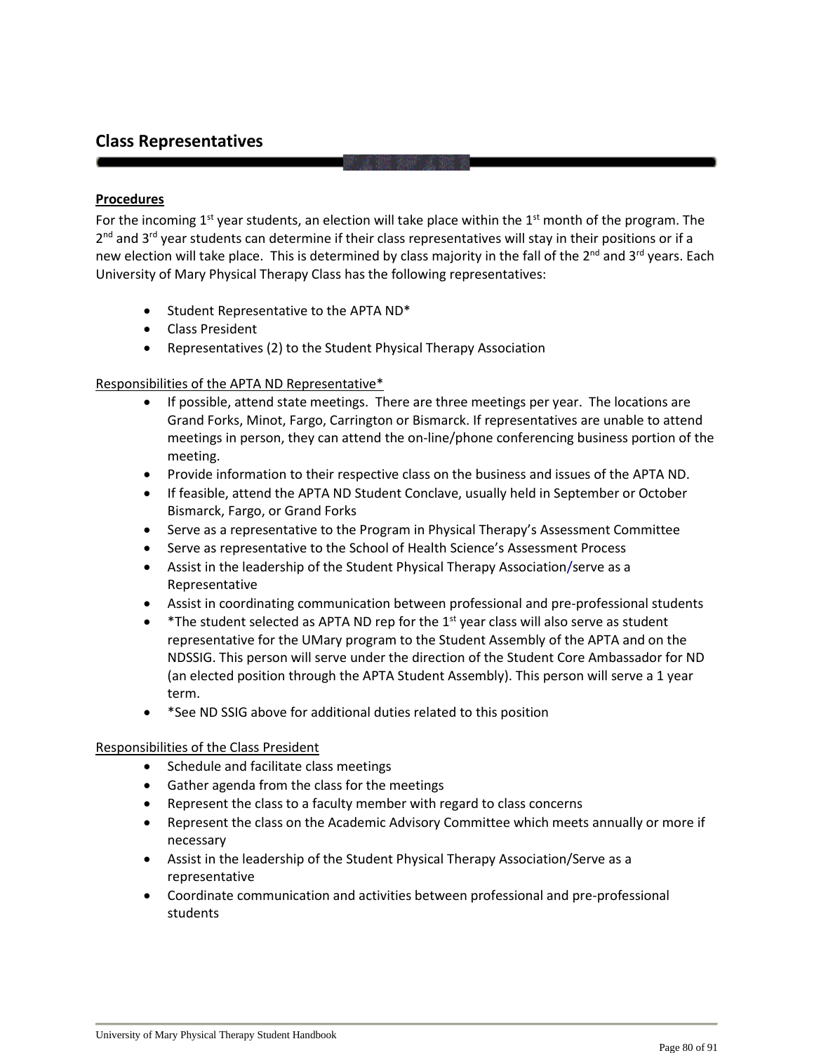## Class Representatives

**Procedures**

For the incoming 1st year students, an election will take place within the 1st month of the program. The 2nd and 3rd year students can determine if their class representatives will stay in their positions or if a new election will take place. This is determined by class majority in the fall of the 2nd and 3rd years. Each University of Mary Physical Therapy Class has the following representatives:

- Student Representative to the APTA ND*
- Class President
- Representatives (2) to the Student Physical Therapy Association

Responsibilities of the APTA ND Representative*

- If possible, attend state meetings. There are three meetings per year. The locations are Grand Forks, Minot, Fargo, Carrington or Bismarck. If representatives are unable to attend meetings in person, they can attend the on-line/phone conferencing business portion of the meeting.
- Provide information to their respective class on the business and issues of the APTA ND.
- If feasible, attend the APTA ND Student Conclave, usually held in September or October Bismarck, Fargo, or Grand Forks
- Serve as a representative to the Program in Physical Therapy's Assessment Committee
- Serve as representative to the School of Health Science's Assessment Process
- Assist in the leadership of the Student Physical Therapy Association/serve as a Representative
- Assist in coordinating communication between professional and pre-professional students
- *The student selected as APTA ND rep for the 1st year class will also serve as student representative for the UMary program to the Student Assembly of the APTA and on the NDSSIG. This person will serve under the direction of the Student Core Ambassador for ND (an elected position through the APTA Student Assembly). This person will serve a 1 year term.
- *See ND SSIG above for additional duties related to this position

Responsibilities of the Class President

- Schedule and facilitate class meetings
- Gather agenda from the class for the meetings
- Represent the class to a faculty member with regard to class concerns
- Represent the class on the Academic Advisory Committee which meets annually or more if necessary
- Assist in the leadership of the Student Physical Therapy Association/Serve as a representative
- Coordinate communication and activities between professional and pre-professional students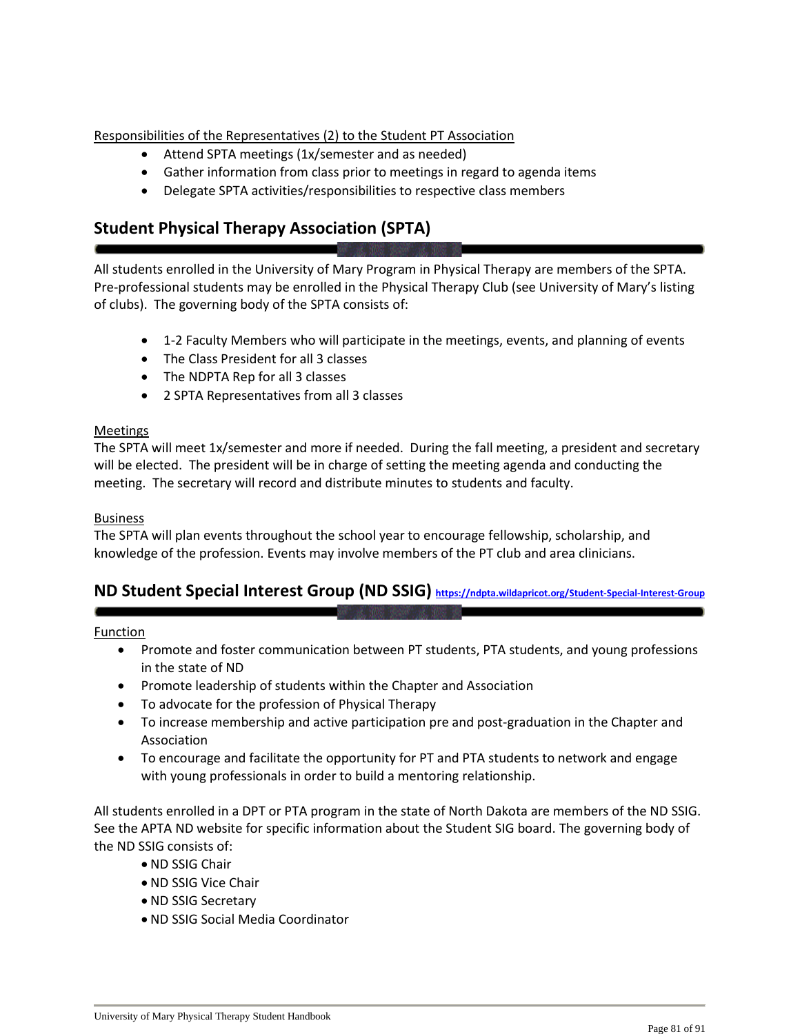Responsibilities of the Representatives (2) to the Student PT Association

- Attend SPTA meetings (1x/semester and as needed)
- Gather information from class prior to meetings in regard to agenda items
- Delegate SPTA activities/responsibilities to respective class members

## Student Physical Therapy Association (SPTA)

All students enrolled in the University of Mary Program in Physical Therapy are members of the SPTA. Pre-professional students may be enrolled in the Physical Therapy Club (see University of Mary's listing of clubs). The governing body of the SPTA consists of:

- 1-2 Faculty Members who will participate in the meetings, events, and planning of events
- The Class President for all 3 classes
- The NDPTA Rep for all 3 classes
- 2 SPTA Representatives from all 3 classes

Meetings

The SPTA will meet 1x/semester and more if needed. During the fall meeting, a president and secretary will be elected. The president will be in charge of setting the meeting agenda and conducting the meeting. The secretary will record and distribute minutes to students and faculty.

Business

The SPTA will plan events throughout the school year to encourage fellowship, scholarship, and knowledge of the profession. Events may involve members of the PT club and area clinicians.

## ND Student Special Interest Group (ND SSIG) https://ndpta.wildapricot.org/Student-Special-Interest-Group

Function

- Promote and foster communication between PT students, PTA students, and young professions in the state of ND
- Promote leadership of students within the Chapter and Association
- To advocate for the profession of Physical Therapy
- To increase membership and active participation pre and post-graduation in the Chapter and Association
- To encourage and facilitate the opportunity for PT and PTA students to network and engage with young professionals in order to build a mentoring relationship.

All students enrolled in a DPT or PTA program in the state of North Dakota are members of the ND SSIG. See the APTA ND website for specific information about the Student SIG board. The governing body of the ND SSIG consists of:

- ND SSIG Chair
- ND SSIG Vice Chair
- ND SSIG Secretary
- ND SSIG Social Media Coordinator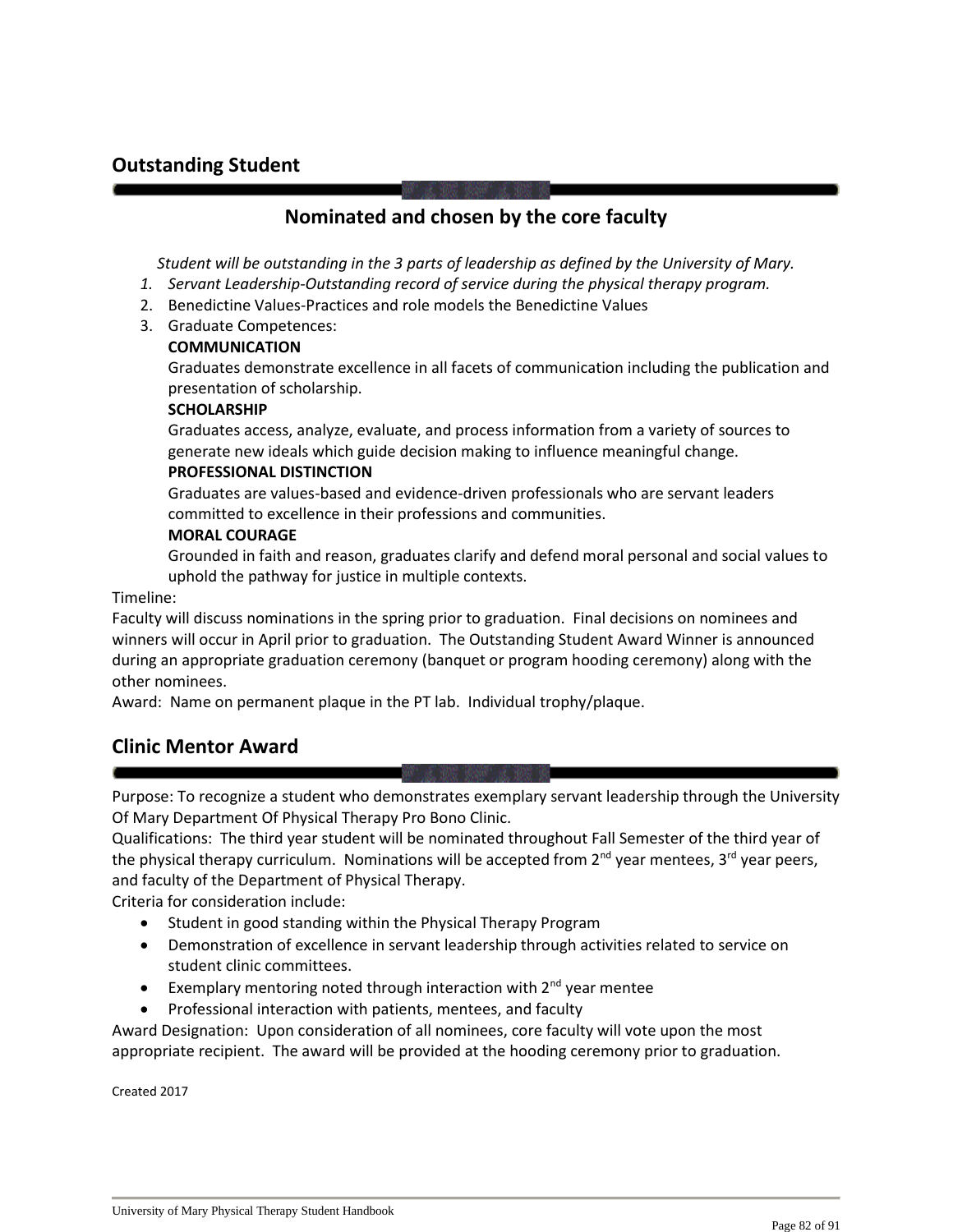## Outstanding Student

### Nominated and chosen by the core faculty

*Student will be outstanding in the 3 parts of leadership as defined by the University of Mary.*

1. *Servant Leadership-Outstanding record of service during the physical therapy program.*
2. Benedictine Values-Practices and role models the Benedictine Values
3. Graduate Competences:
   **COMMUNICATION**
   Graduates demonstrate excellence in all facets of communication including the publication and presentation of scholarship.
   **SCHOLARSHIP**
   Graduates access, analyze, evaluate, and process information from a variety of sources to generate new ideals which guide decision making to influence meaningful change.
   **PROFESSIONAL DISTINCTION**
   Graduates are values-based and evidence-driven professionals who are servant leaders committed to excellence in their professions and communities.
   **MORAL COURAGE**
   Grounded in faith and reason, graduates clarify and defend moral personal and social values to uphold the pathway for justice in multiple contexts.

Timeline:
Faculty will discuss nominations in the spring prior to graduation. Final decisions on nominees and winners will occur in April prior to graduation. The Outstanding Student Award Winner is announced during an appropriate graduation ceremony (banquet or program hooding ceremony) along with the other nominees.
Award: Name on permanent plaque in the PT lab. Individual trophy/plaque.

## Clinic Mentor Award

Purpose: To recognize a student who demonstrates exemplary servant leadership through the University Of Mary Department Of Physical Therapy Pro Bono Clinic.
Qualifications: The third year student will be nominated throughout Fall Semester of the third year of the physical therapy curriculum. Nominations will be accepted from 2nd year mentees, 3rd year peers, and faculty of the Department of Physical Therapy.
Criteria for consideration include:

- Student in good standing within the Physical Therapy Program
- Demonstration of excellence in servant leadership through activities related to service on student clinic committees.
- Exemplary mentoring noted through interaction with 2nd year mentee
- Professional interaction with patients, mentees, and faculty

Award Designation: Upon consideration of all nominees, core faculty will vote upon the most appropriate recipient. The award will be provided at the hooding ceremony prior to graduation.

Created 2017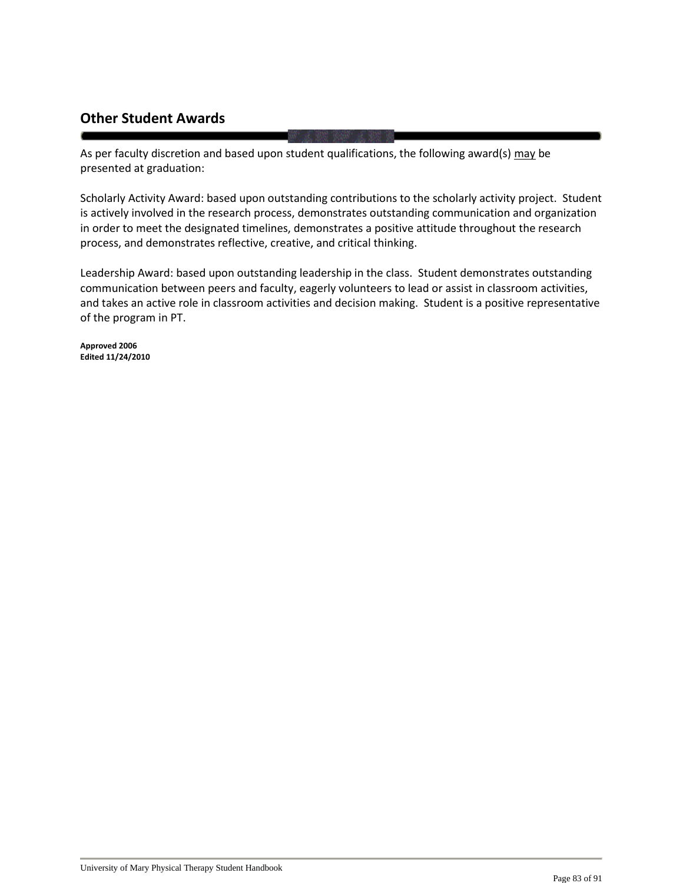## Other Student Awards

As per faculty discretion and based upon student qualifications, the following award(s) <u>may</u> be presented at graduation:

Scholarly Activity Award: based upon outstanding contributions to the scholarly activity project. Student is actively involved in the research process, demonstrates outstanding communication and organization in order to meet the designated timelines, demonstrates a positive attitude throughout the research process, and demonstrates reflective, creative, and critical thinking.

Leadership Award: based upon outstanding leadership in the class. Student demonstrates outstanding communication between peers and faculty, eagerly volunteers to lead or assist in classroom activities, and takes an active role in classroom activities and decision making. Student is a positive representative of the program in PT.

**Approved 2006**
**Edited 11/24/2010**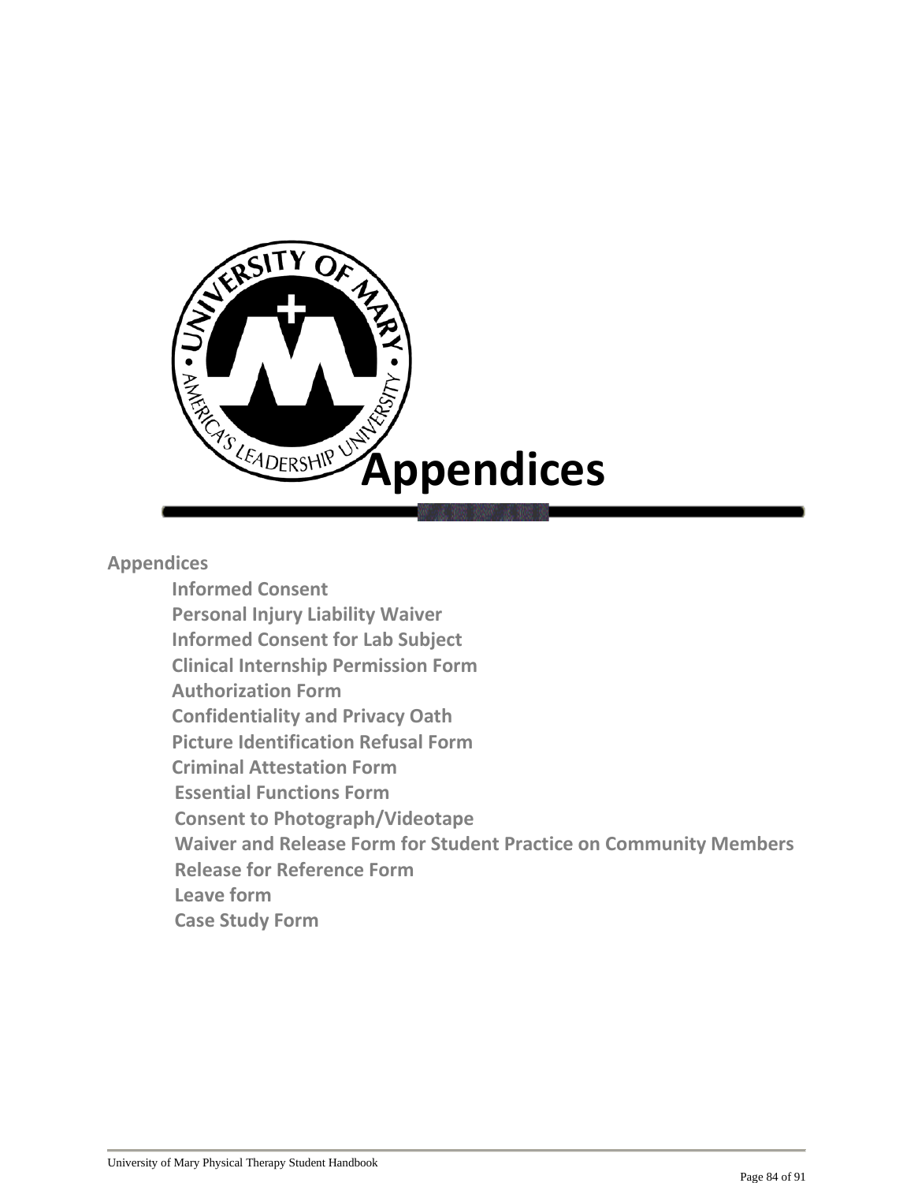# Appendices

**Appendices**

- Informed Consent
- Personal Injury Liability Waiver
- Informed Consent for Lab Subject
- Clinical Internship Permission Form
- Authorization Form
- Confidentiality and Privacy Oath
- Picture Identification Refusal Form
- Criminal Attestation Form
- Essential Functions Form
- Consent to Photograph/Videotape
- Waiver and Release Form for Student Practice on Community Members
- Release for Reference Form
- Leave form
- Case Study Form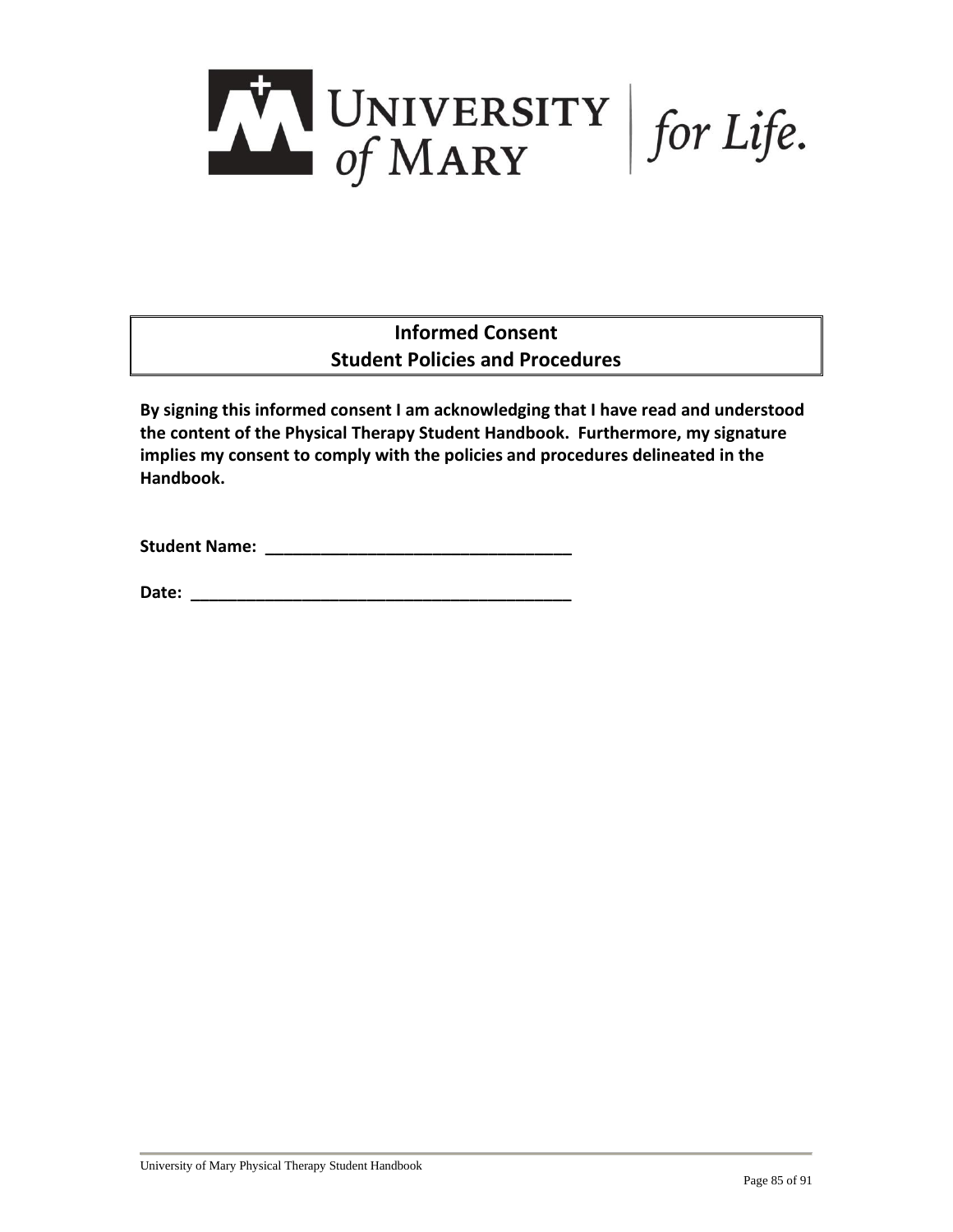University of Mary | for Life.

## Informed Consent
## Student Policies and Procedures

**By signing this informed consent I am acknowledging that I have read and understood the content of the Physical Therapy Student Handbook. Furthermore, my signature implies my consent to comply with the policies and procedures delineated in the Handbook.**

**Student Name: __________________________________**

**Date: ____________________________________________**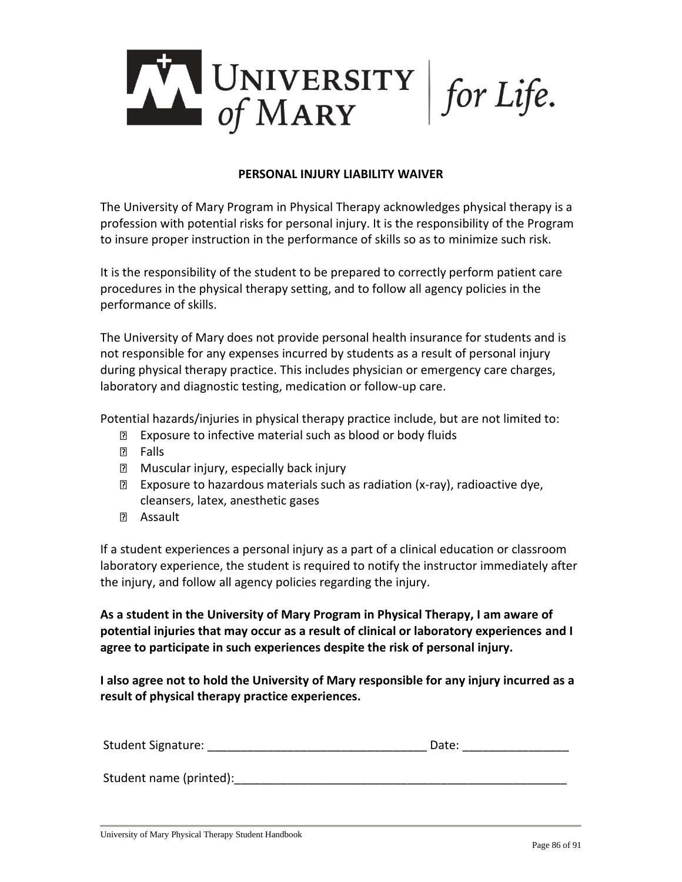**PERSONAL INJURY LIABILITY WAIVER**

The University of Mary Program in Physical Therapy acknowledges physical therapy is a profession with potential risks for personal injury. It is the responsibility of the Program to insure proper instruction in the performance of skills so as to minimize such risk.

It is the responsibility of the student to be prepared to correctly perform patient care procedures in the physical therapy setting, and to follow all agency policies in the performance of skills.

The University of Mary does not provide personal health insurance for students and is not responsible for any expenses incurred by students as a result of personal injury during physical therapy practice. This includes physician or emergency care charges, laboratory and diagnostic testing, medication or follow-up care.

Potential hazards/injuries in physical therapy practice include, but are not limited to:

- Exposure to infective material such as blood or body fluids
- Falls
- Muscular injury, especially back injury
- Exposure to hazardous materials such as radiation (x-ray), radioactive dye, cleansers, latex, anesthetic gases
- Assault

If a student experiences a personal injury as a part of a clinical education or classroom laboratory experience, the student is required to notify the instructor immediately after the injury, and follow all agency policies regarding the injury.

**As a student in the University of Mary Program in Physical Therapy, I am aware of potential injuries that may occur as a result of clinical or laboratory experiences and I agree to participate in such experiences despite the risk of personal injury.**

**I also agree not to hold the University of Mary responsible for any injury incurred as a result of physical therapy practice experiences.**

Student Signature: ________________________________ Date: _______________

Student name (printed):__________________________________________________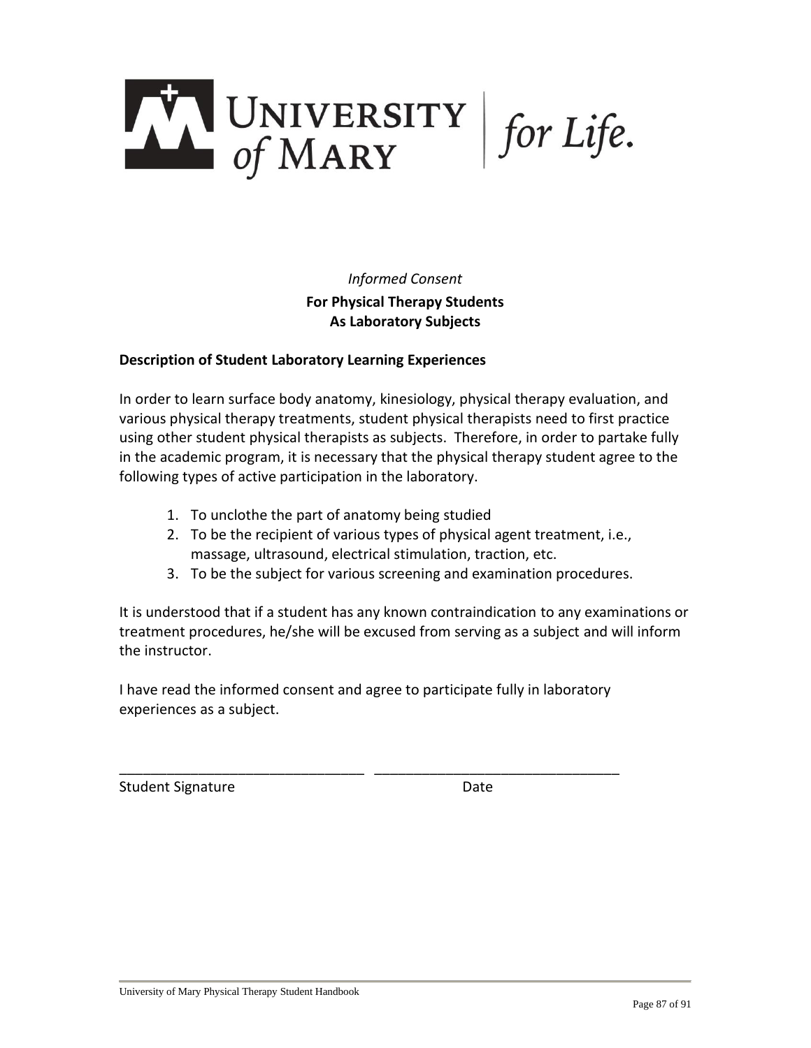UNIVERSITY of MARY | for Life.

*Informed Consent*

**For Physical Therapy Students**
**As Laboratory Subjects**

**Description of Student Laboratory Learning Experiences**

In order to learn surface body anatomy, kinesiology, physical therapy evaluation, and various physical therapy treatments, student physical therapists need to first practice using other student physical therapists as subjects. Therefore, in order to partake fully in the academic program, it is necessary that the physical therapy student agree to the following types of active participation in the laboratory.

1. To unclothe the part of anatomy being studied
2. To be the recipient of various types of physical agent treatment, i.e., massage, ultrasound, electrical stimulation, traction, etc.
3. To be the subject for various screening and examination procedures.

It is understood that if a student has any known contraindication to any examinations or treatment procedures, he/she will be excused from serving as a subject and will inform the instructor.

I have read the informed consent and agree to participate fully in laboratory experiences as a subject.

_______________________________ _______________________________
Student Signature Date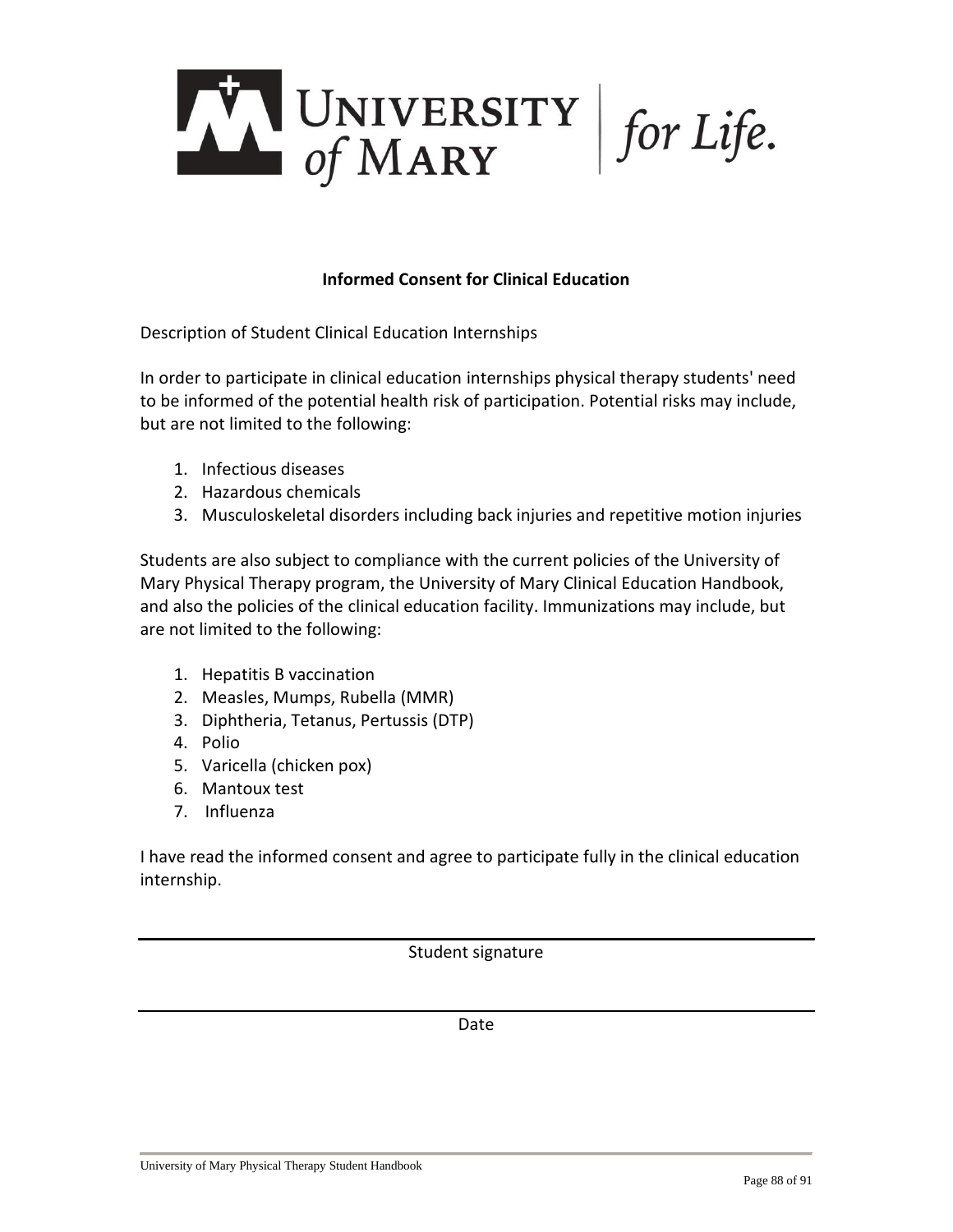UNIVERSITY of MARY | for Life.

**Informed Consent for Clinical Education**

Description of Student Clinical Education Internships

In order to participate in clinical education internships physical therapy students' need to be informed of the potential health risk of participation. Potential risks may include, but are not limited to the following:

1. Infectious diseases
2. Hazardous chemicals
3. Musculoskeletal disorders including back injuries and repetitive motion injuries

Students are also subject to compliance with the current policies of the University of Mary Physical Therapy program, the University of Mary Clinical Education Handbook, and also the policies of the clinical education facility. Immunizations may include, but are not limited to the following:

1. Hepatitis B vaccination
2. Measles, Mumps, Rubella (MMR)
3. Diphtheria, Tetanus, Pertussis (DTP)
4. Polio
5. Varicella (chicken pox)
6. Mantoux test
7. Influenza

I have read the informed consent and agree to participate fully in the clinical education internship.

\_\_\_\_\_\_\_\_\_\_\_\_\_\_\_\_\_\_\_\_\_\_\_\_\_\_\_\_\_\_\_\_\_\_\_\_\_\_\_\_

Student signature

\_\_\_\_\_\_\_\_\_\_\_\_\_\_\_\_\_\_\_\_\_\_\_\_\_\_\_\_\_\_\_\_\_\_\_\_\_\_\_\_

Date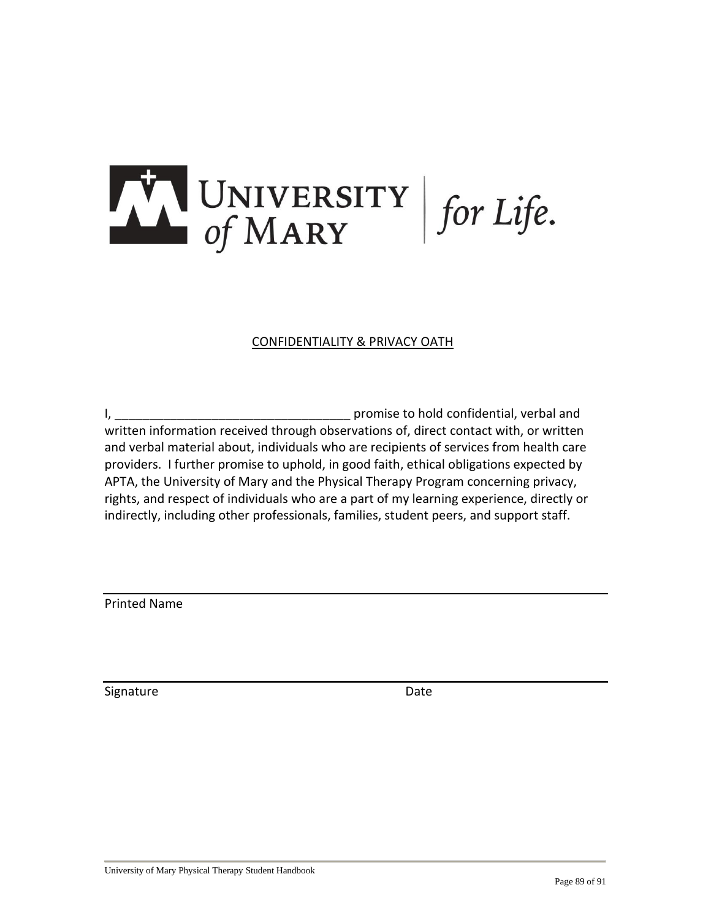UNIVERSITY of MARY | for Life.

## CONFIDENTIALITY & PRIVACY OATH

I, ___________________________________ promise to hold confidential, verbal and written information received through observations of, direct contact with, or written and verbal material about, individuals who are recipients of services from health care providers. I further promise to uphold, in good faith, ethical obligations expected by APTA, the University of Mary and the Physical Therapy Program concerning privacy, rights, and respect of individuals who are a part of my learning experience, directly or indirectly, including other professionals, families, student peers, and support staff.

______________________________________________________________

Printed Name

______________________________________________________________

Signature                                                                                    Date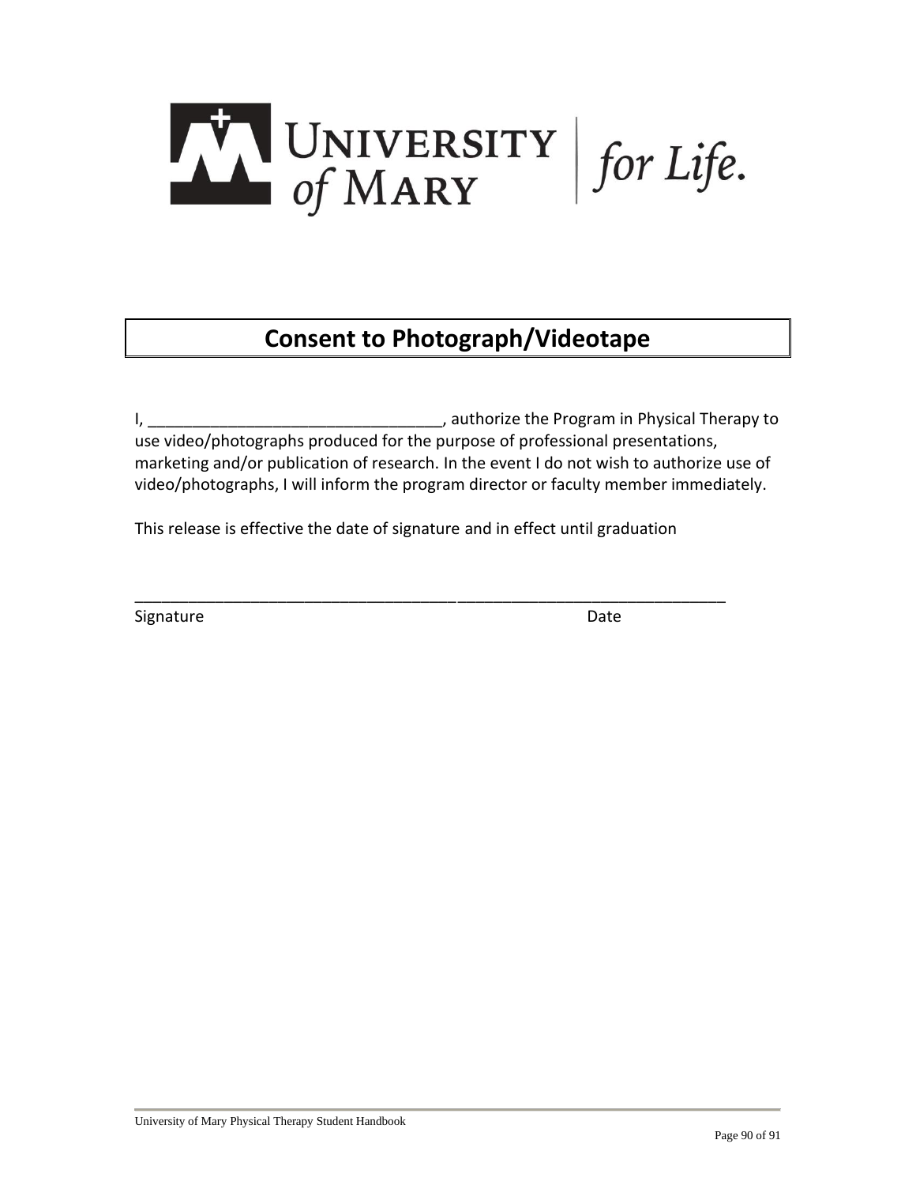UNIVERSITY of MARY | for Life.

# Consent to Photograph/Videotape

I, ________________________________, authorize the Program in Physical Therapy to use video/photographs produced for the purpose of professional presentations, marketing and/or publication of research. In the event I do not wish to authorize use of video/photographs, I will inform the program director or faculty member immediately.

This release is effective the date of signature and in effect until graduation

_____________________________________________________________________

Signature                                                                 Date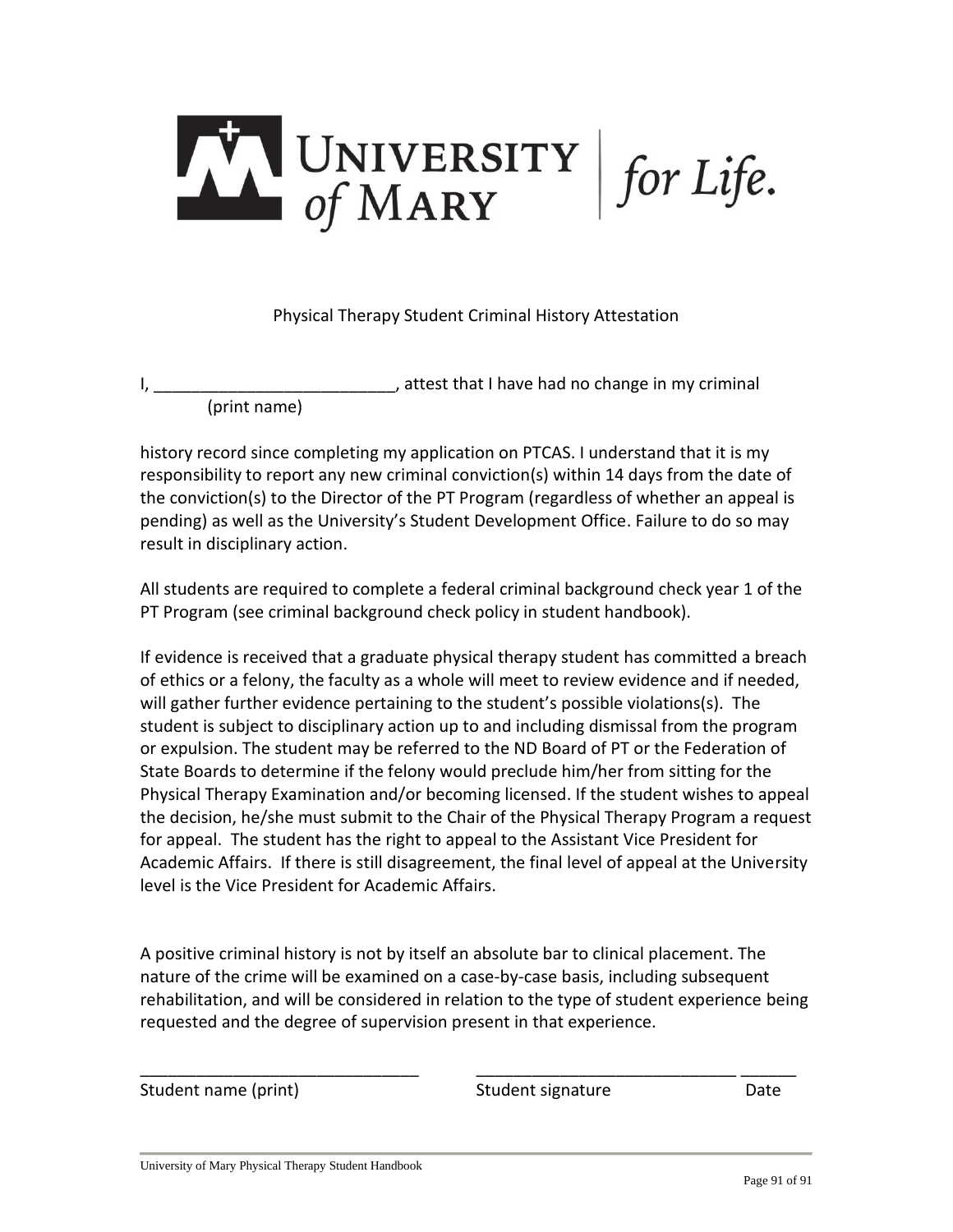UNIVERSITY of MARY | for Life.

Physical Therapy Student Criminal History Attestation

I, __________________________, attest that I have had no change in my criminal
(print name)

history record since completing my application on PTCAS. I understand that it is my responsibility to report any new criminal conviction(s) within 14 days from the date of the conviction(s) to the Director of the PT Program (regardless of whether an appeal is pending) as well as the University's Student Development Office. Failure to do so may result in disciplinary action.

All students are required to complete a federal criminal background check year 1 of the PT Program (see criminal background check policy in student handbook).

If evidence is received that a graduate physical therapy student has committed a breach of ethics or a felony, the faculty as a whole will meet to review evidence and if needed, will gather further evidence pertaining to the student's possible violations(s). The student is subject to disciplinary action up to and including dismissal from the program or expulsion. The student may be referred to the ND Board of PT or the Federation of State Boards to determine if the felony would preclude him/her from sitting for the Physical Therapy Examination and/or becoming licensed. If the student wishes to appeal the decision, he/she must submit to the Chair of the Physical Therapy Program a request for appeal. The student has the right to appeal to the Assistant Vice President for Academic Affairs. If there is still disagreement, the final level of appeal at the University level is the Vice President for Academic Affairs.

A positive criminal history is not by itself an absolute bar to clinical placement. The nature of the crime will be examined on a case-by-case basis, including subsequent rehabilitation, and will be considered in relation to the type of student experience being requested and the degree of supervision present in that experience.

______________________________ ______________________________ ______

Student name (print) Student signature Date